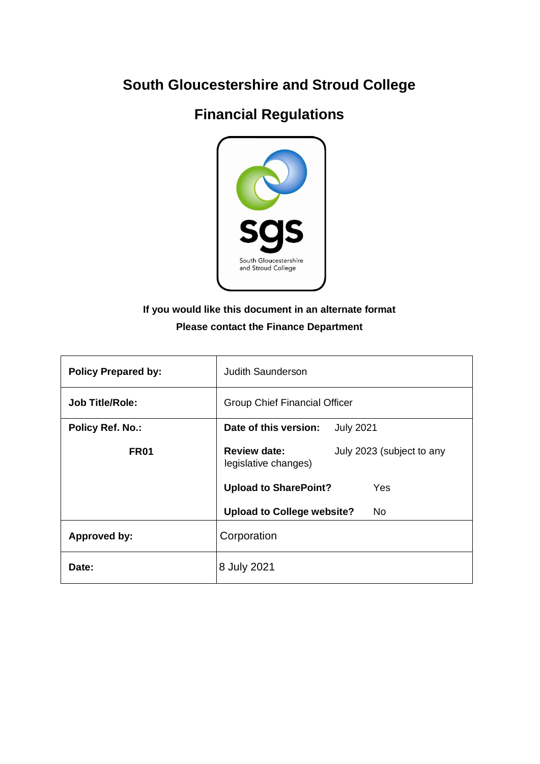# South Gloucestershire and Stroud College

## Financial Regulations

**If you would like this document in an alternate format**

**Please contact the Finance Department**

| | |
|---|---|
| **Policy Prepared by:** | Judith Saunderson |
| **Job Title/Role:** | Group Chief Financial Officer |
| **Policy Ref. No.:**<br><br>**FR01** | **Date of this version:** July 2021<br><br>**Review date:** July 2023 (subject to any legislative changes)<br><br>**Upload to SharePoint?** Yes<br><br>**Upload to College website?** No |
| **Approved by:** | Corporation |
| **Date:** | 8 July 2021 |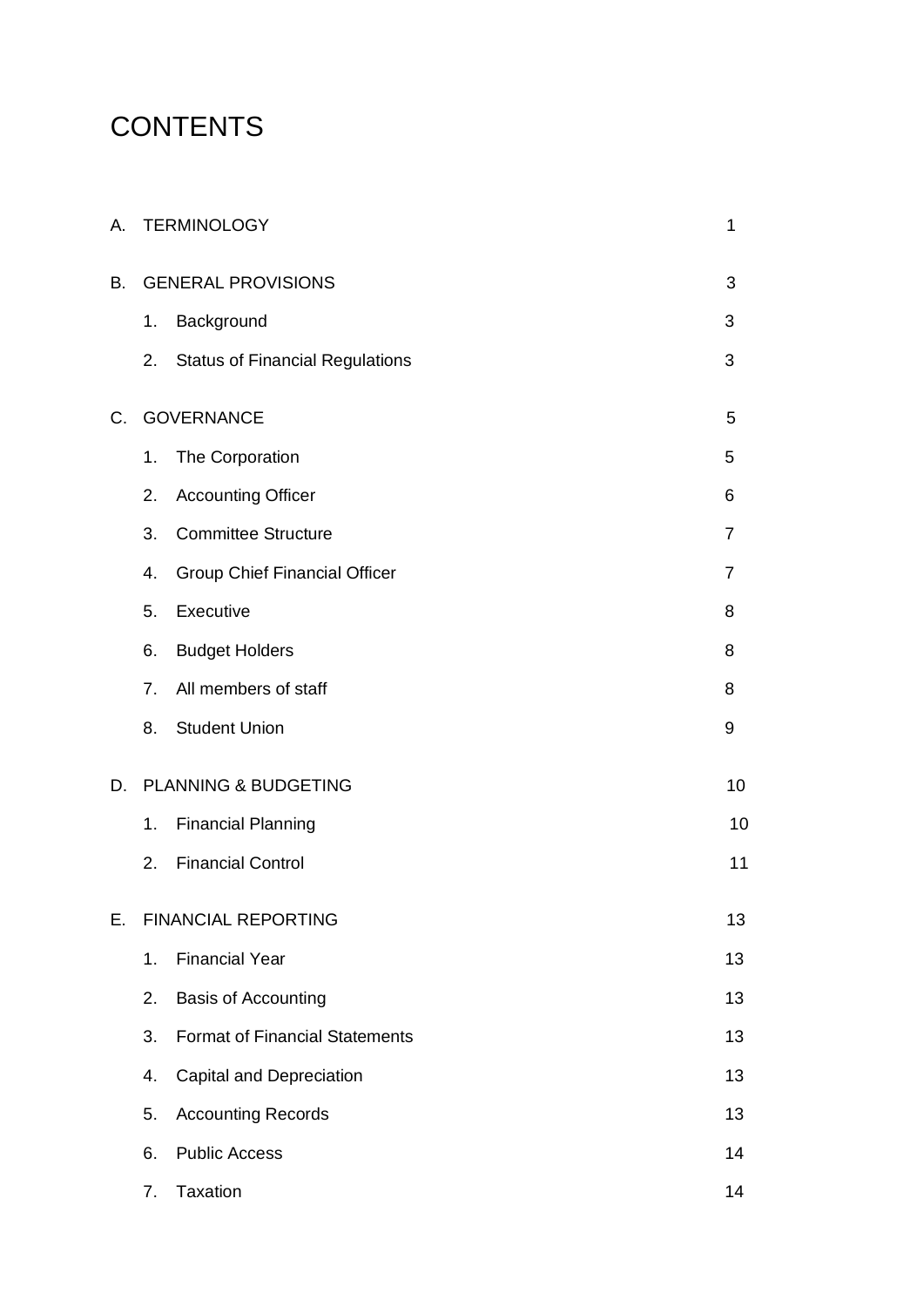# CONTENTS

| | | |
|---|---|---|
| A. | TERMINOLOGY | 1 |
| B. | GENERAL PROVISIONS | 3 |
| | 1. Background | 3 |
| | 2. Status of Financial Regulations | 3 |
| C. | GOVERNANCE | 5 |
| | 1. The Corporation | 5 |
| | 2. Accounting Officer | 6 |
| | 3. Committee Structure | 7 |
| | 4. Group Chief Financial Officer | 7 |
| | 5. Executive | 8 |
| | 6. Budget Holders | 8 |
| | 7. All members of staff | 8 |
| | 8. Student Union | 9 |
| D. | PLANNING & BUDGETING | 10 |
| | 1. Financial Planning | 10 |
| | 2. Financial Control | 11 |
| E. | FINANCIAL REPORTING | 13 |
| | 1. Financial Year | 13 |
| | 2. Basis of Accounting | 13 |
| | 3. Format of Financial Statements | 13 |
| | 4. Capital and Depreciation | 13 |
| | 5. Accounting Records | 13 |
| | 6. Public Access | 14 |
| | 7. Taxation | 14 |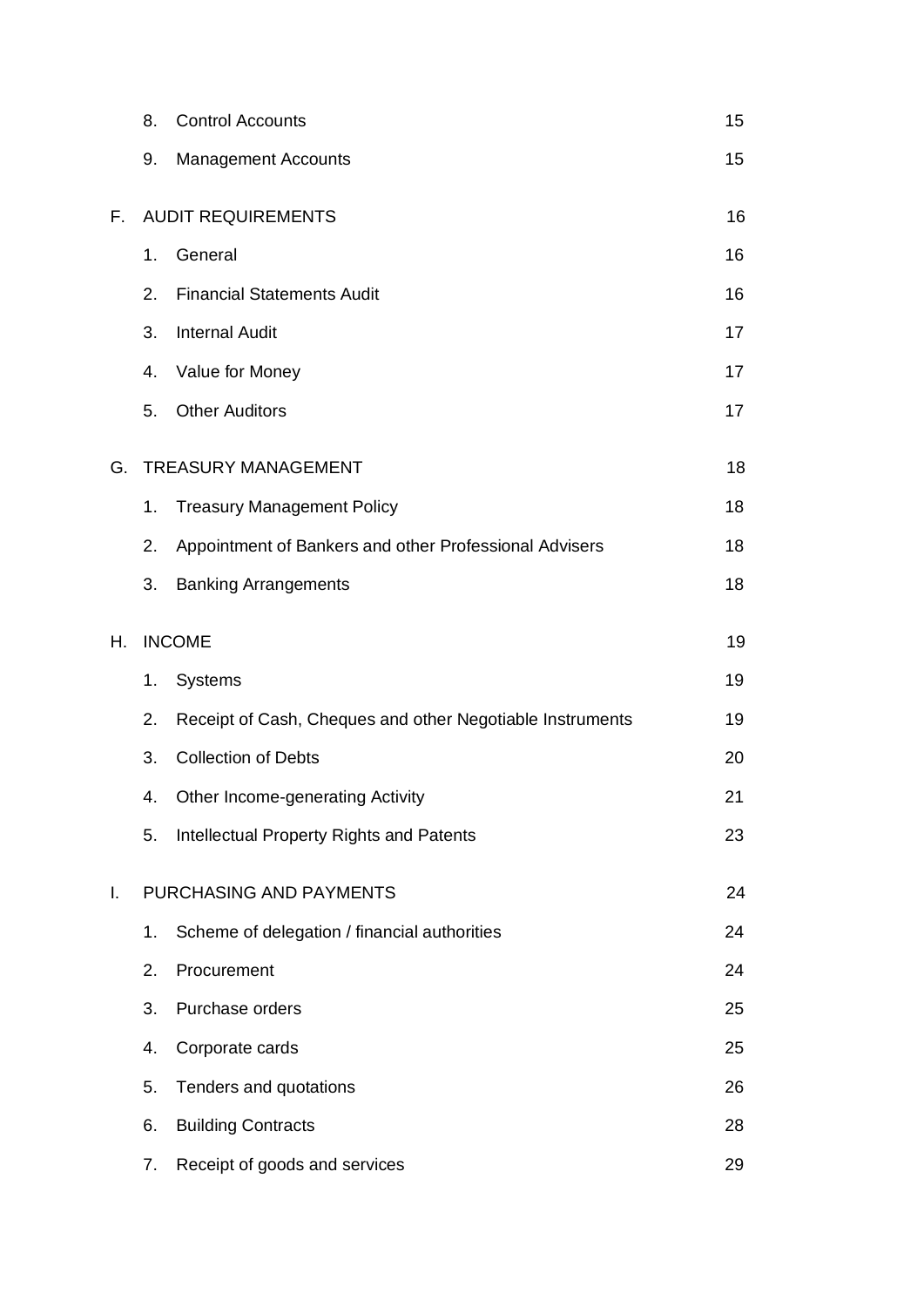| | | | |
|---|---|---|---|
| | 8. | Control Accounts | 15 |
| | 9. | Management Accounts | 15 |
| F. | AUDIT REQUIREMENTS | | 16 |
| | 1. | General | 16 |
| | 2. | Financial Statements Audit | 16 |
| | 3. | Internal Audit | 17 |
| | 4. | Value for Money | 17 |
| | 5. | Other Auditors | 17 |
| G. | TREASURY MANAGEMENT | | 18 |
| | 1. | Treasury Management Policy | 18 |
| | 2. | Appointment of Bankers and other Professional Advisers | 18 |
| | 3. | Banking Arrangements | 18 |
| H. | INCOME | | 19 |
| | 1. | Systems | 19 |
| | 2. | Receipt of Cash, Cheques and other Negotiable Instruments | 19 |
| | 3. | Collection of Debts | 20 |
| | 4. | Other Income-generating Activity | 21 |
| | 5. | Intellectual Property Rights and Patents | 23 |
| I. | PURCHASING AND PAYMENTS | | 24 |
| | 1. | Scheme of delegation / financial authorities | 24 |
| | 2. | Procurement | 24 |
| | 3. | Purchase orders | 25 |
| | 4. | Corporate cards | 25 |
| | 5. | Tenders and quotations | 26 |
| | 6. | Building Contracts | 28 |
| | 7. | Receipt of goods and services | 29 |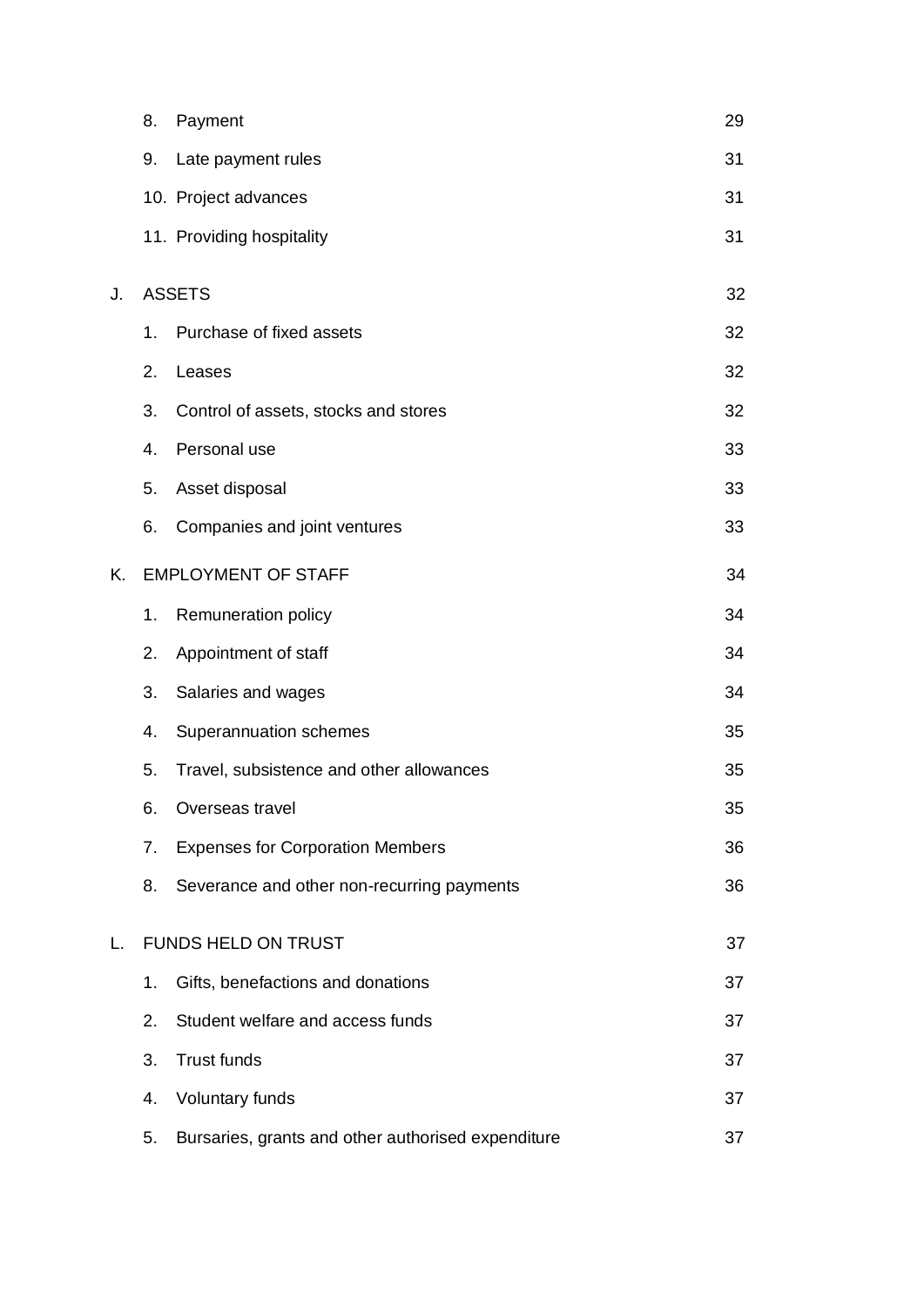| | | | |
|---|---|---|---|
| | 8. | Payment | 29 |
| | 9. | Late payment rules | 31 |
| | 10. | Project advances | 31 |
| | 11. | Providing hospitality | 31 |
| J. | ASSETS | | 32 |
| | 1. | Purchase of fixed assets | 32 |
| | 2. | Leases | 32 |
| | 3. | Control of assets, stocks and stores | 32 |
| | 4. | Personal use | 33 |
| | 5. | Asset disposal | 33 |
| | 6. | Companies and joint ventures | 33 |
| K. | EMPLOYMENT OF STAFF | | 34 |
| | 1. | Remuneration policy | 34 |
| | 2. | Appointment of staff | 34 |
| | 3. | Salaries and wages | 34 |
| | 4. | Superannuation schemes | 35 |
| | 5. | Travel, subsistence and other allowances | 35 |
| | 6. | Overseas travel | 35 |
| | 7. | Expenses for Corporation Members | 36 |
| | 8. | Severance and other non-recurring payments | 36 |
| L. | FUNDS HELD ON TRUST | | 37 |
| | 1. | Gifts, benefactions and donations | 37 |
| | 2. | Student welfare and access funds | 37 |
| | 3. | Trust funds | 37 |
| | 4. | Voluntary funds | 37 |
| | 5. | Bursaries, grants and other authorised expenditure | 37 |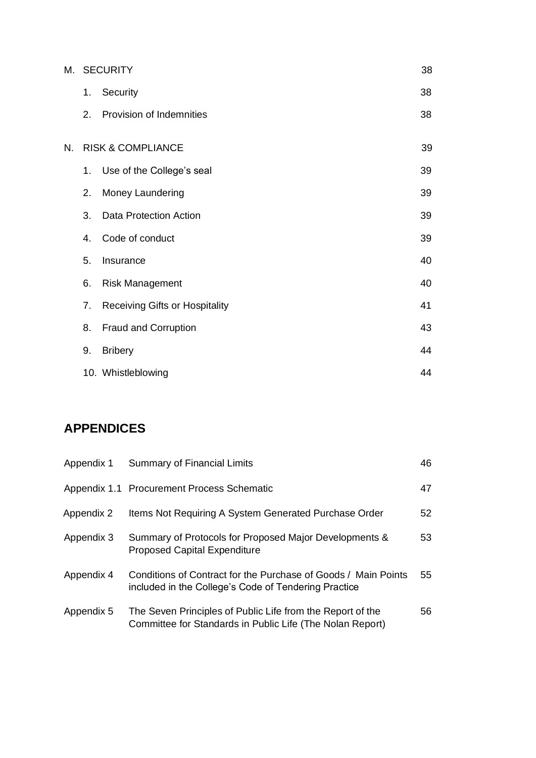| | | |
|---|---|---|
| M. | SECURITY | 38 |
| | 1. Security | 38 |
| | 2. Provision of Indemnities | 38 |
| N. | RISK & COMPLIANCE | 39 |
| | 1. Use of the College's seal | 39 |
| | 2. Money Laundering | 39 |
| | 3. Data Protection Action | 39 |
| | 4. Code of conduct | 39 |
| | 5. Insurance | 40 |
| | 6. Risk Management | 40 |
| | 7. Receiving Gifts or Hospitality | 41 |
| | 8. Fraud and Corruption | 43 |
| | 9. Bribery | 44 |
| | 10. Whistleblowing | 44 |

## APPENDICES

| | | |
|---|---|---|
| Appendix 1 | Summary of Financial Limits | 46 |
| Appendix 1.1 | Procurement Process Schematic | 47 |
| Appendix 2 | Items Not Requiring A System Generated Purchase Order | 52 |
| Appendix 3 | Summary of Protocols for Proposed Major Developments & Proposed Capital Expenditure | 53 |
| Appendix 4 | Conditions of Contract for the Purchase of Goods / Main Points included in the College's Code of Tendering Practice | 55 |
| Appendix 5 | The Seven Principles of Public Life from the Report of the Committee for Standards in Public Life (The Nolan Report) | 56 |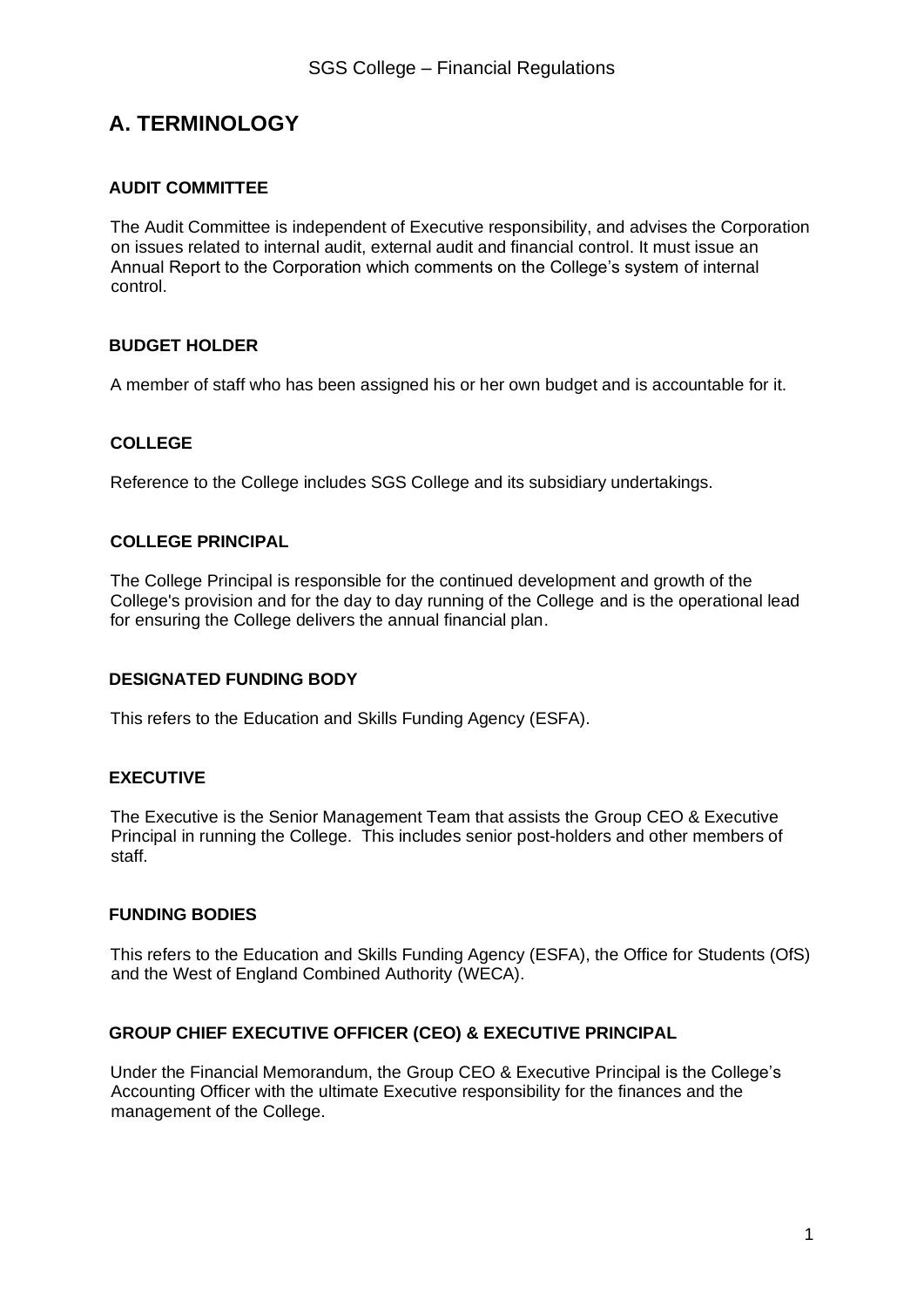# A. TERMINOLOGY

### AUDIT COMMITTEE

The Audit Committee is independent of Executive responsibility, and advises the Corporation on issues related to internal audit, external audit and financial control. It must issue an Annual Report to the Corporation which comments on the College's system of internal control.

### BUDGET HOLDER

A member of staff who has been assigned his or her own budget and is accountable for it.

### COLLEGE

Reference to the College includes SGS College and its subsidiary undertakings.

### COLLEGE PRINCIPAL

The College Principal is responsible for the continued development and growth of the College's provision and for the day to day running of the College and is the operational lead for ensuring the College delivers the annual financial plan.

### DESIGNATED FUNDING BODY

This refers to the Education and Skills Funding Agency (ESFA).

### EXECUTIVE

The Executive is the Senior Management Team that assists the Group CEO & Executive Principal in running the College. This includes senior post-holders and other members of staff.

### FUNDING BODIES

This refers to the Education and Skills Funding Agency (ESFA), the Office for Students (OfS) and the West of England Combined Authority (WECA).

### GROUP CHIEF EXECUTIVE OFFICER (CEO) & EXECUTIVE PRINCIPAL

Under the Financial Memorandum, the Group CEO & Executive Principal is the College's Accounting Officer with the ultimate Executive responsibility for the finances and the management of the College.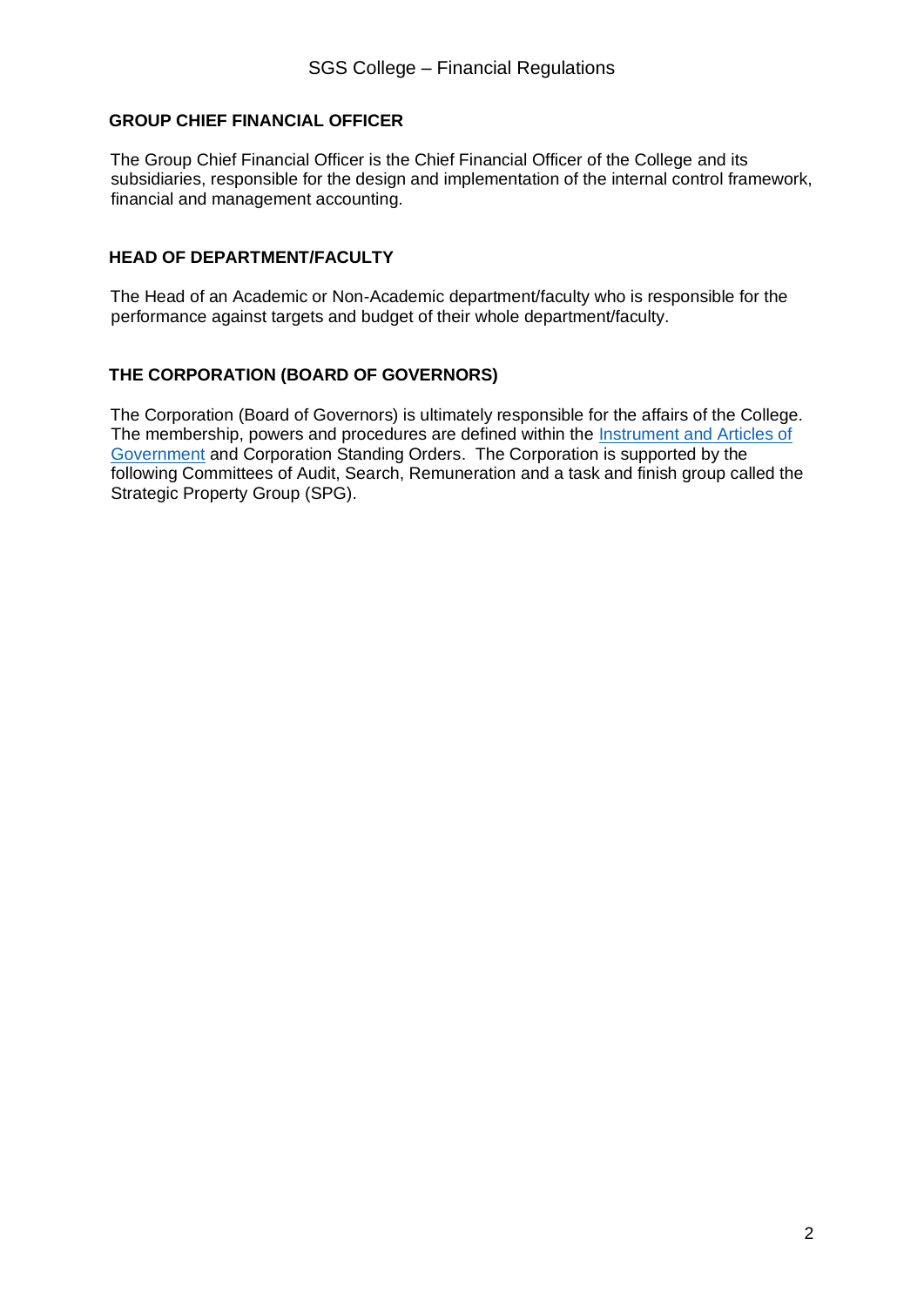### GROUP CHIEF FINANCIAL OFFICER

The Group Chief Financial Officer is the Chief Financial Officer of the College and its subsidiaries, responsible for the design and implementation of the internal control framework, financial and management accounting.

### HEAD OF DEPARTMENT/FACULTY

The Head of an Academic or Non-Academic department/faculty who is responsible for the performance against targets and budget of their whole department/faculty.

### THE CORPORATION (BOARD OF GOVERNORS)

The Corporation (Board of Governors) is ultimately responsible for the affairs of the College. The membership, powers and procedures are defined within the Instrument and Articles of Government and Corporation Standing Orders. The Corporation is supported by the following Committees of Audit, Search, Remuneration and a task and finish group called the Strategic Property Group (SPG).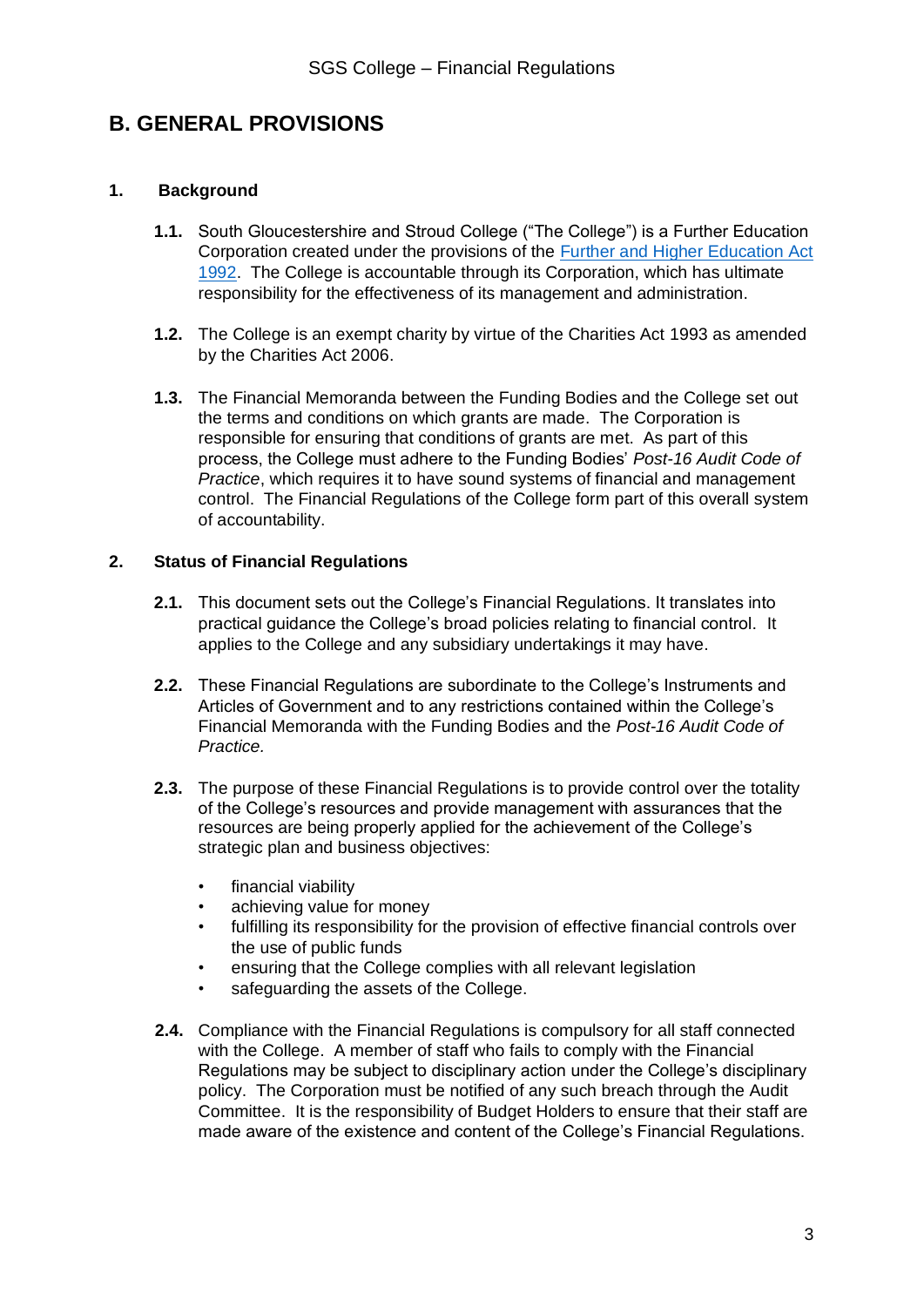## B. GENERAL PROVISIONS

### 1. Background

**1.1.** South Gloucestershire and Stroud College ("The College") is a Further Education Corporation created under the provisions of the Further and Higher Education Act 1992. The College is accountable through its Corporation, which has ultimate responsibility for the effectiveness of its management and administration.

**1.2.** The College is an exempt charity by virtue of the Charities Act 1993 as amended by the Charities Act 2006.

**1.3.** The Financial Memoranda between the Funding Bodies and the College set out the terms and conditions on which grants are made. The Corporation is responsible for ensuring that conditions of grants are met. As part of this process, the College must adhere to the Funding Bodies' *Post-16 Audit Code of Practice*, which requires it to have sound systems of financial and management control. The Financial Regulations of the College form part of this overall system of accountability.

### 2. Status of Financial Regulations

**2.1.** This document sets out the College's Financial Regulations. It translates into practical guidance the College's broad policies relating to financial control. It applies to the College and any subsidiary undertakings it may have.

**2.2.** These Financial Regulations are subordinate to the College's Instruments and Articles of Government and to any restrictions contained within the College's Financial Memoranda with the Funding Bodies and the *Post-16 Audit Code of Practice.*

**2.3.** The purpose of these Financial Regulations is to provide control over the totality of the College's resources and provide management with assurances that the resources are being properly applied for the achievement of the College's strategic plan and business objectives:

- financial viability
- achieving value for money
- fulfilling its responsibility for the provision of effective financial controls over the use of public funds
- ensuring that the College complies with all relevant legislation
- safeguarding the assets of the College.

**2.4.** Compliance with the Financial Regulations is compulsory for all staff connected with the College. A member of staff who fails to comply with the Financial Regulations may be subject to disciplinary action under the College's disciplinary policy. The Corporation must be notified of any such breach through the Audit Committee. It is the responsibility of Budget Holders to ensure that their staff are made aware of the existence and content of the College's Financial Regulations.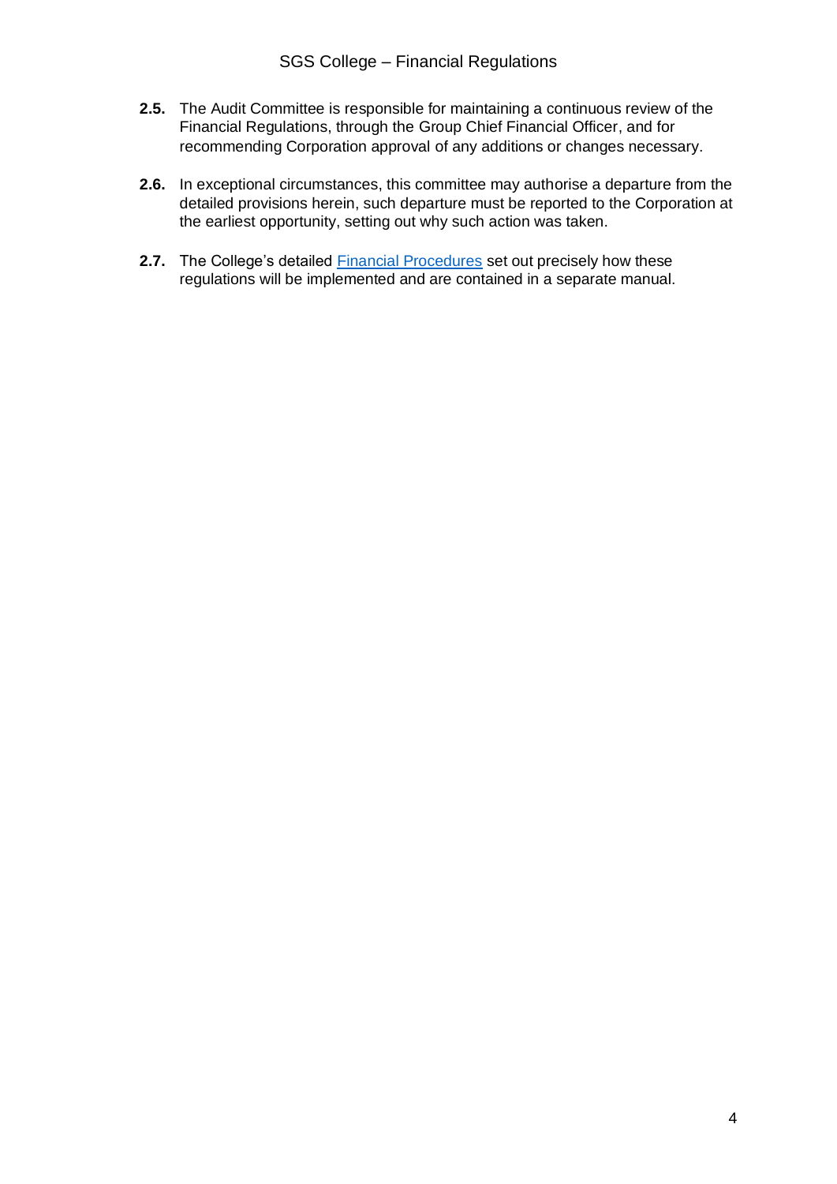**2.5.** The Audit Committee is responsible for maintaining a continuous review of the Financial Regulations, through the Group Chief Financial Officer, and for recommending Corporation approval of any additions or changes necessary.

**2.6.** In exceptional circumstances, this committee may authorise a departure from the detailed provisions herein, such departure must be reported to the Corporation at the earliest opportunity, setting out why such action was taken.

**2.7.** The College's detailed Financial Procedures set out precisely how these regulations will be implemented and are contained in a separate manual.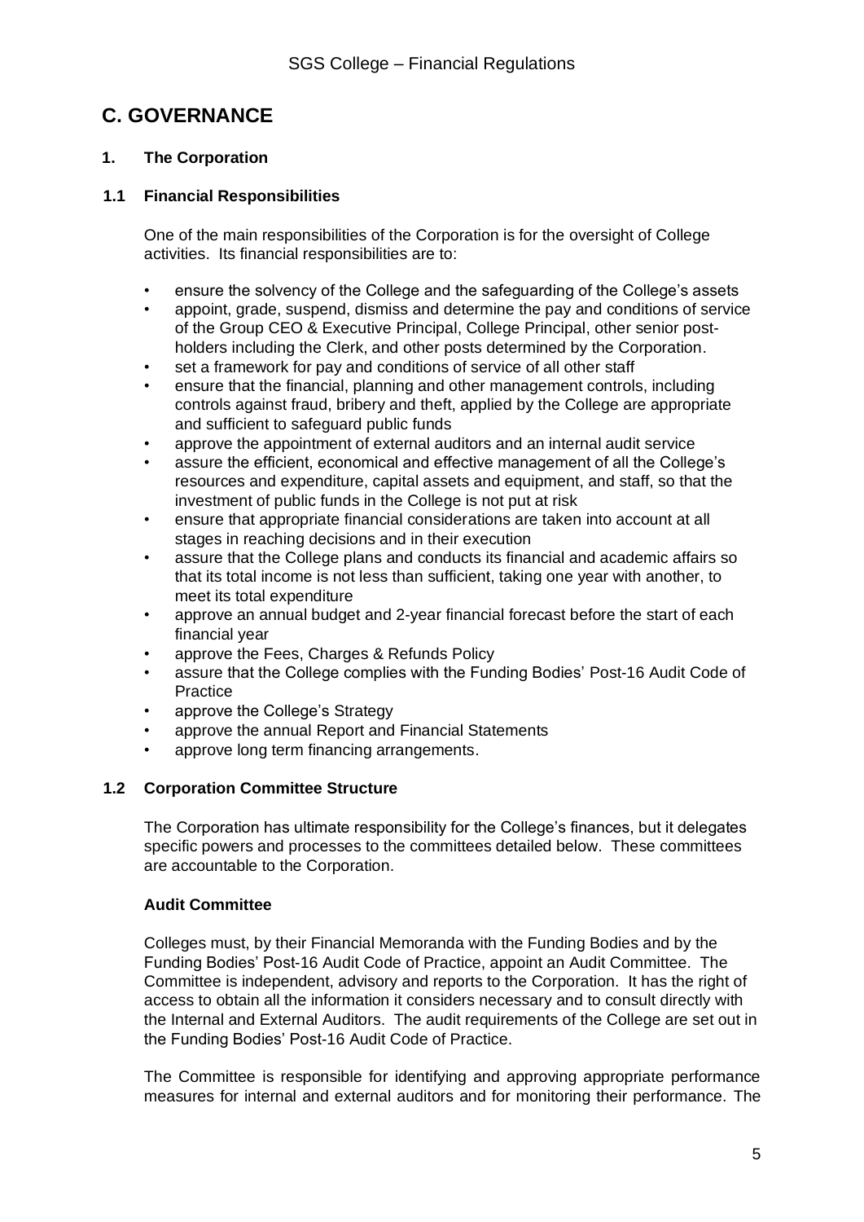## C. GOVERNANCE

### 1. The Corporation

#### 1.1 Financial Responsibilities

One of the main responsibilities of the Corporation is for the oversight of College activities. Its financial responsibilities are to:

- ensure the solvency of the College and the safeguarding of the College's assets
- appoint, grade, suspend, dismiss and determine the pay and conditions of service of the Group CEO & Executive Principal, College Principal, other senior post-holders including the Clerk, and other posts determined by the Corporation.
- set a framework for pay and conditions of service of all other staff
- ensure that the financial, planning and other management controls, including controls against fraud, bribery and theft, applied by the College are appropriate and sufficient to safeguard public funds
- approve the appointment of external auditors and an internal audit service
- assure the efficient, economical and effective management of all the College's resources and expenditure, capital assets and equipment, and staff, so that the investment of public funds in the College is not put at risk
- ensure that appropriate financial considerations are taken into account at all stages in reaching decisions and in their execution
- assure that the College plans and conducts its financial and academic affairs so that its total income is not less than sufficient, taking one year with another, to meet its total expenditure
- approve an annual budget and 2-year financial forecast before the start of each financial year
- approve the Fees, Charges & Refunds Policy
- assure that the College complies with the Funding Bodies' Post-16 Audit Code of Practice
- approve the College's Strategy
- approve the annual Report and Financial Statements
- approve long term financing arrangements.

#### 1.2 Corporation Committee Structure

The Corporation has ultimate responsibility for the College's finances, but it delegates specific powers and processes to the committees detailed below. These committees are accountable to the Corporation.

**Audit Committee**

Colleges must, by their Financial Memoranda with the Funding Bodies and by the Funding Bodies' Post-16 Audit Code of Practice, appoint an Audit Committee. The Committee is independent, advisory and reports to the Corporation. It has the right of access to obtain all the information it considers necessary and to consult directly with the Internal and External Auditors. The audit requirements of the College are set out in the Funding Bodies' Post-16 Audit Code of Practice.

The Committee is responsible for identifying and approving appropriate performance measures for internal and external auditors and for monitoring their performance. The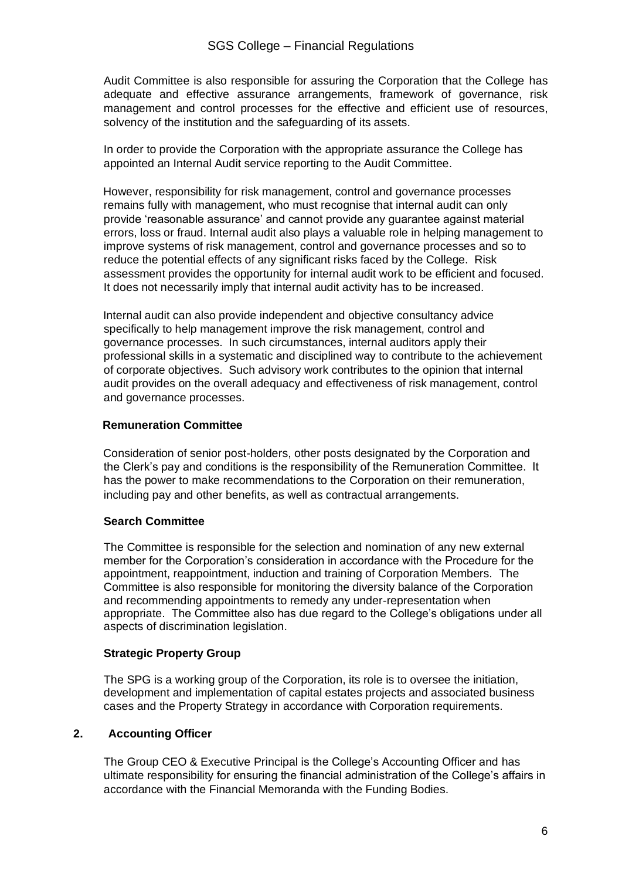Audit Committee is also responsible for assuring the Corporation that the College has adequate and effective assurance arrangements, framework of governance, risk management and control processes for the effective and efficient use of resources, solvency of the institution and the safeguarding of its assets.

In order to provide the Corporation with the appropriate assurance the College has appointed an Internal Audit service reporting to the Audit Committee.

However, responsibility for risk management, control and governance processes remains fully with management, who must recognise that internal audit can only provide 'reasonable assurance' and cannot provide any guarantee against material errors, loss or fraud. Internal audit also plays a valuable role in helping management to improve systems of risk management, control and governance processes and so to reduce the potential effects of any significant risks faced by the College. Risk assessment provides the opportunity for internal audit work to be efficient and focused. It does not necessarily imply that internal audit activity has to be increased.

Internal audit can also provide independent and objective consultancy advice specifically to help management improve the risk management, control and governance processes. In such circumstances, internal auditors apply their professional skills in a systematic and disciplined way to contribute to the achievement of corporate objectives. Such advisory work contributes to the opinion that internal audit provides on the overall adequacy and effectiveness of risk management, control and governance processes.

**Remuneration Committee**

Consideration of senior post-holders, other posts designated by the Corporation and the Clerk's pay and conditions is the responsibility of the Remuneration Committee. It has the power to make recommendations to the Corporation on their remuneration, including pay and other benefits, as well as contractual arrangements.

**Search Committee**

The Committee is responsible for the selection and nomination of any new external member for the Corporation's consideration in accordance with the Procedure for the appointment, reappointment, induction and training of Corporation Members. The Committee is also responsible for monitoring the diversity balance of the Corporation and recommending appointments to remedy any under-representation when appropriate. The Committee also has due regard to the College's obligations under all aspects of discrimination legislation.

**Strategic Property Group**

The SPG is a working group of the Corporation, its role is to oversee the initiation, development and implementation of capital estates projects and associated business cases and the Property Strategy in accordance with Corporation requirements.

## 2. Accounting Officer

The Group CEO & Executive Principal is the College's Accounting Officer and has ultimate responsibility for ensuring the financial administration of the College's affairs in accordance with the Financial Memoranda with the Funding Bodies.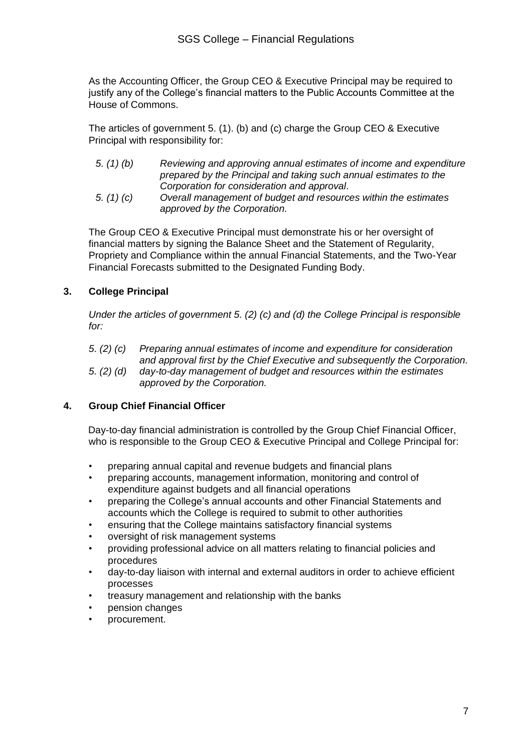As the Accounting Officer, the Group CEO & Executive Principal may be required to justify any of the College's financial matters to the Public Accounts Committee at the House of Commons.

The articles of government 5. (1). (b) and (c) charge the Group CEO & Executive Principal with responsibility for:

*5. (1) (b)* *Reviewing and approving annual estimates of income and expenditure prepared by the Principal and taking such annual estimates to the Corporation for consideration and approval.*

*5. (1) (c)* *Overall management of budget and resources within the estimates approved by the Corporation.*

The Group CEO & Executive Principal must demonstrate his or her oversight of financial matters by signing the Balance Sheet and the Statement of Regularity, Propriety and Compliance within the annual Financial Statements, and the Two-Year Financial Forecasts submitted to the Designated Funding Body.

## 3. College Principal

*Under the articles of government 5. (2) (c) and (d) the College Principal is responsible for:*

*5. (2) (c)* *Preparing annual estimates of income and expenditure for consideration and approval first by the Chief Executive and subsequently the Corporation.*

*5. (2) (d)* *day-to-day management of budget and resources within the estimates approved by the Corporation.*

## 4. Group Chief Financial Officer

Day-to-day financial administration is controlled by the Group Chief Financial Officer, who is responsible to the Group CEO & Executive Principal and College Principal for:

- preparing annual capital and revenue budgets and financial plans
- preparing accounts, management information, monitoring and control of expenditure against budgets and all financial operations
- preparing the College's annual accounts and other Financial Statements and accounts which the College is required to submit to other authorities
- ensuring that the College maintains satisfactory financial systems
- oversight of risk management systems
- providing professional advice on all matters relating to financial policies and procedures
- day-to-day liaison with internal and external auditors in order to achieve efficient processes
- treasury management and relationship with the banks
- pension changes
- procurement.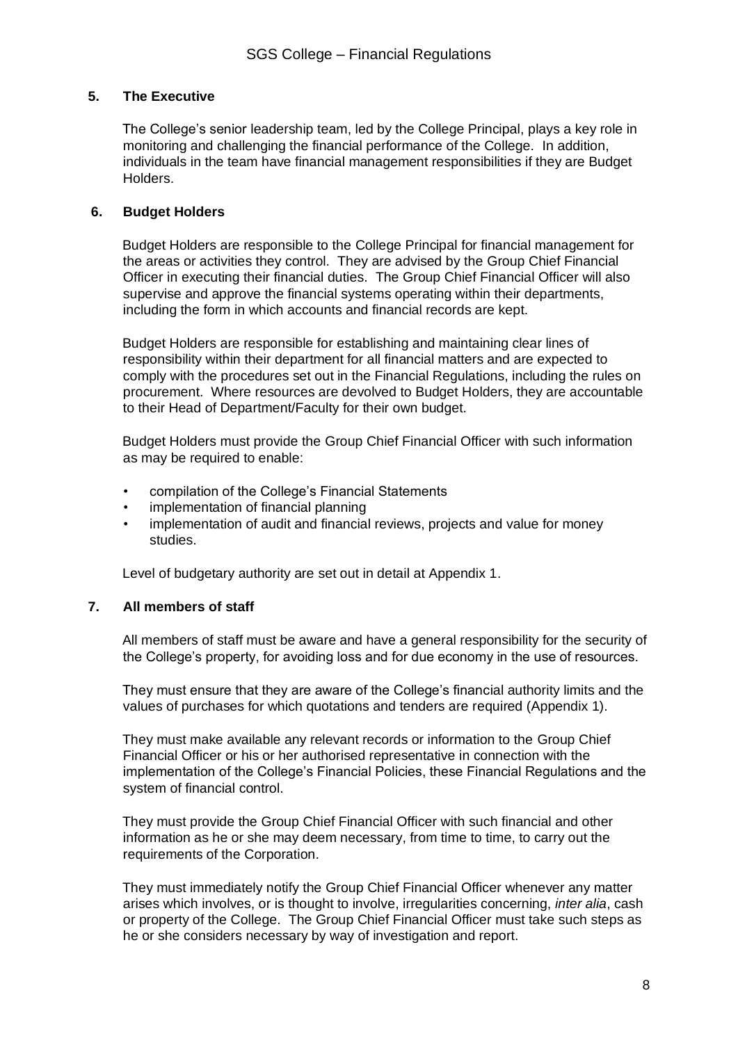## 5. The Executive

The College's senior leadership team, led by the College Principal, plays a key role in monitoring and challenging the financial performance of the College. In addition, individuals in the team have financial management responsibilities if they are Budget Holders.

## 6. Budget Holders

Budget Holders are responsible to the College Principal for financial management for the areas or activities they control. They are advised by the Group Chief Financial Officer in executing their financial duties. The Group Chief Financial Officer will also supervise and approve the financial systems operating within their departments, including the form in which accounts and financial records are kept.

Budget Holders are responsible for establishing and maintaining clear lines of responsibility within their department for all financial matters and are expected to comply with the procedures set out in the Financial Regulations, including the rules on procurement. Where resources are devolved to Budget Holders, they are accountable to their Head of Department/Faculty for their own budget.

Budget Holders must provide the Group Chief Financial Officer with such information as may be required to enable:

- compilation of the College's Financial Statements
- implementation of financial planning
- implementation of audit and financial reviews, projects and value for money studies.

Level of budgetary authority are set out in detail at Appendix 1.

## 7. All members of staff

All members of staff must be aware and have a general responsibility for the security of the College's property, for avoiding loss and for due economy in the use of resources.

They must ensure that they are aware of the College's financial authority limits and the values of purchases for which quotations and tenders are required (Appendix 1).

They must make available any relevant records or information to the Group Chief Financial Officer or his or her authorised representative in connection with the implementation of the College's Financial Policies, these Financial Regulations and the system of financial control.

They must provide the Group Chief Financial Officer with such financial and other information as he or she may deem necessary, from time to time, to carry out the requirements of the Corporation.

They must immediately notify the Group Chief Financial Officer whenever any matter arises which involves, or is thought to involve, irregularities concerning, *inter alia*, cash or property of the College. The Group Chief Financial Officer must take such steps as he or she considers necessary by way of investigation and report.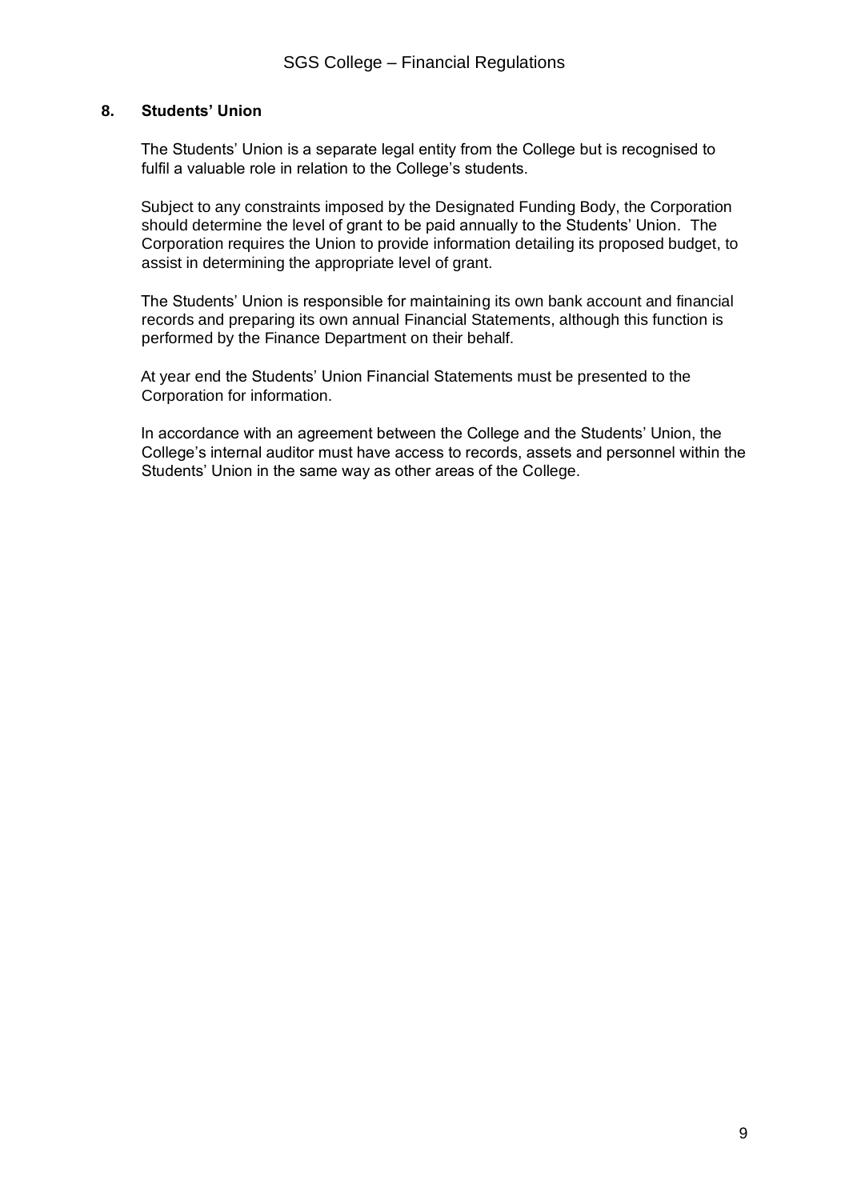## 8. Students' Union

The Students' Union is a separate legal entity from the College but is recognised to fulfil a valuable role in relation to the College's students.

Subject to any constraints imposed by the Designated Funding Body, the Corporation should determine the level of grant to be paid annually to the Students' Union. The Corporation requires the Union to provide information detailing its proposed budget, to assist in determining the appropriate level of grant.

The Students' Union is responsible for maintaining its own bank account and financial records and preparing its own annual Financial Statements, although this function is performed by the Finance Department on their behalf.

At year end the Students' Union Financial Statements must be presented to the Corporation for information.

In accordance with an agreement between the College and the Students' Union, the College's internal auditor must have access to records, assets and personnel within the Students' Union in the same way as other areas of the College.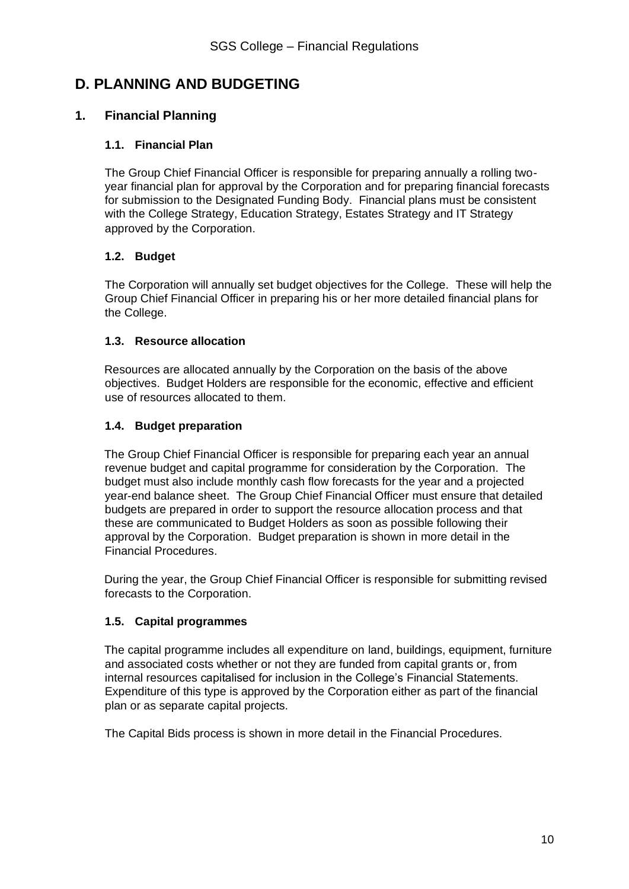# D. PLANNING AND BUDGETING

## 1. Financial Planning

### 1.1. Financial Plan

The Group Chief Financial Officer is responsible for preparing annually a rolling two-year financial plan for approval by the Corporation and for preparing financial forecasts for submission to the Designated Funding Body. Financial plans must be consistent with the College Strategy, Education Strategy, Estates Strategy and IT Strategy approved by the Corporation.

### 1.2. Budget

The Corporation will annually set budget objectives for the College. These will help the Group Chief Financial Officer in preparing his or her more detailed financial plans for the College.

### 1.3. Resource allocation

Resources are allocated annually by the Corporation on the basis of the above objectives. Budget Holders are responsible for the economic, effective and efficient use of resources allocated to them.

### 1.4. Budget preparation

The Group Chief Financial Officer is responsible for preparing each year an annual revenue budget and capital programme for consideration by the Corporation. The budget must also include monthly cash flow forecasts for the year and a projected year-end balance sheet. The Group Chief Financial Officer must ensure that detailed budgets are prepared in order to support the resource allocation process and that these are communicated to Budget Holders as soon as possible following their approval by the Corporation. Budget preparation is shown in more detail in the Financial Procedures.

During the year, the Group Chief Financial Officer is responsible for submitting revised forecasts to the Corporation.

### 1.5. Capital programmes

The capital programme includes all expenditure on land, buildings, equipment, furniture and associated costs whether or not they are funded from capital grants or, from internal resources capitalised for inclusion in the College's Financial Statements. Expenditure of this type is approved by the Corporation either as part of the financial plan or as separate capital projects.

The Capital Bids process is shown in more detail in the Financial Procedures.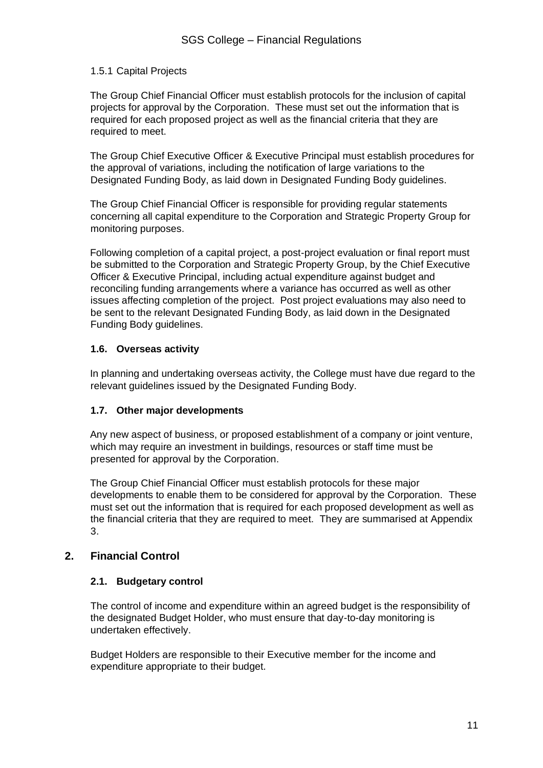### 1.5.1 Capital Projects

The Group Chief Financial Officer must establish protocols for the inclusion of capital projects for approval by the Corporation. These must set out the information that is required for each proposed project as well as the financial criteria that they are required to meet.

The Group Chief Executive Officer & Executive Principal must establish procedures for the approval of variations, including the notification of large variations to the Designated Funding Body, as laid down in Designated Funding Body guidelines.

The Group Chief Financial Officer is responsible for providing regular statements concerning all capital expenditure to the Corporation and Strategic Property Group for monitoring purposes.

Following completion of a capital project, a post-project evaluation or final report must be submitted to the Corporation and Strategic Property Group, by the Chief Executive Officer & Executive Principal, including actual expenditure against budget and reconciling funding arrangements where a variance has occurred as well as other issues affecting completion of the project. Post project evaluations may also need to be sent to the relevant Designated Funding Body, as laid down in the Designated Funding Body guidelines.

### 1.6. Overseas activity

In planning and undertaking overseas activity, the College must have due regard to the relevant guidelines issued by the Designated Funding Body.

### 1.7. Other major developments

Any new aspect of business, or proposed establishment of a company or joint venture, which may require an investment in buildings, resources or staff time must be presented for approval by the Corporation.

The Group Chief Financial Officer must establish protocols for these major developments to enable them to be considered for approval by the Corporation. These must set out the information that is required for each proposed development as well as the financial criteria that they are required to meet. They are summarised at Appendix 3.

## 2. Financial Control

### 2.1. Budgetary control

The control of income and expenditure within an agreed budget is the responsibility of the designated Budget Holder, who must ensure that day-to-day monitoring is undertaken effectively.

Budget Holders are responsible to their Executive member for the income and expenditure appropriate to their budget.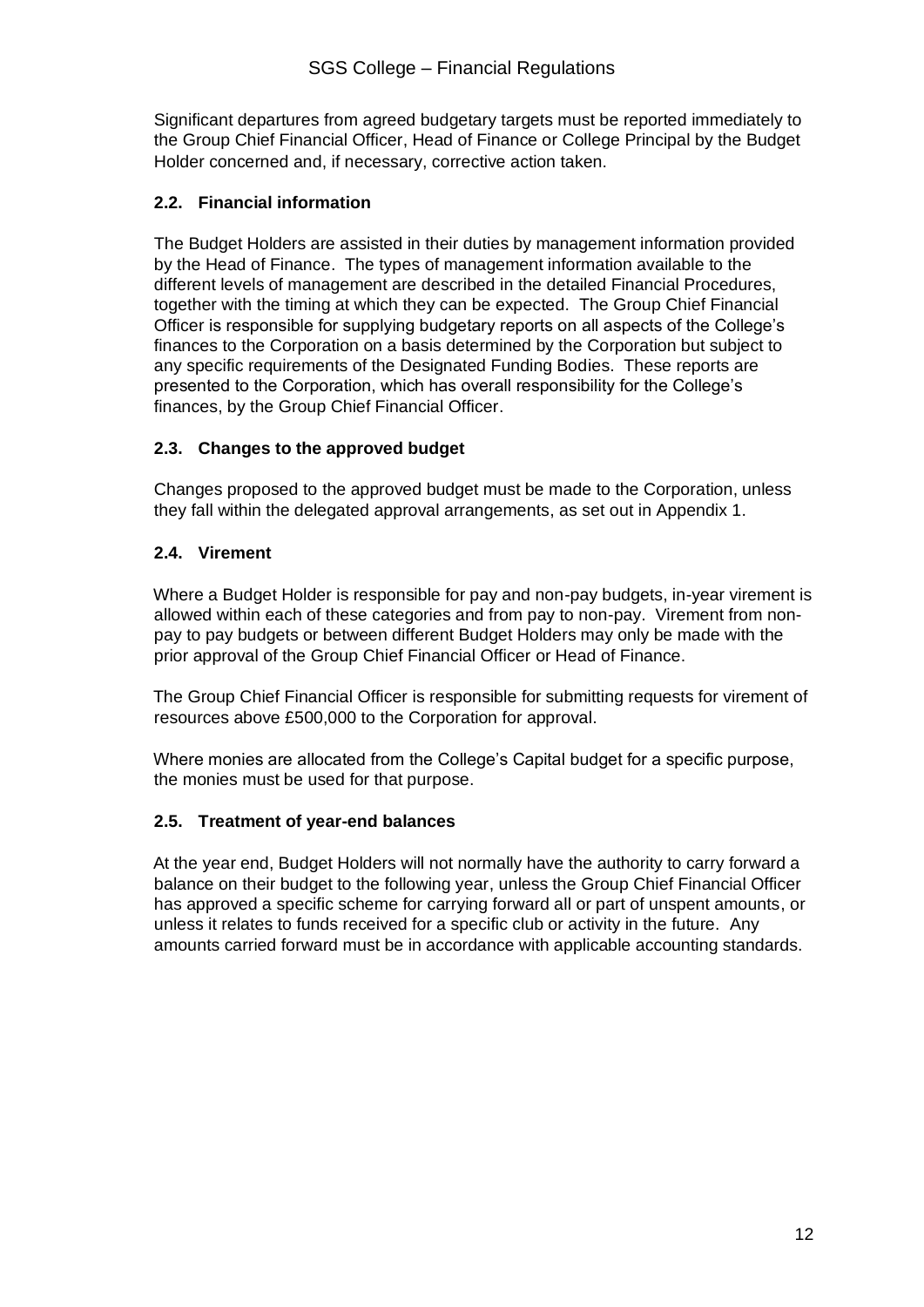Significant departures from agreed budgetary targets must be reported immediately to the Group Chief Financial Officer, Head of Finance or College Principal by the Budget Holder concerned and, if necessary, corrective action taken.

### 2.2. Financial information

The Budget Holders are assisted in their duties by management information provided by the Head of Finance. The types of management information available to the different levels of management are described in the detailed Financial Procedures, together with the timing at which they can be expected. The Group Chief Financial Officer is responsible for supplying budgetary reports on all aspects of the College's finances to the Corporation on a basis determined by the Corporation but subject to any specific requirements of the Designated Funding Bodies. These reports are presented to the Corporation, which has overall responsibility for the College's finances, by the Group Chief Financial Officer.

### 2.3. Changes to the approved budget

Changes proposed to the approved budget must be made to the Corporation, unless they fall within the delegated approval arrangements, as set out in Appendix 1.

### 2.4. Virement

Where a Budget Holder is responsible for pay and non-pay budgets, in-year virement is allowed within each of these categories and from pay to non-pay. Virement from non-pay to pay budgets or between different Budget Holders may only be made with the prior approval of the Group Chief Financial Officer or Head of Finance.

The Group Chief Financial Officer is responsible for submitting requests for virement of resources above £500,000 to the Corporation for approval.

Where monies are allocated from the College's Capital budget for a specific purpose, the monies must be used for that purpose.

### 2.5. Treatment of year-end balances

At the year end, Budget Holders will not normally have the authority to carry forward a balance on their budget to the following year, unless the Group Chief Financial Officer has approved a specific scheme for carrying forward all or part of unspent amounts, or unless it relates to funds received for a specific club or activity in the future. Any amounts carried forward must be in accordance with applicable accounting standards.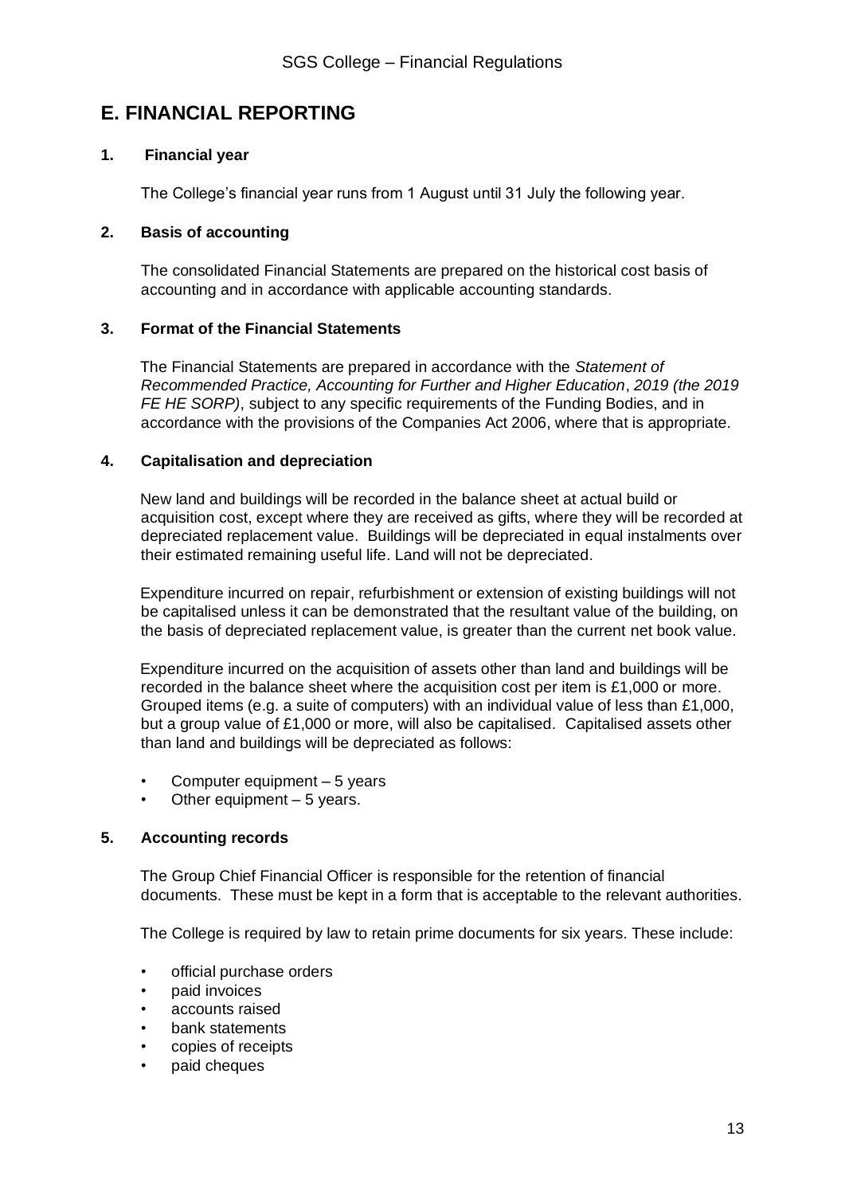# E. FINANCIAL REPORTING

### 1. Financial year

The College's financial year runs from 1 August until 31 July the following year.

### 2. Basis of accounting

The consolidated Financial Statements are prepared on the historical cost basis of accounting and in accordance with applicable accounting standards.

### 3. Format of the Financial Statements

The Financial Statements are prepared in accordance with the *Statement of Recommended Practice, Accounting for Further and Higher Education*, *2019 (the 2019 FE HE SORP)*, subject to any specific requirements of the Funding Bodies, and in accordance with the provisions of the Companies Act 2006, where that is appropriate.

### 4. Capitalisation and depreciation

New land and buildings will be recorded in the balance sheet at actual build or acquisition cost, except where they are received as gifts, where they will be recorded at depreciated replacement value. Buildings will be depreciated in equal instalments over their estimated remaining useful life. Land will not be depreciated.

Expenditure incurred on repair, refurbishment or extension of existing buildings will not be capitalised unless it can be demonstrated that the resultant value of the building, on the basis of depreciated replacement value, is greater than the current net book value.

Expenditure incurred on the acquisition of assets other than land and buildings will be recorded in the balance sheet where the acquisition cost per item is £1,000 or more. Grouped items (e.g. a suite of computers) with an individual value of less than £1,000, but a group value of £1,000 or more, will also be capitalised. Capitalised assets other than land and buildings will be depreciated as follows:

- Computer equipment – 5 years
- Other equipment – 5 years.

### 5. Accounting records

The Group Chief Financial Officer is responsible for the retention of financial documents. These must be kept in a form that is acceptable to the relevant authorities.

The College is required by law to retain prime documents for six years. These include:

- official purchase orders
- paid invoices
- accounts raised
- bank statements
- copies of receipts
- paid cheques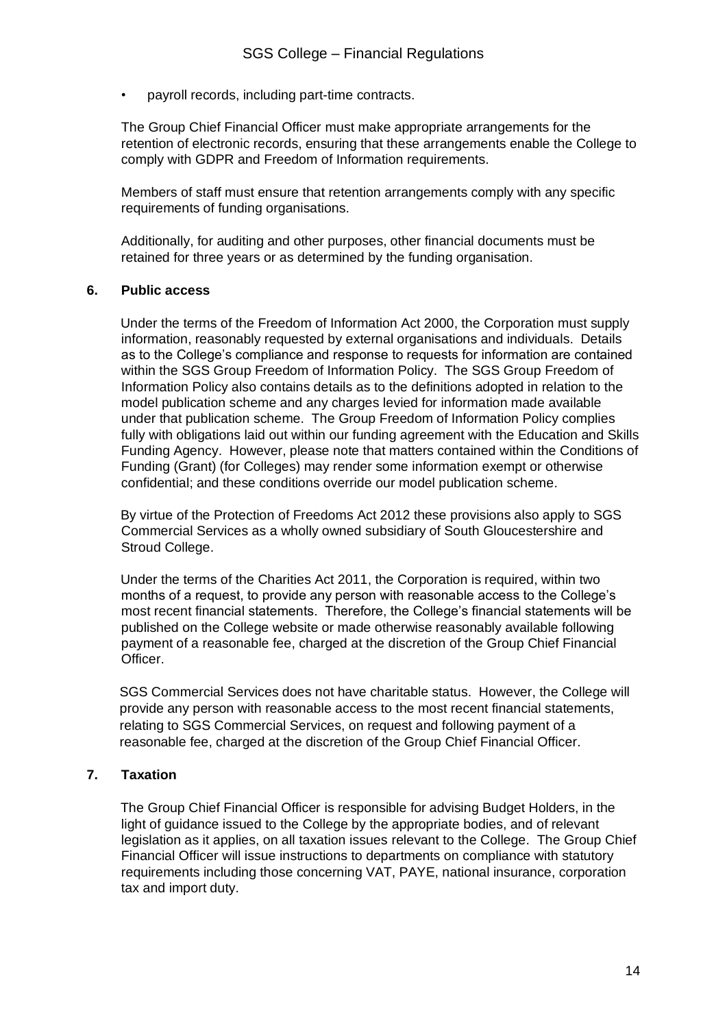- payroll records, including part-time contracts.

The Group Chief Financial Officer must make appropriate arrangements for the retention of electronic records, ensuring that these arrangements enable the College to comply with GDPR and Freedom of Information requirements.

Members of staff must ensure that retention arrangements comply with any specific requirements of funding organisations.

Additionally, for auditing and other purposes, other financial documents must be retained for three years or as determined by the funding organisation.

## 6. Public access

Under the terms of the Freedom of Information Act 2000, the Corporation must supply information, reasonably requested by external organisations and individuals. Details as to the College's compliance and response to requests for information are contained within the SGS Group Freedom of Information Policy. The SGS Group Freedom of Information Policy also contains details as to the definitions adopted in relation to the model publication scheme and any charges levied for information made available under that publication scheme. The Group Freedom of Information Policy complies fully with obligations laid out within our funding agreement with the Education and Skills Funding Agency. However, please note that matters contained within the Conditions of Funding (Grant) (for Colleges) may render some information exempt or otherwise confidential; and these conditions override our model publication scheme.

By virtue of the Protection of Freedoms Act 2012 these provisions also apply to SGS Commercial Services as a wholly owned subsidiary of South Gloucestershire and Stroud College.

Under the terms of the Charities Act 2011, the Corporation is required, within two months of a request, to provide any person with reasonable access to the College's most recent financial statements. Therefore, the College's financial statements will be published on the College website or made otherwise reasonably available following payment of a reasonable fee, charged at the discretion of the Group Chief Financial Officer.

SGS Commercial Services does not have charitable status. However, the College will provide any person with reasonable access to the most recent financial statements, relating to SGS Commercial Services, on request and following payment of a reasonable fee, charged at the discretion of the Group Chief Financial Officer.

## 7. Taxation

The Group Chief Financial Officer is responsible for advising Budget Holders, in the light of guidance issued to the College by the appropriate bodies, and of relevant legislation as it applies, on all taxation issues relevant to the College. The Group Chief Financial Officer will issue instructions to departments on compliance with statutory requirements including those concerning VAT, PAYE, national insurance, corporation tax and import duty.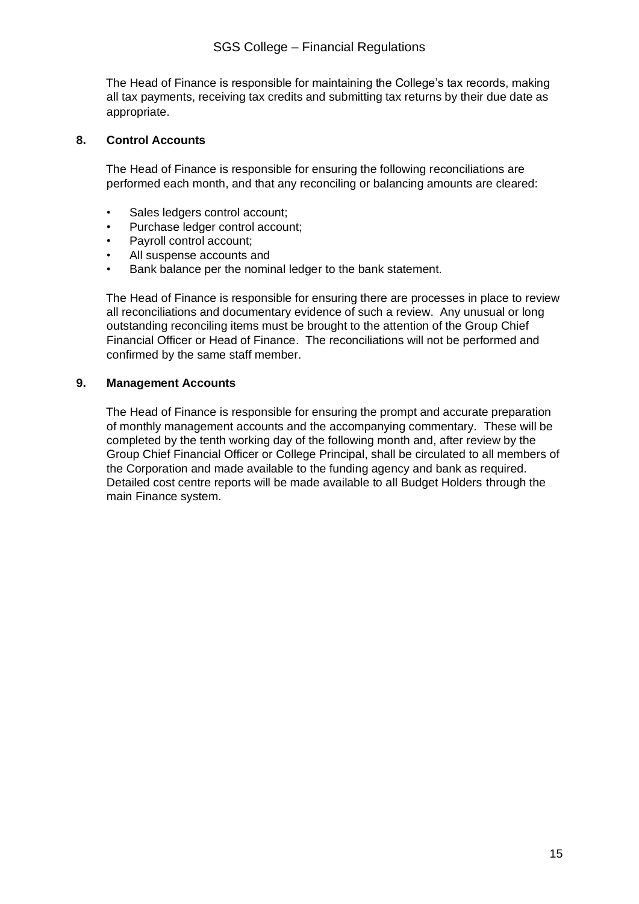The Head of Finance is responsible for maintaining the College's tax records, making all tax payments, receiving tax credits and submitting tax returns by their due date as appropriate.

## 8. Control Accounts

The Head of Finance is responsible for ensuring the following reconciliations are performed each month, and that any reconciling or balancing amounts are cleared:

- Sales ledgers control account;
- Purchase ledger control account;
- Payroll control account;
- All suspense accounts and
- Bank balance per the nominal ledger to the bank statement.

The Head of Finance is responsible for ensuring there are processes in place to review all reconciliations and documentary evidence of such a review. Any unusual or long outstanding reconciling items must be brought to the attention of the Group Chief Financial Officer or Head of Finance. The reconciliations will not be performed and confirmed by the same staff member.

## 9. Management Accounts

The Head of Finance is responsible for ensuring the prompt and accurate preparation of monthly management accounts and the accompanying commentary. These will be completed by the tenth working day of the following month and, after review by the Group Chief Financial Officer or College Principal, shall be circulated to all members of the Corporation and made available to the funding agency and bank as required. Detailed cost centre reports will be made available to all Budget Holders through the main Finance system.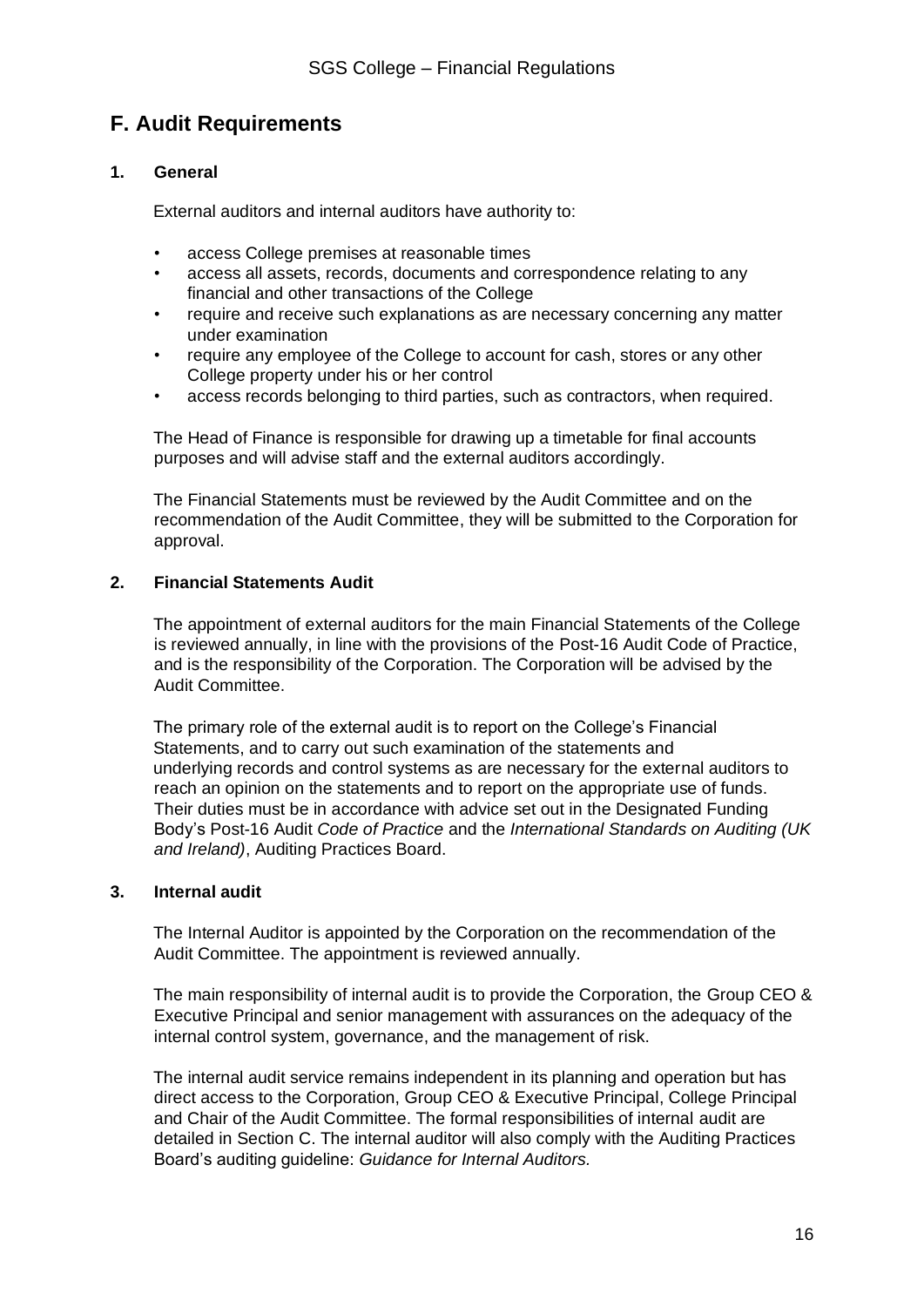## F. Audit Requirements

### 1. General

External auditors and internal auditors have authority to:

- access College premises at reasonable times
- access all assets, records, documents and correspondence relating to any financial and other transactions of the College
- require and receive such explanations as are necessary concerning any matter under examination
- require any employee of the College to account for cash, stores or any other College property under his or her control
- access records belonging to third parties, such as contractors, when required.

The Head of Finance is responsible for drawing up a timetable for final accounts purposes and will advise staff and the external auditors accordingly.

The Financial Statements must be reviewed by the Audit Committee and on the recommendation of the Audit Committee, they will be submitted to the Corporation for approval.

### 2. Financial Statements Audit

The appointment of external auditors for the main Financial Statements of the College is reviewed annually, in line with the provisions of the Post-16 Audit Code of Practice, and is the responsibility of the Corporation. The Corporation will be advised by the Audit Committee.

The primary role of the external audit is to report on the College's Financial Statements, and to carry out such examination of the statements and underlying records and control systems as are necessary for the external auditors to reach an opinion on the statements and to report on the appropriate use of funds. Their duties must be in accordance with advice set out in the Designated Funding Body's Post-16 Audit *Code of Practice* and the *International Standards on Auditing (UK and Ireland)*, Auditing Practices Board.

### 3. Internal audit

The Internal Auditor is appointed by the Corporation on the recommendation of the Audit Committee. The appointment is reviewed annually.

The main responsibility of internal audit is to provide the Corporation, the Group CEO & Executive Principal and senior management with assurances on the adequacy of the internal control system, governance, and the management of risk.

The internal audit service remains independent in its planning and operation but has direct access to the Corporation, Group CEO & Executive Principal, College Principal and Chair of the Audit Committee. The formal responsibilities of internal audit are detailed in Section C. The internal auditor will also comply with the Auditing Practices Board's auditing guideline: *Guidance for Internal Auditors.*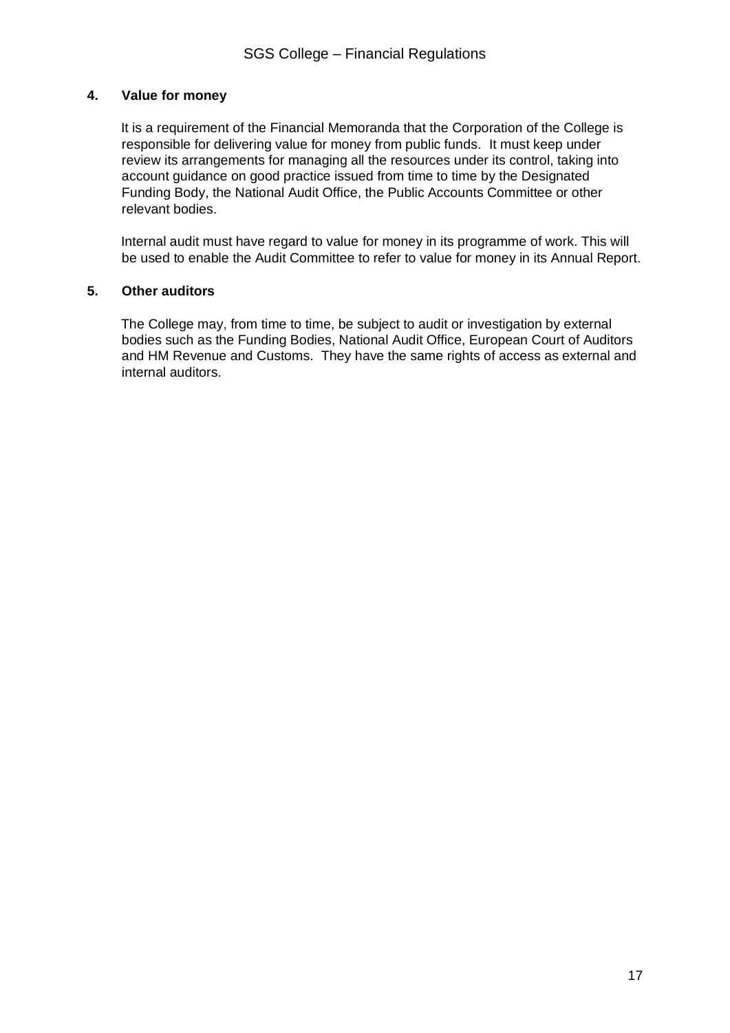## 4. Value for money

It is a requirement of the Financial Memoranda that the Corporation of the College is responsible for delivering value for money from public funds. It must keep under review its arrangements for managing all the resources under its control, taking into account guidance on good practice issued from time to time by the Designated Funding Body, the National Audit Office, the Public Accounts Committee or other relevant bodies.

Internal audit must have regard to value for money in its programme of work. This will be used to enable the Audit Committee to refer to value for money in its Annual Report.

## 5. Other auditors

The College may, from time to time, be subject to audit or investigation by external bodies such as the Funding Bodies, National Audit Office, European Court of Auditors and HM Revenue and Customs. They have the same rights of access as external and internal auditors.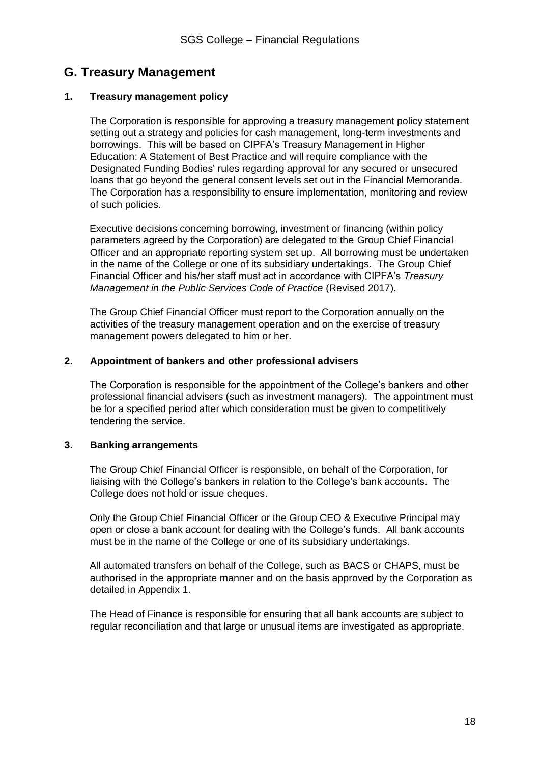## G. Treasury Management

### 1. Treasury management policy

The Corporation is responsible for approving a treasury management policy statement setting out a strategy and policies for cash management, long-term investments and borrowings. This will be based on CIPFA's Treasury Management in Higher Education: A Statement of Best Practice and will require compliance with the Designated Funding Bodies' rules regarding approval for any secured or unsecured loans that go beyond the general consent levels set out in the Financial Memoranda. The Corporation has a responsibility to ensure implementation, monitoring and review of such policies.

Executive decisions concerning borrowing, investment or financing (within policy parameters agreed by the Corporation) are delegated to the Group Chief Financial Officer and an appropriate reporting system set up. All borrowing must be undertaken in the name of the College or one of its subsidiary undertakings. The Group Chief Financial Officer and his/her staff must act in accordance with CIPFA's *Treasury Management in the Public Services Code of Practice* (Revised 2017).

The Group Chief Financial Officer must report to the Corporation annually on the activities of the treasury management operation and on the exercise of treasury management powers delegated to him or her.

### 2. Appointment of bankers and other professional advisers

The Corporation is responsible for the appointment of the College's bankers and other professional financial advisers (such as investment managers). The appointment must be for a specified period after which consideration must be given to competitively tendering the service.

### 3. Banking arrangements

The Group Chief Financial Officer is responsible, on behalf of the Corporation, for liaising with the College's bankers in relation to the College's bank accounts. The College does not hold or issue cheques.

Only the Group Chief Financial Officer or the Group CEO & Executive Principal may open or close a bank account for dealing with the College's funds. All bank accounts must be in the name of the College or one of its subsidiary undertakings.

All automated transfers on behalf of the College, such as BACS or CHAPS, must be authorised in the appropriate manner and on the basis approved by the Corporation as detailed in Appendix 1.

The Head of Finance is responsible for ensuring that all bank accounts are subject to regular reconciliation and that large or unusual items are investigated as appropriate.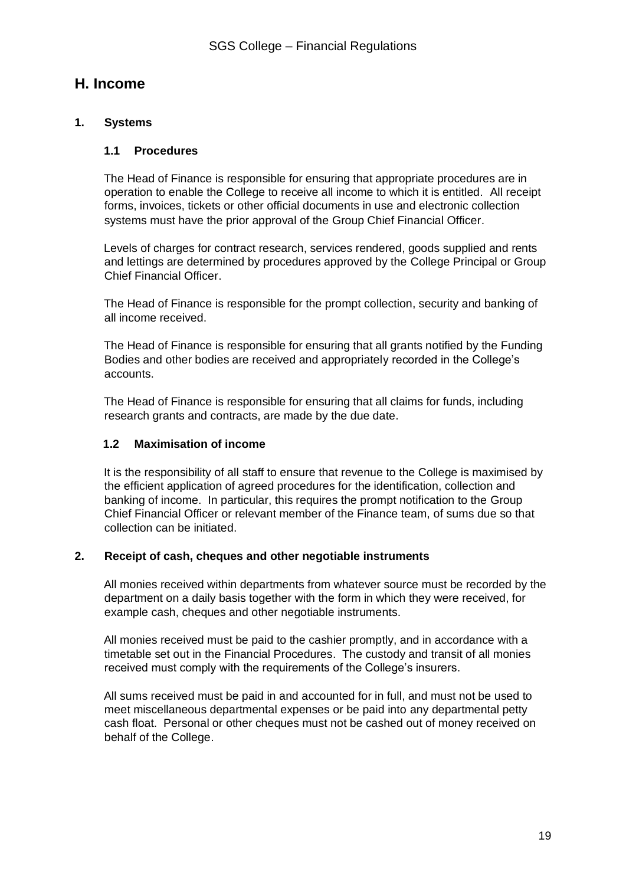## H. Income

### 1. Systems

#### 1.1 Procedures

The Head of Finance is responsible for ensuring that appropriate procedures are in operation to enable the College to receive all income to which it is entitled. All receipt forms, invoices, tickets or other official documents in use and electronic collection systems must have the prior approval of the Group Chief Financial Officer.

Levels of charges for contract research, services rendered, goods supplied and rents and lettings are determined by procedures approved by the College Principal or Group Chief Financial Officer.

The Head of Finance is responsible for the prompt collection, security and banking of all income received.

The Head of Finance is responsible for ensuring that all grants notified by the Funding Bodies and other bodies are received and appropriately recorded in the College's accounts.

The Head of Finance is responsible for ensuring that all claims for funds, including research grants and contracts, are made by the due date.

#### 1.2 Maximisation of income

It is the responsibility of all staff to ensure that revenue to the College is maximised by the efficient application of agreed procedures for the identification, collection and banking of income. In particular, this requires the prompt notification to the Group Chief Financial Officer or relevant member of the Finance team, of sums due so that collection can be initiated.

### 2. Receipt of cash, cheques and other negotiable instruments

All monies received within departments from whatever source must be recorded by the department on a daily basis together with the form in which they were received, for example cash, cheques and other negotiable instruments.

All monies received must be paid to the cashier promptly, and in accordance with a timetable set out in the Financial Procedures. The custody and transit of all monies received must comply with the requirements of the College's insurers.

All sums received must be paid in and accounted for in full, and must not be used to meet miscellaneous departmental expenses or be paid into any departmental petty cash float. Personal or other cheques must not be cashed out of money received on behalf of the College.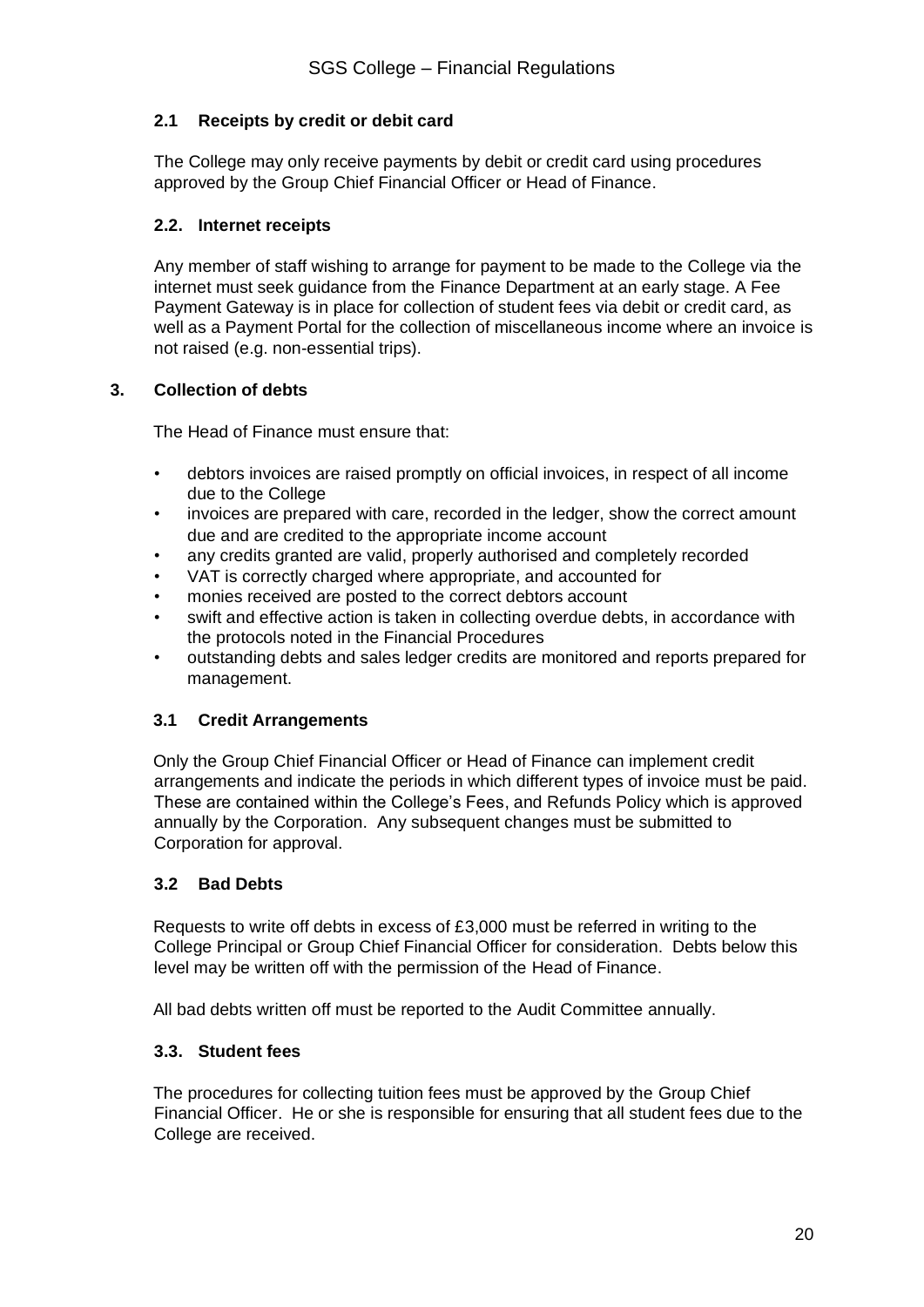### 2.1 Receipts by credit or debit card

The College may only receive payments by debit or credit card using procedures approved by the Group Chief Financial Officer or Head of Finance.

### 2.2. Internet receipts

Any member of staff wishing to arrange for payment to be made to the College via the internet must seek guidance from the Finance Department at an early stage. A Fee Payment Gateway is in place for collection of student fees via debit or credit card, as well as a Payment Portal for the collection of miscellaneous income where an invoice is not raised (e.g. non-essential trips).

## 3. Collection of debts

The Head of Finance must ensure that:

- debtors invoices are raised promptly on official invoices, in respect of all income due to the College
- invoices are prepared with care, recorded in the ledger, show the correct amount due and are credited to the appropriate income account
- any credits granted are valid, properly authorised and completely recorded
- VAT is correctly charged where appropriate, and accounted for
- monies received are posted to the correct debtors account
- swift and effective action is taken in collecting overdue debts, in accordance with the protocols noted in the Financial Procedures
- outstanding debts and sales ledger credits are monitored and reports prepared for management.

### 3.1 Credit Arrangements

Only the Group Chief Financial Officer or Head of Finance can implement credit arrangements and indicate the periods in which different types of invoice must be paid. These are contained within the College's Fees, and Refunds Policy which is approved annually by the Corporation. Any subsequent changes must be submitted to Corporation for approval.

### 3.2 Bad Debts

Requests to write off debts in excess of £3,000 must be referred in writing to the College Principal or Group Chief Financial Officer for consideration. Debts below this level may be written off with the permission of the Head of Finance.

All bad debts written off must be reported to the Audit Committee annually.

### 3.3. Student fees

The procedures for collecting tuition fees must be approved by the Group Chief Financial Officer. He or she is responsible for ensuring that all student fees due to the College are received.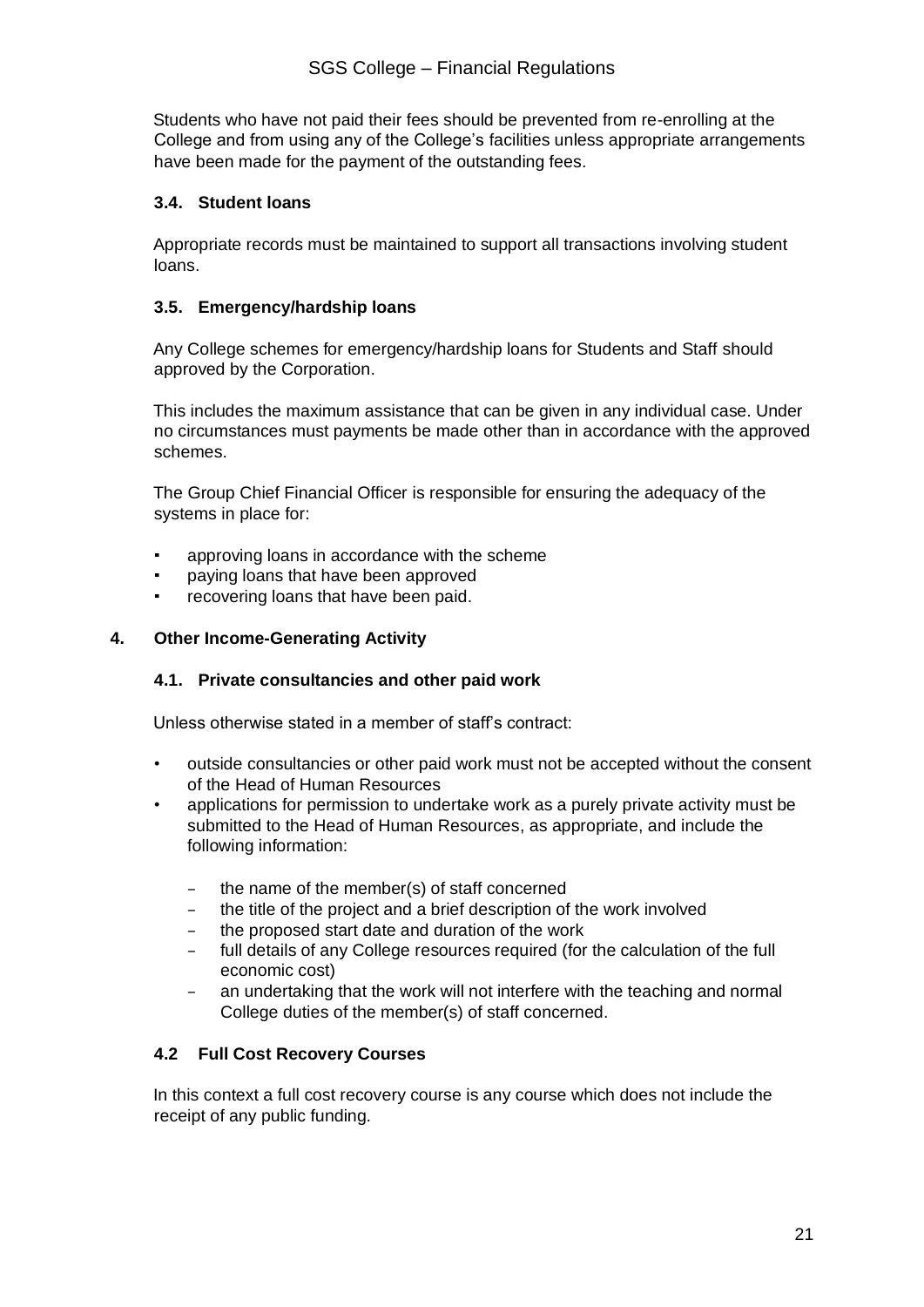Students who have not paid their fees should be prevented from re-enrolling at the College and from using any of the College's facilities unless appropriate arrangements have been made for the payment of the outstanding fees.

### 3.4. Student loans

Appropriate records must be maintained to support all transactions involving student loans.

### 3.5. Emergency/hardship loans

Any College schemes for emergency/hardship loans for Students and Staff should approved by the Corporation.

This includes the maximum assistance that can be given in any individual case. Under no circumstances must payments be made other than in accordance with the approved schemes.

The Group Chief Financial Officer is responsible for ensuring the adequacy of the systems in place for:

- approving loans in accordance with the scheme
- paying loans that have been approved
- recovering loans that have been paid.

## 4. Other Income-Generating Activity

### 4.1. Private consultancies and other paid work

Unless otherwise stated in a member of staff's contract:

- outside consultancies or other paid work must not be accepted without the consent of the Head of Human Resources
- applications for permission to undertake work as a purely private activity must be submitted to the Head of Human Resources, as appropriate, and include the following information:
  - the name of the member(s) of staff concerned
  - the title of the project and a brief description of the work involved
  - the proposed start date and duration of the work
  - full details of any College resources required (for the calculation of the full economic cost)
  - an undertaking that the work will not interfere with the teaching and normal College duties of the member(s) of staff concerned.

### 4.2 Full Cost Recovery Courses

In this context a full cost recovery course is any course which does not include the receipt of any public funding.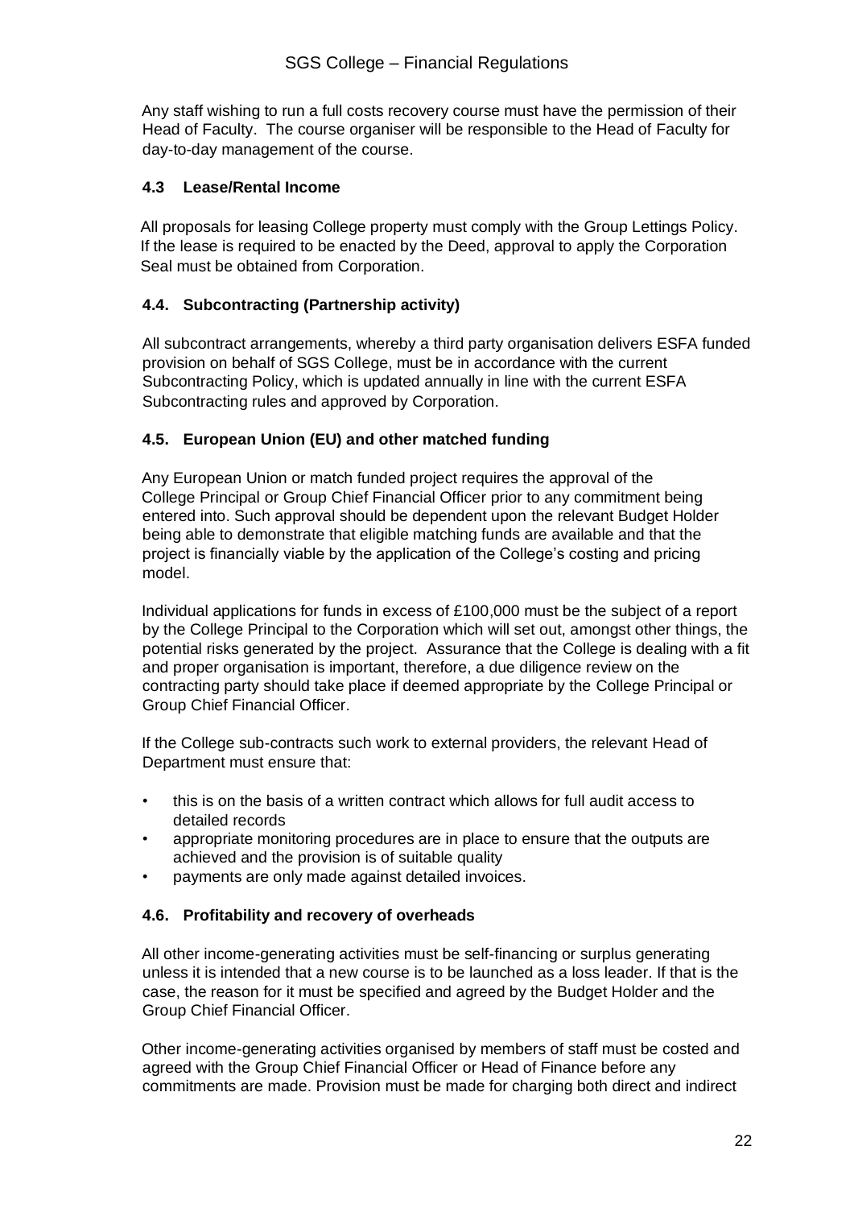Any staff wishing to run a full costs recovery course must have the permission of their Head of Faculty. The course organiser will be responsible to the Head of Faculty for day-to-day management of the course.

### 4.3 Lease/Rental Income

All proposals for leasing College property must comply with the Group Lettings Policy. If the lease is required to be enacted by the Deed, approval to apply the Corporation Seal must be obtained from Corporation.

### 4.4. Subcontracting (Partnership activity)

All subcontract arrangements, whereby a third party organisation delivers ESFA funded provision on behalf of SGS College, must be in accordance with the current Subcontracting Policy, which is updated annually in line with the current ESFA Subcontracting rules and approved by Corporation.

### 4.5. European Union (EU) and other matched funding

Any European Union or match funded project requires the approval of the College Principal or Group Chief Financial Officer prior to any commitment being entered into. Such approval should be dependent upon the relevant Budget Holder being able to demonstrate that eligible matching funds are available and that the project is financially viable by the application of the College's costing and pricing model.

Individual applications for funds in excess of £100,000 must be the subject of a report by the College Principal to the Corporation which will set out, amongst other things, the potential risks generated by the project. Assurance that the College is dealing with a fit and proper organisation is important, therefore, a due diligence review on the contracting party should take place if deemed appropriate by the College Principal or Group Chief Financial Officer.

If the College sub-contracts such work to external providers, the relevant Head of Department must ensure that:

- this is on the basis of a written contract which allows for full audit access to detailed records
- appropriate monitoring procedures are in place to ensure that the outputs are achieved and the provision is of suitable quality
- payments are only made against detailed invoices.

### 4.6. Profitability and recovery of overheads

All other income-generating activities must be self-financing or surplus generating unless it is intended that a new course is to be launched as a loss leader. If that is the case, the reason for it must be specified and agreed by the Budget Holder and the Group Chief Financial Officer.

Other income-generating activities organised by members of staff must be costed and agreed with the Group Chief Financial Officer or Head of Finance before any commitments are made. Provision must be made for charging both direct and indirect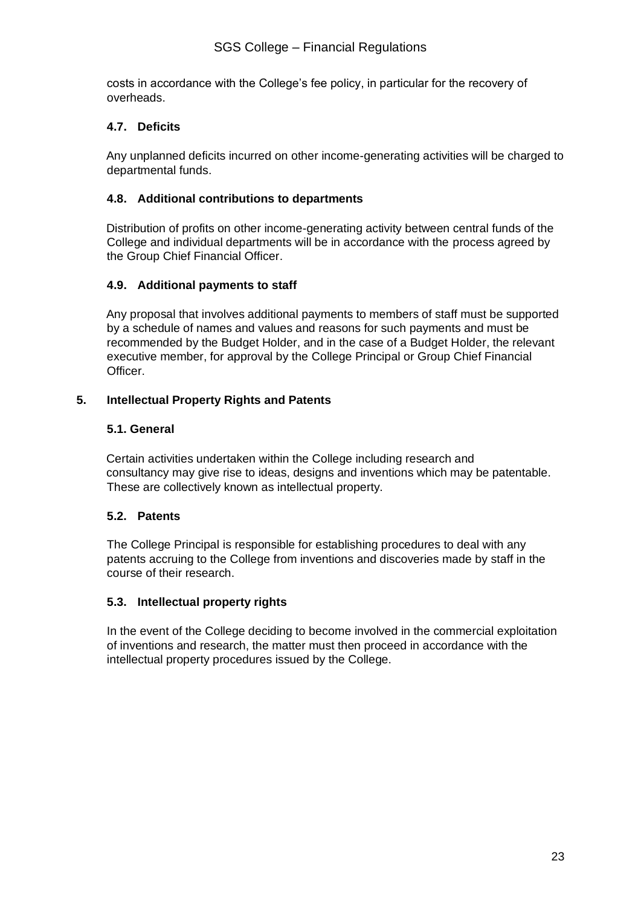costs in accordance with the College's fee policy, in particular for the recovery of overheads.

### 4.7. Deficits

Any unplanned deficits incurred on other income-generating activities will be charged to departmental funds.

### 4.8. Additional contributions to departments

Distribution of profits on other income-generating activity between central funds of the College and individual departments will be in accordance with the process agreed by the Group Chief Financial Officer.

### 4.9. Additional payments to staff

Any proposal that involves additional payments to members of staff must be supported by a schedule of names and values and reasons for such payments and must be recommended by the Budget Holder, and in the case of a Budget Holder, the relevant executive member, for approval by the College Principal or Group Chief Financial Officer.

## 5. Intellectual Property Rights and Patents

### 5.1. General

Certain activities undertaken within the College including research and consultancy may give rise to ideas, designs and inventions which may be patentable. These are collectively known as intellectual property.

### 5.2. Patents

The College Principal is responsible for establishing procedures to deal with any patents accruing to the College from inventions and discoveries made by staff in the course of their research.

### 5.3. Intellectual property rights

In the event of the College deciding to become involved in the commercial exploitation of inventions and research, the matter must then proceed in accordance with the intellectual property procedures issued by the College.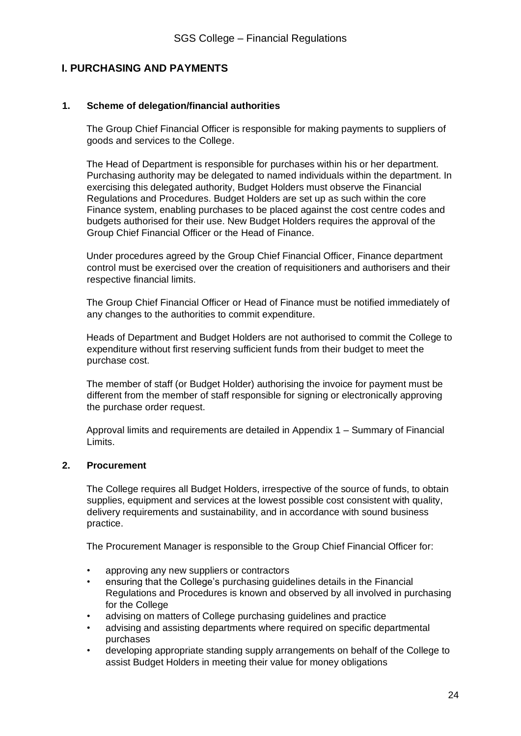## I. PURCHASING AND PAYMENTS

### 1. Scheme of delegation/financial authorities

The Group Chief Financial Officer is responsible for making payments to suppliers of goods and services to the College.

The Head of Department is responsible for purchases within his or her department. Purchasing authority may be delegated to named individuals within the department. In exercising this delegated authority, Budget Holders must observe the Financial Regulations and Procedures. Budget Holders are set up as such within the core Finance system, enabling purchases to be placed against the cost centre codes and budgets authorised for their use. New Budget Holders requires the approval of the Group Chief Financial Officer or the Head of Finance.

Under procedures agreed by the Group Chief Financial Officer, Finance department control must be exercised over the creation of requisitioners and authorisers and their respective financial limits.

The Group Chief Financial Officer or Head of Finance must be notified immediately of any changes to the authorities to commit expenditure.

Heads of Department and Budget Holders are not authorised to commit the College to expenditure without first reserving sufficient funds from their budget to meet the purchase cost.

The member of staff (or Budget Holder) authorising the invoice for payment must be different from the member of staff responsible for signing or electronically approving the purchase order request.

Approval limits and requirements are detailed in Appendix 1 – Summary of Financial Limits.

### 2. Procurement

The College requires all Budget Holders, irrespective of the source of funds, to obtain supplies, equipment and services at the lowest possible cost consistent with quality, delivery requirements and sustainability, and in accordance with sound business practice.

The Procurement Manager is responsible to the Group Chief Financial Officer for:

- approving any new suppliers or contractors
- ensuring that the College's purchasing guidelines details in the Financial Regulations and Procedures is known and observed by all involved in purchasing for the College
- advising on matters of College purchasing guidelines and practice
- advising and assisting departments where required on specific departmental purchases
- developing appropriate standing supply arrangements on behalf of the College to assist Budget Holders in meeting their value for money obligations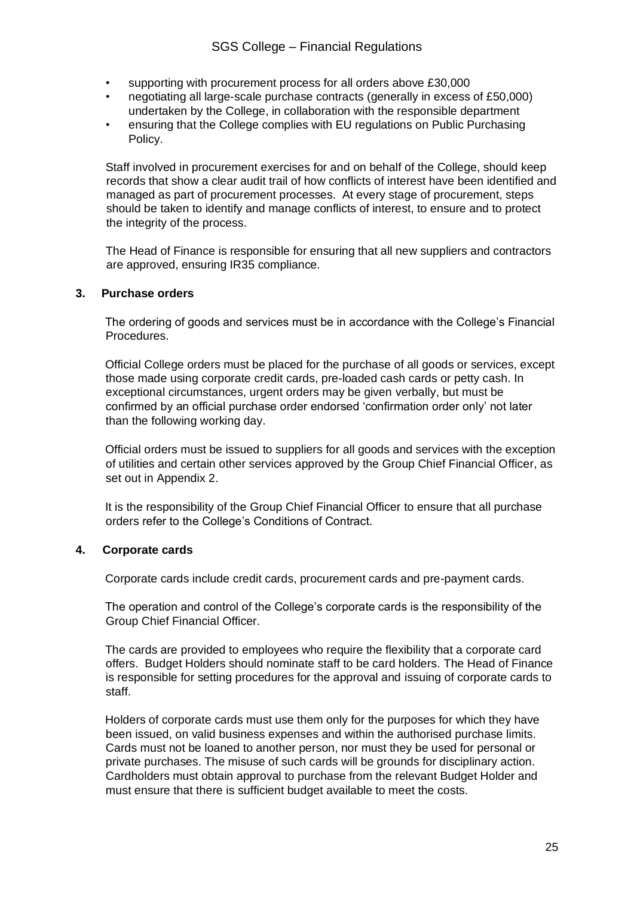- supporting with procurement process for all orders above £30,000
- negotiating all large-scale purchase contracts (generally in excess of £50,000) undertaken by the College, in collaboration with the responsible department
- ensuring that the College complies with EU regulations on Public Purchasing Policy.

Staff involved in procurement exercises for and on behalf of the College, should keep records that show a clear audit trail of how conflicts of interest have been identified and managed as part of procurement processes. At every stage of procurement, steps should be taken to identify and manage conflicts of interest, to ensure and to protect the integrity of the process.

The Head of Finance is responsible for ensuring that all new suppliers and contractors are approved, ensuring IR35 compliance.

## 3. Purchase orders

The ordering of goods and services must be in accordance with the College's Financial Procedures.

Official College orders must be placed for the purchase of all goods or services, except those made using corporate credit cards, pre-loaded cash cards or petty cash. In exceptional circumstances, urgent orders may be given verbally, but must be confirmed by an official purchase order endorsed 'confirmation order only' not later than the following working day.

Official orders must be issued to suppliers for all goods and services with the exception of utilities and certain other services approved by the Group Chief Financial Officer, as set out in Appendix 2.

It is the responsibility of the Group Chief Financial Officer to ensure that all purchase orders refer to the College's Conditions of Contract.

## 4. Corporate cards

Corporate cards include credit cards, procurement cards and pre-payment cards.

The operation and control of the College's corporate cards is the responsibility of the Group Chief Financial Officer.

The cards are provided to employees who require the flexibility that a corporate card offers. Budget Holders should nominate staff to be card holders. The Head of Finance is responsible for setting procedures for the approval and issuing of corporate cards to staff.

Holders of corporate cards must use them only for the purposes for which they have been issued, on valid business expenses and within the authorised purchase limits. Cards must not be loaned to another person, nor must they be used for personal or private purchases. The misuse of such cards will be grounds for disciplinary action. Cardholders must obtain approval to purchase from the relevant Budget Holder and must ensure that there is sufficient budget available to meet the costs.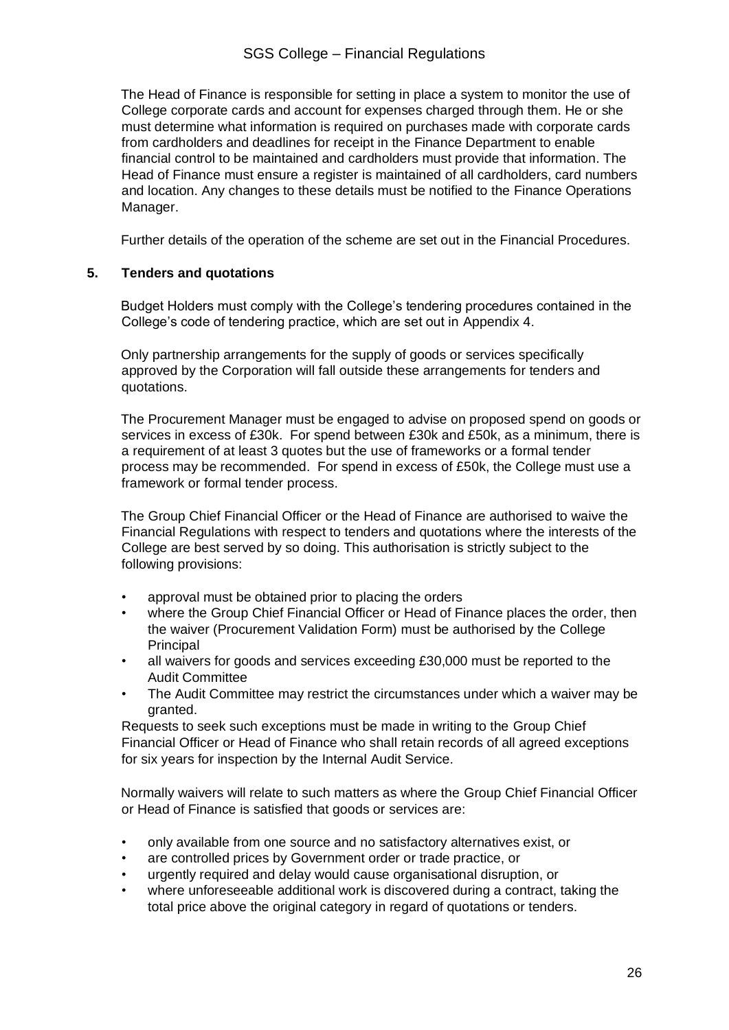The Head of Finance is responsible for setting in place a system to monitor the use of College corporate cards and account for expenses charged through them. He or she must determine what information is required on purchases made with corporate cards from cardholders and deadlines for receipt in the Finance Department to enable financial control to be maintained and cardholders must provide that information. The Head of Finance must ensure a register is maintained of all cardholders, card numbers and location. Any changes to these details must be notified to the Finance Operations Manager.

Further details of the operation of the scheme are set out in the Financial Procedures.

## 5. Tenders and quotations

Budget Holders must comply with the College's tendering procedures contained in the College's code of tendering practice, which are set out in Appendix 4.

Only partnership arrangements for the supply of goods or services specifically approved by the Corporation will fall outside these arrangements for tenders and quotations.

The Procurement Manager must be engaged to advise on proposed spend on goods or services in excess of £30k. For spend between £30k and £50k, as a minimum, there is a requirement of at least 3 quotes but the use of frameworks or a formal tender process may be recommended. For spend in excess of £50k, the College must use a framework or formal tender process.

The Group Chief Financial Officer or the Head of Finance are authorised to waive the Financial Regulations with respect to tenders and quotations where the interests of the College are best served by so doing. This authorisation is strictly subject to the following provisions:

- approval must be obtained prior to placing the orders
- where the Group Chief Financial Officer or Head of Finance places the order, then the waiver (Procurement Validation Form) must be authorised by the College Principal
- all waivers for goods and services exceeding £30,000 must be reported to the Audit Committee
- The Audit Committee may restrict the circumstances under which a waiver may be granted.

Requests to seek such exceptions must be made in writing to the Group Chief Financial Officer or Head of Finance who shall retain records of all agreed exceptions for six years for inspection by the Internal Audit Service.

Normally waivers will relate to such matters as where the Group Chief Financial Officer or Head of Finance is satisfied that goods or services are:

- only available from one source and no satisfactory alternatives exist, or
- are controlled prices by Government order or trade practice, or
- urgently required and delay would cause organisational disruption, or
- where unforeseeable additional work is discovered during a contract, taking the total price above the original category in regard of quotations or tenders.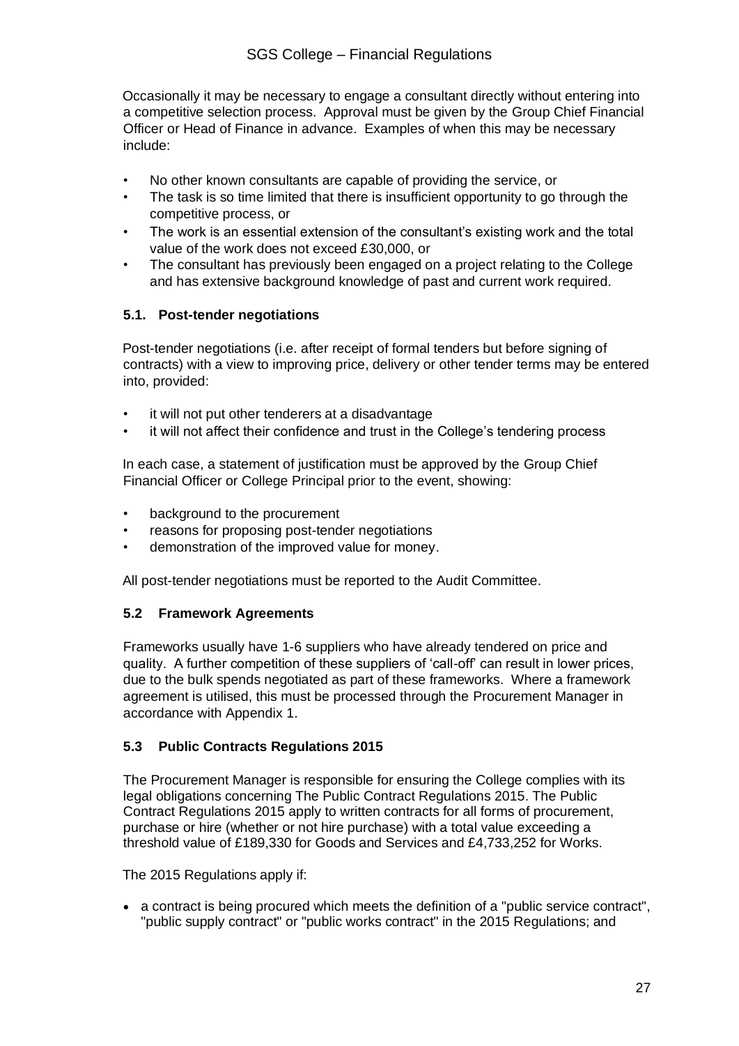Occasionally it may be necessary to engage a consultant directly without entering into a competitive selection process. Approval must be given by the Group Chief Financial Officer or Head of Finance in advance. Examples of when this may be necessary include:

- No other known consultants are capable of providing the service, or
- The task is so time limited that there is insufficient opportunity to go through the competitive process, or
- The work is an essential extension of the consultant's existing work and the total value of the work does not exceed £30,000, or
- The consultant has previously been engaged on a project relating to the College and has extensive background knowledge of past and current work required.

### 5.1. Post-tender negotiations

Post-tender negotiations (i.e. after receipt of formal tenders but before signing of contracts) with a view to improving price, delivery or other tender terms may be entered into, provided:

- it will not put other tenderers at a disadvantage
- it will not affect their confidence and trust in the College's tendering process

In each case, a statement of justification must be approved by the Group Chief Financial Officer or College Principal prior to the event, showing:

- background to the procurement
- reasons for proposing post-tender negotiations
- demonstration of the improved value for money.

All post-tender negotiations must be reported to the Audit Committee.

### 5.2 Framework Agreements

Frameworks usually have 1-6 suppliers who have already tendered on price and quality. A further competition of these suppliers of 'call-off' can result in lower prices, due to the bulk spends negotiated as part of these frameworks. Where a framework agreement is utilised, this must be processed through the Procurement Manager in accordance with Appendix 1.

### 5.3 Public Contracts Regulations 2015

The Procurement Manager is responsible for ensuring the College complies with its legal obligations concerning The Public Contract Regulations 2015. The Public Contract Regulations 2015 apply to written contracts for all forms of procurement, purchase or hire (whether or not hire purchase) with a total value exceeding a threshold value of £189,330 for Goods and Services and £4,733,252 for Works.

The 2015 Regulations apply if:

- a contract is being procured which meets the definition of a "public service contract", "public supply contract" or "public works contract" in the 2015 Regulations; and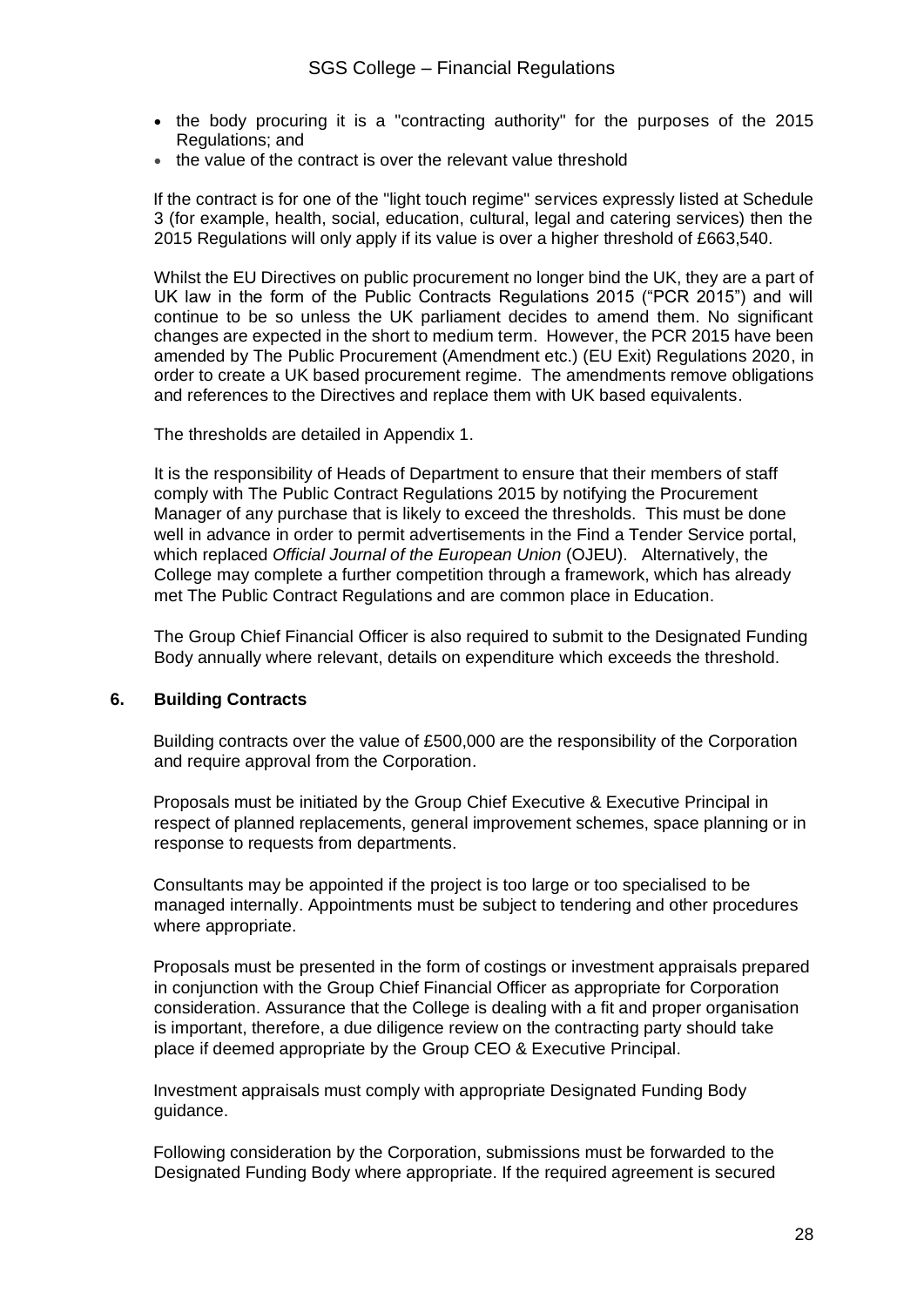- the body procuring it is a "contracting authority" for the purposes of the 2015 Regulations; and
- the value of the contract is over the relevant value threshold

If the contract is for one of the "light touch regime" services expressly listed at Schedule 3 (for example, health, social, education, cultural, legal and catering services) then the 2015 Regulations will only apply if its value is over a higher threshold of £663,540.

Whilst the EU Directives on public procurement no longer bind the UK, they are a part of UK law in the form of the Public Contracts Regulations 2015 ("PCR 2015") and will continue to be so unless the UK parliament decides to amend them. No significant changes are expected in the short to medium term. However, the PCR 2015 have been amended by The Public Procurement (Amendment etc.) (EU Exit) Regulations 2020, in order to create a UK based procurement regime. The amendments remove obligations and references to the Directives and replace them with UK based equivalents.

The thresholds are detailed in Appendix 1.

It is the responsibility of Heads of Department to ensure that their members of staff comply with The Public Contract Regulations 2015 by notifying the Procurement Manager of any purchase that is likely to exceed the thresholds. This must be done well in advance in order to permit advertisements in the Find a Tender Service portal, which replaced *Official Journal of the European Union* (OJEU). Alternatively, the College may complete a further competition through a framework, which has already met The Public Contract Regulations and are common place in Education.

The Group Chief Financial Officer is also required to submit to the Designated Funding Body annually where relevant, details on expenditure which exceeds the threshold.

## 6. Building Contracts

Building contracts over the value of £500,000 are the responsibility of the Corporation and require approval from the Corporation.

Proposals must be initiated by the Group Chief Executive & Executive Principal in respect of planned replacements, general improvement schemes, space planning or in response to requests from departments.

Consultants may be appointed if the project is too large or too specialised to be managed internally. Appointments must be subject to tendering and other procedures where appropriate.

Proposals must be presented in the form of costings or investment appraisals prepared in conjunction with the Group Chief Financial Officer as appropriate for Corporation consideration. Assurance that the College is dealing with a fit and proper organisation is important, therefore, a due diligence review on the contracting party should take place if deemed appropriate by the Group CEO & Executive Principal.

Investment appraisals must comply with appropriate Designated Funding Body guidance.

Following consideration by the Corporation, submissions must be forwarded to the Designated Funding Body where appropriate. If the required agreement is secured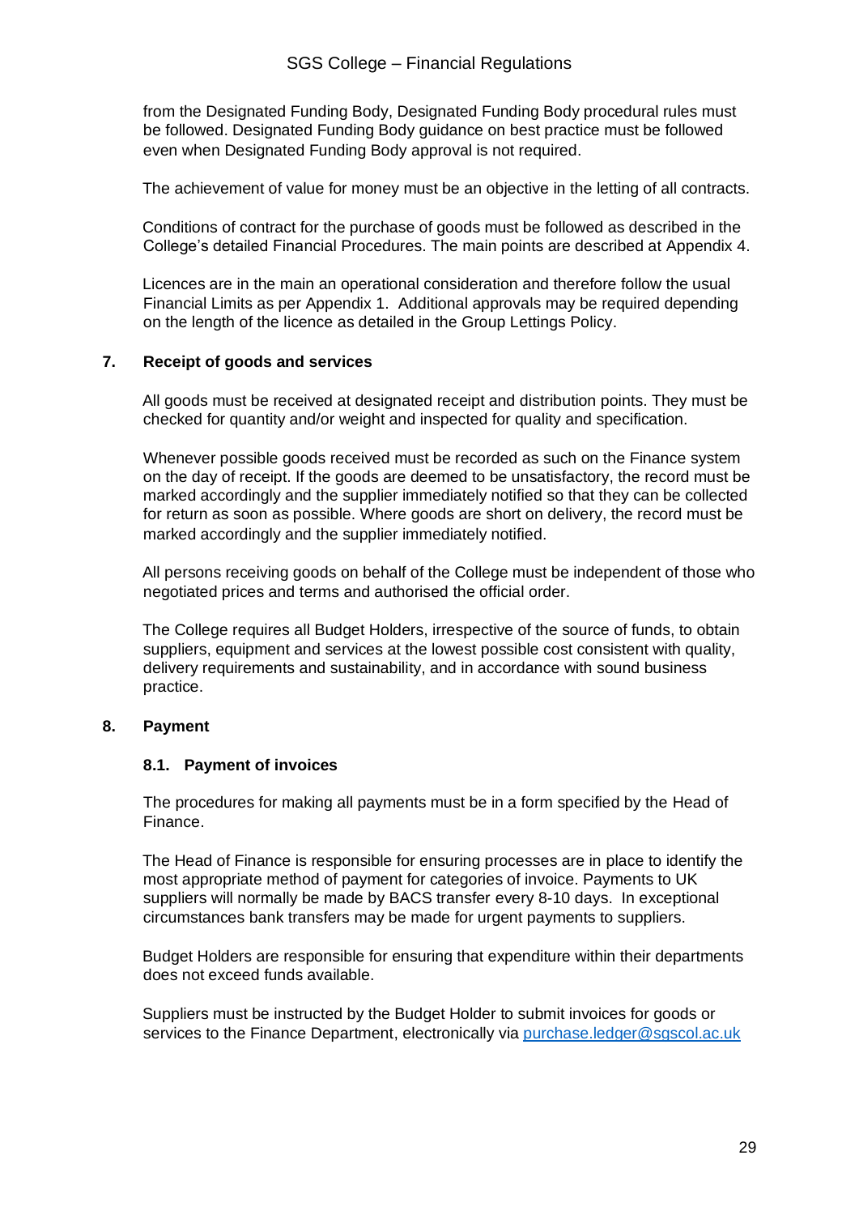from the Designated Funding Body, Designated Funding Body procedural rules must be followed. Designated Funding Body guidance on best practice must be followed even when Designated Funding Body approval is not required.

The achievement of value for money must be an objective in the letting of all contracts.

Conditions of contract for the purchase of goods must be followed as described in the College's detailed Financial Procedures. The main points are described at Appendix 4.

Licences are in the main an operational consideration and therefore follow the usual Financial Limits as per Appendix 1. Additional approvals may be required depending on the length of the licence as detailed in the Group Lettings Policy.

## 7. Receipt of goods and services

All goods must be received at designated receipt and distribution points. They must be checked for quantity and/or weight and inspected for quality and specification.

Whenever possible goods received must be recorded as such on the Finance system on the day of receipt. If the goods are deemed to be unsatisfactory, the record must be marked accordingly and the supplier immediately notified so that they can be collected for return as soon as possible. Where goods are short on delivery, the record must be marked accordingly and the supplier immediately notified.

All persons receiving goods on behalf of the College must be independent of those who negotiated prices and terms and authorised the official order.

The College requires all Budget Holders, irrespective of the source of funds, to obtain suppliers, equipment and services at the lowest possible cost consistent with quality, delivery requirements and sustainability, and in accordance with sound business practice.

## 8. Payment

### 8.1. Payment of invoices

The procedures for making all payments must be in a form specified by the Head of Finance.

The Head of Finance is responsible for ensuring processes are in place to identify the most appropriate method of payment for categories of invoice. Payments to UK suppliers will normally be made by BACS transfer every 8-10 days. In exceptional circumstances bank transfers may be made for urgent payments to suppliers.

Budget Holders are responsible for ensuring that expenditure within their departments does not exceed funds available.

Suppliers must be instructed by the Budget Holder to submit invoices for goods or services to the Finance Department, electronically via purchase.ledger@sgscol.ac.uk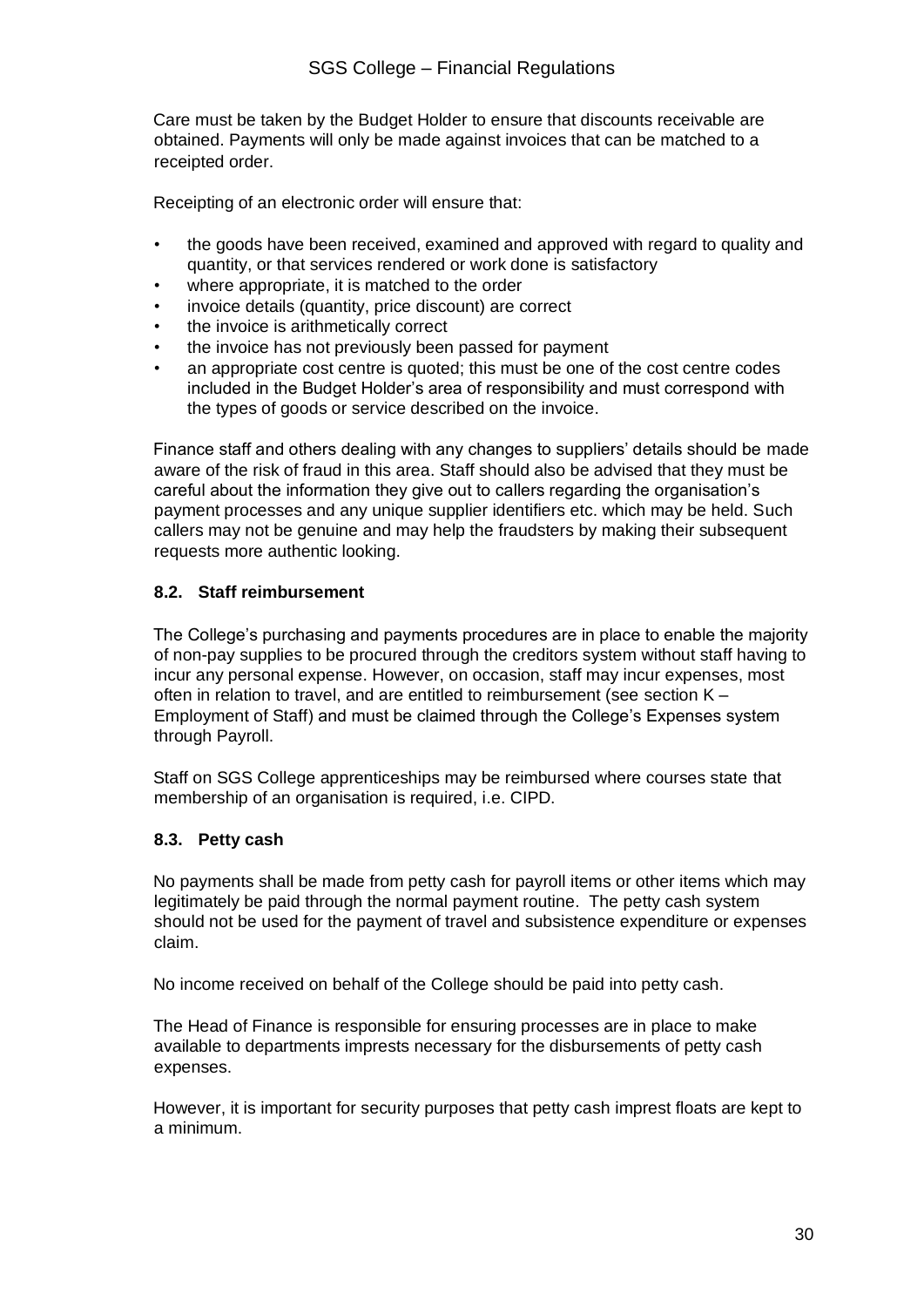Care must be taken by the Budget Holder to ensure that discounts receivable are obtained. Payments will only be made against invoices that can be matched to a receipted order.

Receipting of an electronic order will ensure that:

- the goods have been received, examined and approved with regard to quality and quantity, or that services rendered or work done is satisfactory
- where appropriate, it is matched to the order
- invoice details (quantity, price discount) are correct
- the invoice is arithmetically correct
- the invoice has not previously been passed for payment
- an appropriate cost centre is quoted; this must be one of the cost centre codes included in the Budget Holder's area of responsibility and must correspond with the types of goods or service described on the invoice.

Finance staff and others dealing with any changes to suppliers' details should be made aware of the risk of fraud in this area. Staff should also be advised that they must be careful about the information they give out to callers regarding the organisation's payment processes and any unique supplier identifiers etc. which may be held. Such callers may not be genuine and may help the fraudsters by making their subsequent requests more authentic looking.

### 8.2. Staff reimbursement

The College's purchasing and payments procedures are in place to enable the majority of non-pay supplies to be procured through the creditors system without staff having to incur any personal expense. However, on occasion, staff may incur expenses, most often in relation to travel, and are entitled to reimbursement (see section K – Employment of Staff) and must be claimed through the College's Expenses system through Payroll.

Staff on SGS College apprenticeships may be reimbursed where courses state that membership of an organisation is required, i.e. CIPD.

### 8.3. Petty cash

No payments shall be made from petty cash for payroll items or other items which may legitimately be paid through the normal payment routine. The petty cash system should not be used for the payment of travel and subsistence expenditure or expenses claim.

No income received on behalf of the College should be paid into petty cash.

The Head of Finance is responsible for ensuring processes are in place to make available to departments impresses necessary for the disbursements of petty cash expenses.

However, it is important for security purposes that petty cash imprest floats are kept to a minimum.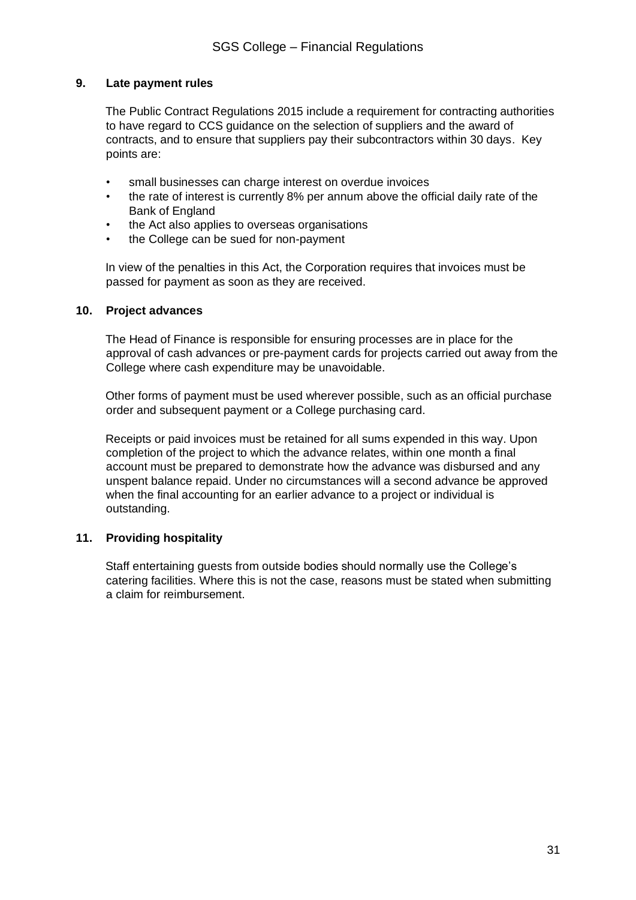## 9. Late payment rules

The Public Contract Regulations 2015 include a requirement for contracting authorities to have regard to CCS guidance on the selection of suppliers and the award of contracts, and to ensure that suppliers pay their subcontractors within 30 days. Key points are:

- small businesses can charge interest on overdue invoices
- the rate of interest is currently 8% per annum above the official daily rate of the Bank of England
- the Act also applies to overseas organisations
- the College can be sued for non-payment

In view of the penalties in this Act, the Corporation requires that invoices must be passed for payment as soon as they are received.

## 10. Project advances

The Head of Finance is responsible for ensuring processes are in place for the approval of cash advances or pre-payment cards for projects carried out away from the College where cash expenditure may be unavoidable.

Other forms of payment must be used wherever possible, such as an official purchase order and subsequent payment or a College purchasing card.

Receipts or paid invoices must be retained for all sums expended in this way. Upon completion of the project to which the advance relates, within one month a final account must be prepared to demonstrate how the advance was disbursed and any unspent balance repaid. Under no circumstances will a second advance be approved when the final accounting for an earlier advance to a project or individual is outstanding.

## 11. Providing hospitality

Staff entertaining guests from outside bodies should normally use the College's catering facilities. Where this is not the case, reasons must be stated when submitting a claim for reimbursement.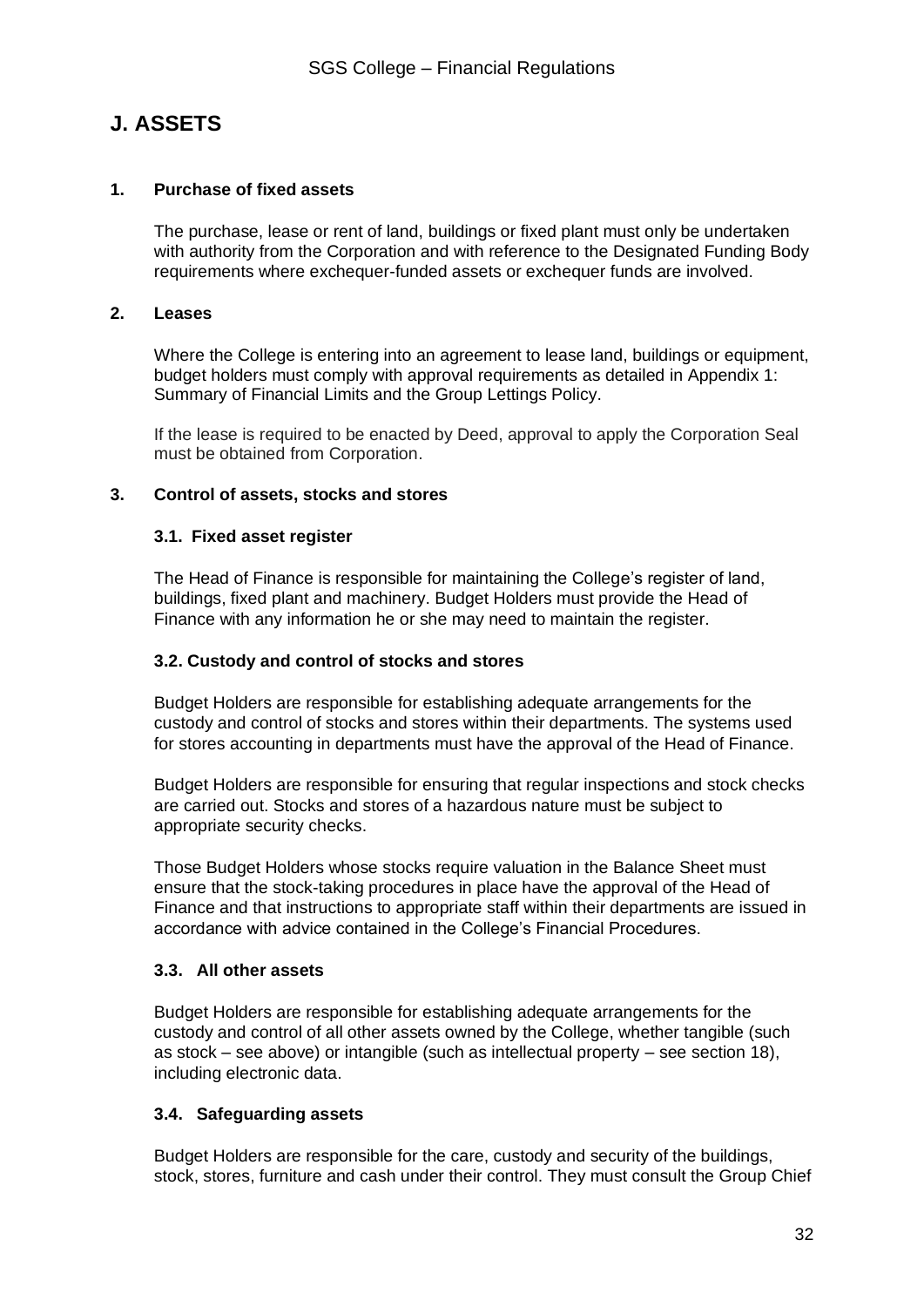# J. ASSETS

## 1. Purchase of fixed assets

The purchase, lease or rent of land, buildings or fixed plant must only be undertaken with authority from the Corporation and with reference to the Designated Funding Body requirements where exchequer-funded assets or exchequer funds are involved.

## 2. Leases

Where the College is entering into an agreement to lease land, buildings or equipment, budget holders must comply with approval requirements as detailed in Appendix 1: Summary of Financial Limits and the Group Lettings Policy.

If the lease is required to be enacted by Deed, approval to apply the Corporation Seal must be obtained from Corporation.

## 3. Control of assets, stocks and stores

### 3.1. Fixed asset register

The Head of Finance is responsible for maintaining the College's register of land, buildings, fixed plant and machinery. Budget Holders must provide the Head of Finance with any information he or she may need to maintain the register.

### 3.2. Custody and control of stocks and stores

Budget Holders are responsible for establishing adequate arrangements for the custody and control of stocks and stores within their departments. The systems used for stores accounting in departments must have the approval of the Head of Finance.

Budget Holders are responsible for ensuring that regular inspections and stock checks are carried out. Stocks and stores of a hazardous nature must be subject to appropriate security checks.

Those Budget Holders whose stocks require valuation in the Balance Sheet must ensure that the stock-taking procedures in place have the approval of the Head of Finance and that instructions to appropriate staff within their departments are issued in accordance with advice contained in the College's Financial Procedures.

### 3.3. All other assets

Budget Holders are responsible for establishing adequate arrangements for the custody and control of all other assets owned by the College, whether tangible (such as stock – see above) or intangible (such as intellectual property – see section 18), including electronic data.

### 3.4. Safeguarding assets

Budget Holders are responsible for the care, custody and security of the buildings, stock, stores, furniture and cash under their control. They must consult the Group Chief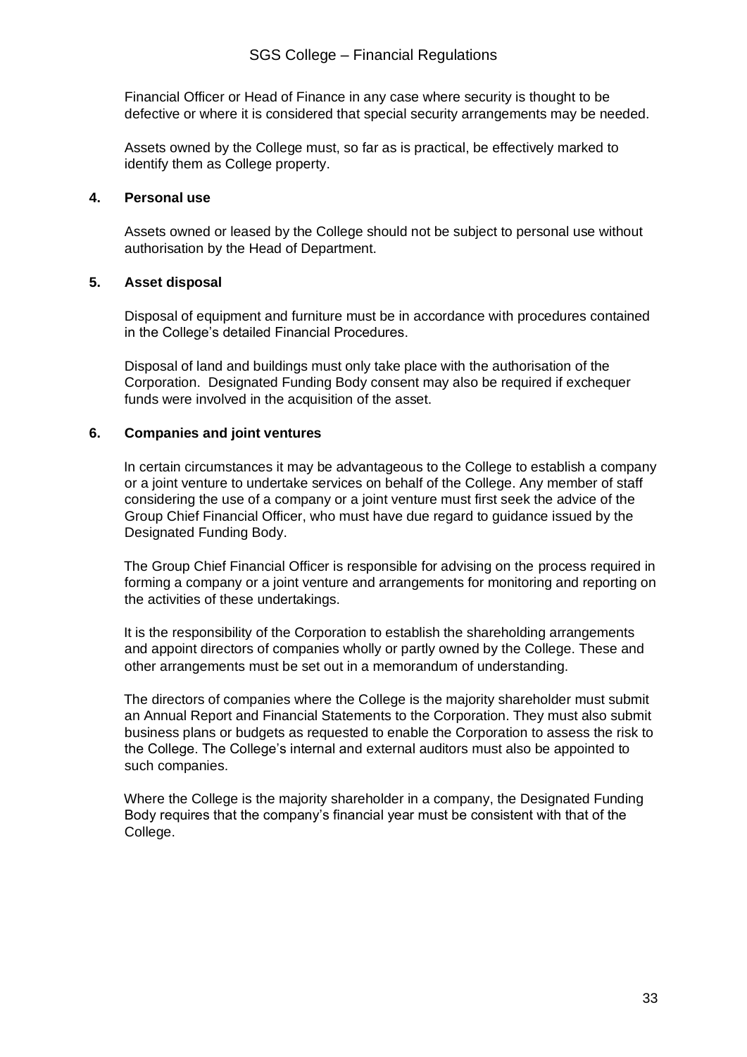Financial Officer or Head of Finance in any case where security is thought to be defective or where it is considered that special security arrangements may be needed.

Assets owned by the College must, so far as is practical, be effectively marked to identify them as College property.

**4. Personal use**

Assets owned or leased by the College should not be subject to personal use without authorisation by the Head of Department.

**5. Asset disposal**

Disposal of equipment and furniture must be in accordance with procedures contained in the College's detailed Financial Procedures.

Disposal of land and buildings must only take place with the authorisation of the Corporation. Designated Funding Body consent may also be required if exchequer funds were involved in the acquisition of the asset.

**6. Companies and joint ventures**

In certain circumstances it may be advantageous to the College to establish a company or a joint venture to undertake services on behalf of the College. Any member of staff considering the use of a company or a joint venture must first seek the advice of the Group Chief Financial Officer, who must have due regard to guidance issued by the Designated Funding Body.

The Group Chief Financial Officer is responsible for advising on the process required in forming a company or a joint venture and arrangements for monitoring and reporting on the activities of these undertakings.

It is the responsibility of the Corporation to establish the shareholding arrangements and appoint directors of companies wholly or partly owned by the College. These and other arrangements must be set out in a memorandum of understanding.

The directors of companies where the College is the majority shareholder must submit an Annual Report and Financial Statements to the Corporation. They must also submit business plans or budgets as requested to enable the Corporation to assess the risk to the College. The College's internal and external auditors must also be appointed to such companies.

Where the College is the majority shareholder in a company, the Designated Funding Body requires that the company's financial year must be consistent with that of the College.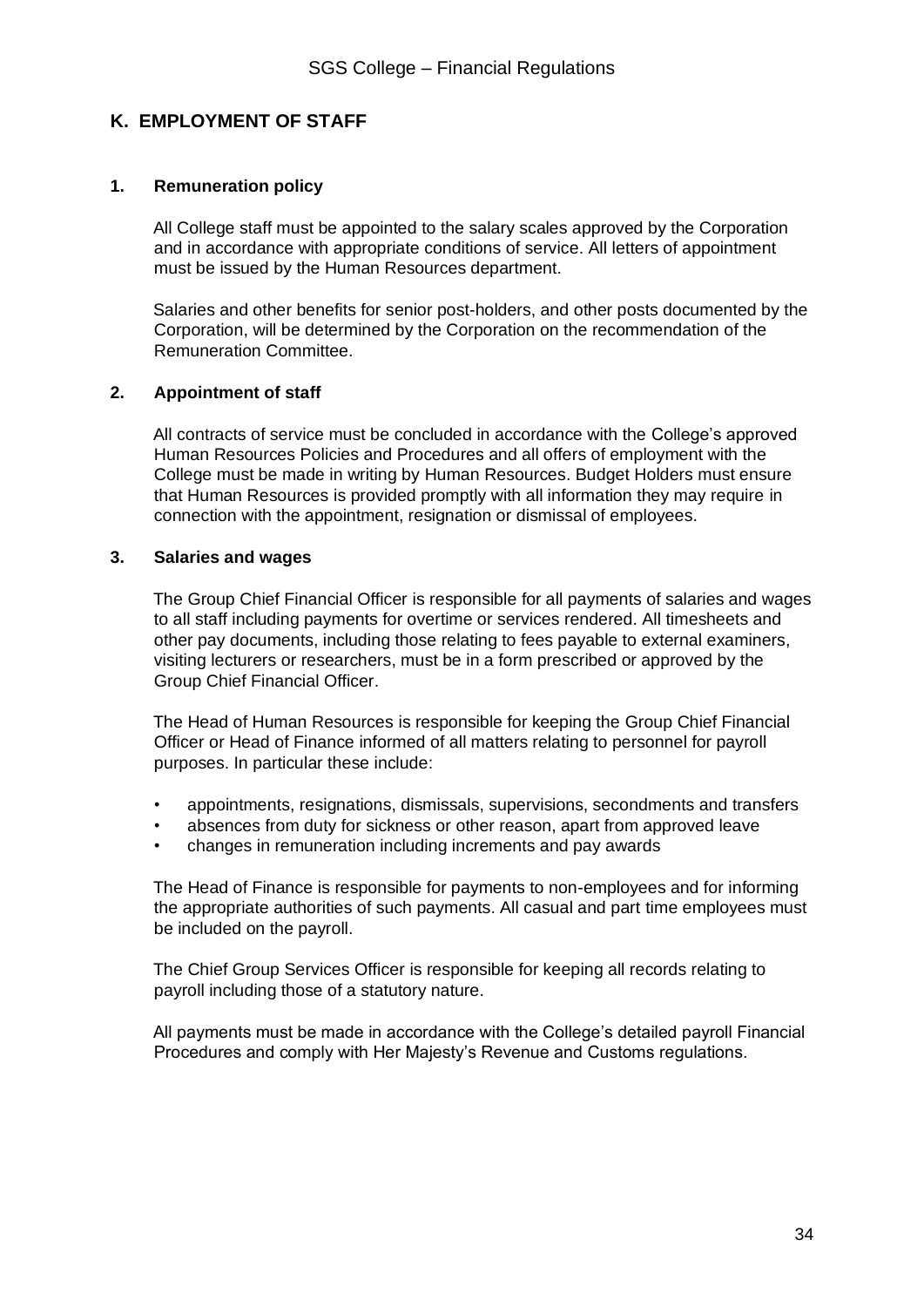## K. EMPLOYMENT OF STAFF

### 1. Remuneration policy

All College staff must be appointed to the salary scales approved by the Corporation and in accordance with appropriate conditions of service. All letters of appointment must be issued by the Human Resources department.

Salaries and other benefits for senior post-holders, and other posts documented by the Corporation, will be determined by the Corporation on the recommendation of the Remuneration Committee.

### 2. Appointment of staff

All contracts of service must be concluded in accordance with the College's approved Human Resources Policies and Procedures and all offers of employment with the College must be made in writing by Human Resources. Budget Holders must ensure that Human Resources is provided promptly with all information they may require in connection with the appointment, resignation or dismissal of employees.

### 3. Salaries and wages

The Group Chief Financial Officer is responsible for all payments of salaries and wages to all staff including payments for overtime or services rendered. All timesheets and other pay documents, including those relating to fees payable to external examiners, visiting lecturers or researchers, must be in a form prescribed or approved by the Group Chief Financial Officer.

The Head of Human Resources is responsible for keeping the Group Chief Financial Officer or Head of Finance informed of all matters relating to personnel for payroll purposes. In particular these include:

- appointments, resignations, dismissals, supervisions, secondments and transfers
- absences from duty for sickness or other reason, apart from approved leave
- changes in remuneration including increments and pay awards

The Head of Finance is responsible for payments to non-employees and for informing the appropriate authorities of such payments. All casual and part time employees must be included on the payroll.

The Chief Group Services Officer is responsible for keeping all records relating to payroll including those of a statutory nature.

All payments must be made in accordance with the College's detailed payroll Financial Procedures and comply with Her Majesty's Revenue and Customs regulations.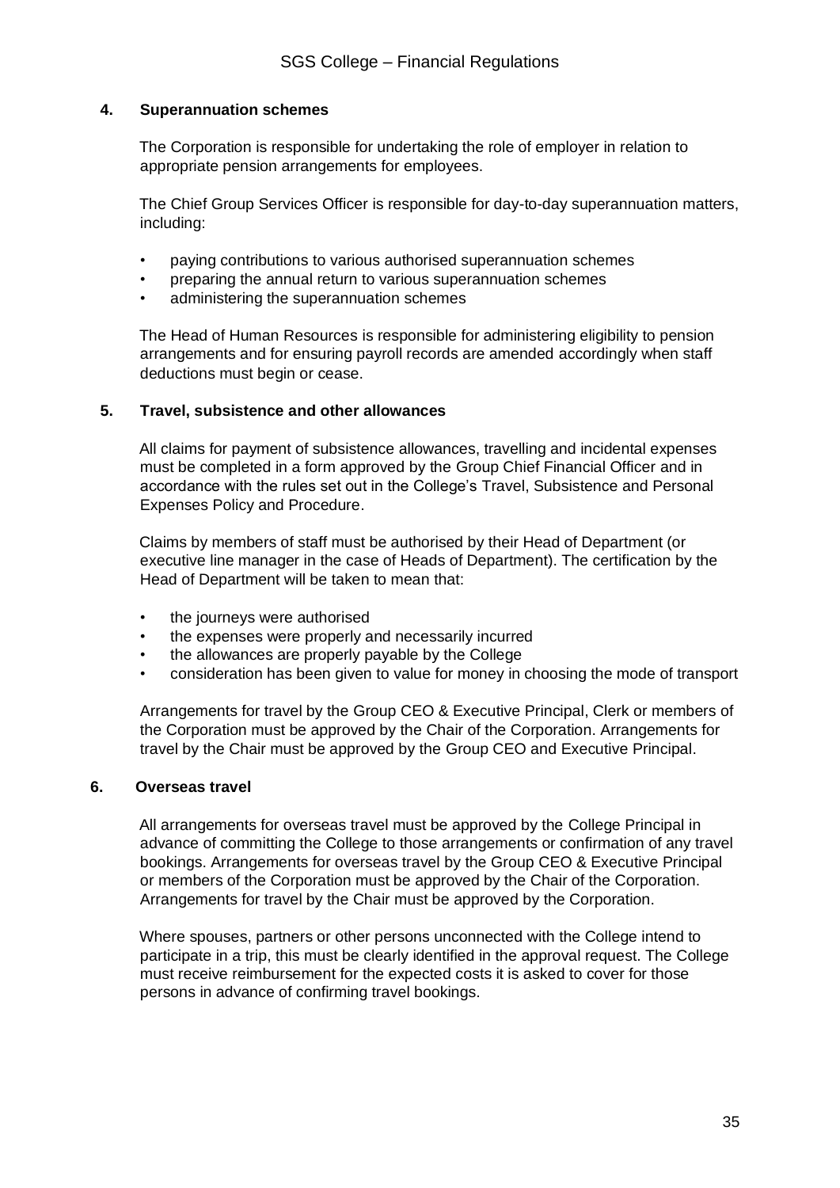## 4. Superannuation schemes

The Corporation is responsible for undertaking the role of employer in relation to appropriate pension arrangements for employees.

The Chief Group Services Officer is responsible for day-to-day superannuation matters, including:

- paying contributions to various authorised superannuation schemes
- preparing the annual return to various superannuation schemes
- administering the superannuation schemes

The Head of Human Resources is responsible for administering eligibility to pension arrangements and for ensuring payroll records are amended accordingly when staff deductions must begin or cease.

## 5. Travel, subsistence and other allowances

All claims for payment of subsistence allowances, travelling and incidental expenses must be completed in a form approved by the Group Chief Financial Officer and in accordance with the rules set out in the College's Travel, Subsistence and Personal Expenses Policy and Procedure.

Claims by members of staff must be authorised by their Head of Department (or executive line manager in the case of Heads of Department). The certification by the Head of Department will be taken to mean that:

- the journeys were authorised
- the expenses were properly and necessarily incurred
- the allowances are properly payable by the College
- consideration has been given to value for money in choosing the mode of transport

Arrangements for travel by the Group CEO & Executive Principal, Clerk or members of the Corporation must be approved by the Chair of the Corporation. Arrangements for travel by the Chair must be approved by the Group CEO and Executive Principal.

## 6. Overseas travel

All arrangements for overseas travel must be approved by the College Principal in advance of committing the College to those arrangements or confirmation of any travel bookings. Arrangements for overseas travel by the Group CEO & Executive Principal or members of the Corporation must be approved by the Chair of the Corporation. Arrangements for travel by the Chair must be approved by the Corporation.

Where spouses, partners or other persons unconnected with the College intend to participate in a trip, this must be clearly identified in the approval request. The College must receive reimbursement for the expected costs it is asked to cover for those persons in advance of confirming travel bookings.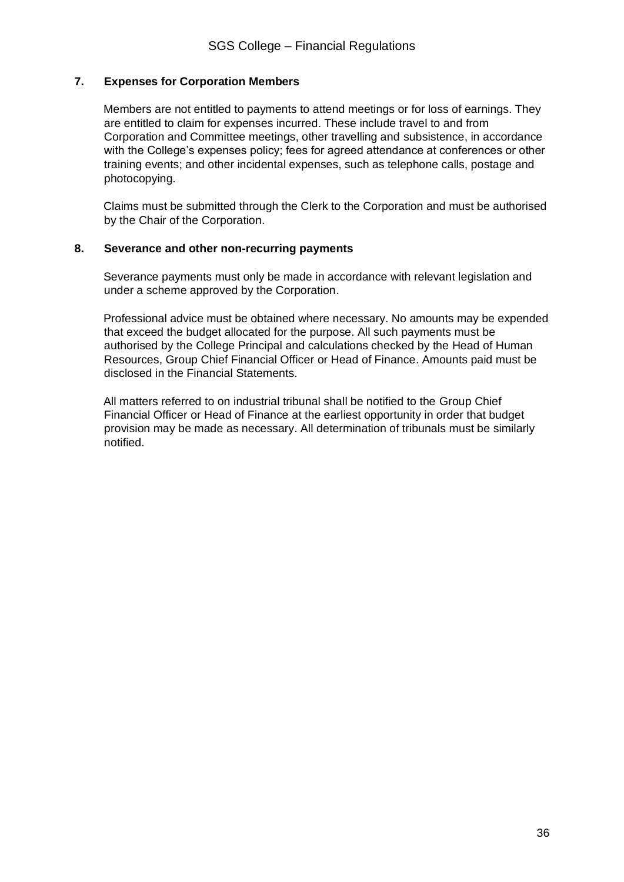## 7. Expenses for Corporation Members

Members are not entitled to payments to attend meetings or for loss of earnings. They are entitled to claim for expenses incurred. These include travel to and from Corporation and Committee meetings, other travelling and subsistence, in accordance with the College's expenses policy; fees for agreed attendance at conferences or other training events; and other incidental expenses, such as telephone calls, postage and photocopying.

Claims must be submitted through the Clerk to the Corporation and must be authorised by the Chair of the Corporation.

## 8. Severance and other non-recurring payments

Severance payments must only be made in accordance with relevant legislation and under a scheme approved by the Corporation.

Professional advice must be obtained where necessary. No amounts may be expended that exceed the budget allocated for the purpose. All such payments must be authorised by the College Principal and calculations checked by the Head of Human Resources, Group Chief Financial Officer or Head of Finance. Amounts paid must be disclosed in the Financial Statements.

All matters referred to on industrial tribunal shall be notified to the Group Chief Financial Officer or Head of Finance at the earliest opportunity in order that budget provision may be made as necessary. All determination of tribunals must be similarly notified.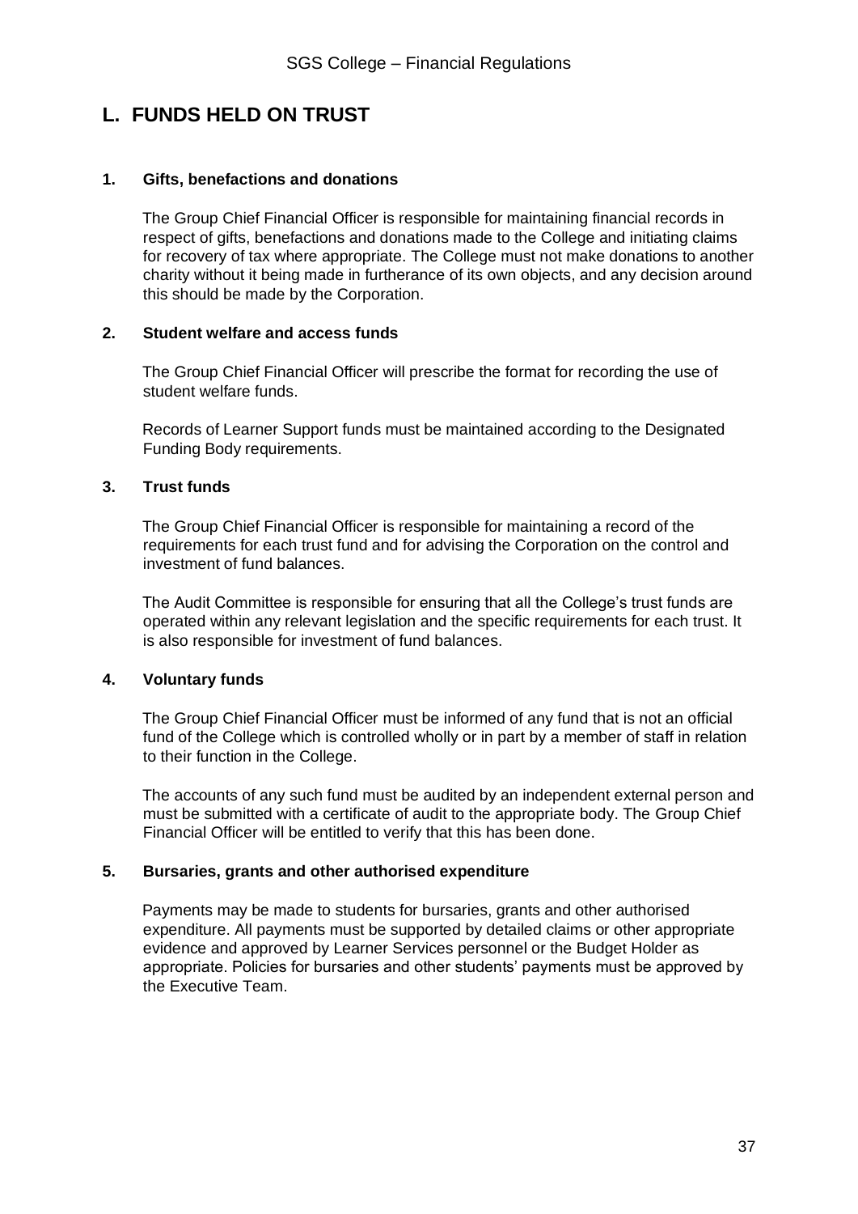## L. FUNDS HELD ON TRUST

### 1. Gifts, benefactions and donations

The Group Chief Financial Officer is responsible for maintaining financial records in respect of gifts, benefactions and donations made to the College and initiating claims for recovery of tax where appropriate. The College must not make donations to another charity without it being made in furtherance of its own objects, and any decision around this should be made by the Corporation.

### 2. Student welfare and access funds

The Group Chief Financial Officer will prescribe the format for recording the use of student welfare funds.

Records of Learner Support funds must be maintained according to the Designated Funding Body requirements.

### 3. Trust funds

The Group Chief Financial Officer is responsible for maintaining a record of the requirements for each trust fund and for advising the Corporation on the control and investment of fund balances.

The Audit Committee is responsible for ensuring that all the College's trust funds are operated within any relevant legislation and the specific requirements for each trust. It is also responsible for investment of fund balances.

### 4. Voluntary funds

The Group Chief Financial Officer must be informed of any fund that is not an official fund of the College which is controlled wholly or in part by a member of staff in relation to their function in the College.

The accounts of any such fund must be audited by an independent external person and must be submitted with a certificate of audit to the appropriate body. The Group Chief Financial Officer will be entitled to verify that this has been done.

### 5. Bursaries, grants and other authorised expenditure

Payments may be made to students for bursaries, grants and other authorised expenditure. All payments must be supported by detailed claims or other appropriate evidence and approved by Learner Services personnel or the Budget Holder as appropriate. Policies for bursaries and other students' payments must be approved by the Executive Team.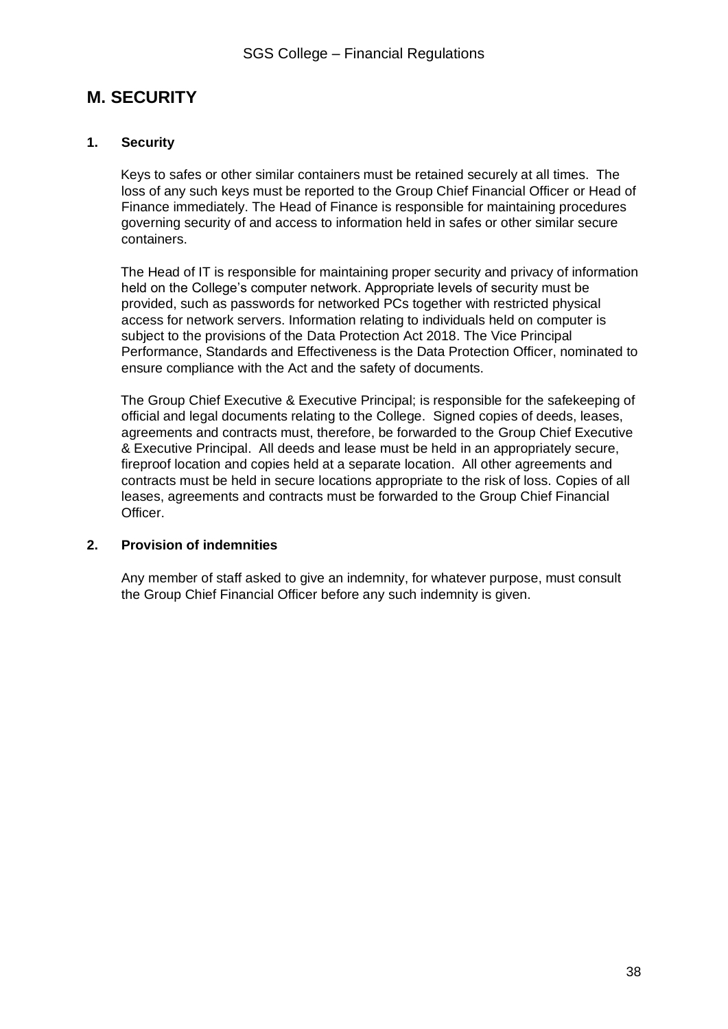## M. SECURITY

### 1. Security

Keys to safes or other similar containers must be retained securely at all times. The loss of any such keys must be reported to the Group Chief Financial Officer or Head of Finance immediately. The Head of Finance is responsible for maintaining procedures governing security of and access to information held in safes or other similar secure containers.

The Head of IT is responsible for maintaining proper security and privacy of information held on the College's computer network. Appropriate levels of security must be provided, such as passwords for networked PCs together with restricted physical access for network servers. Information relating to individuals held on computer is subject to the provisions of the Data Protection Act 2018. The Vice Principal Performance, Standards and Effectiveness is the Data Protection Officer, nominated to ensure compliance with the Act and the safety of documents.

The Group Chief Executive & Executive Principal; is responsible for the safekeeping of official and legal documents relating to the College. Signed copies of deeds, leases, agreements and contracts must, therefore, be forwarded to the Group Chief Executive & Executive Principal. All deeds and lease must be held in an appropriately secure, fireproof location and copies held at a separate location. All other agreements and contracts must be held in secure locations appropriate to the risk of loss. Copies of all leases, agreements and contracts must be forwarded to the Group Chief Financial Officer.

### 2. Provision of indemnities

Any member of staff asked to give an indemnity, for whatever purpose, must consult the Group Chief Financial Officer before any such indemnity is given.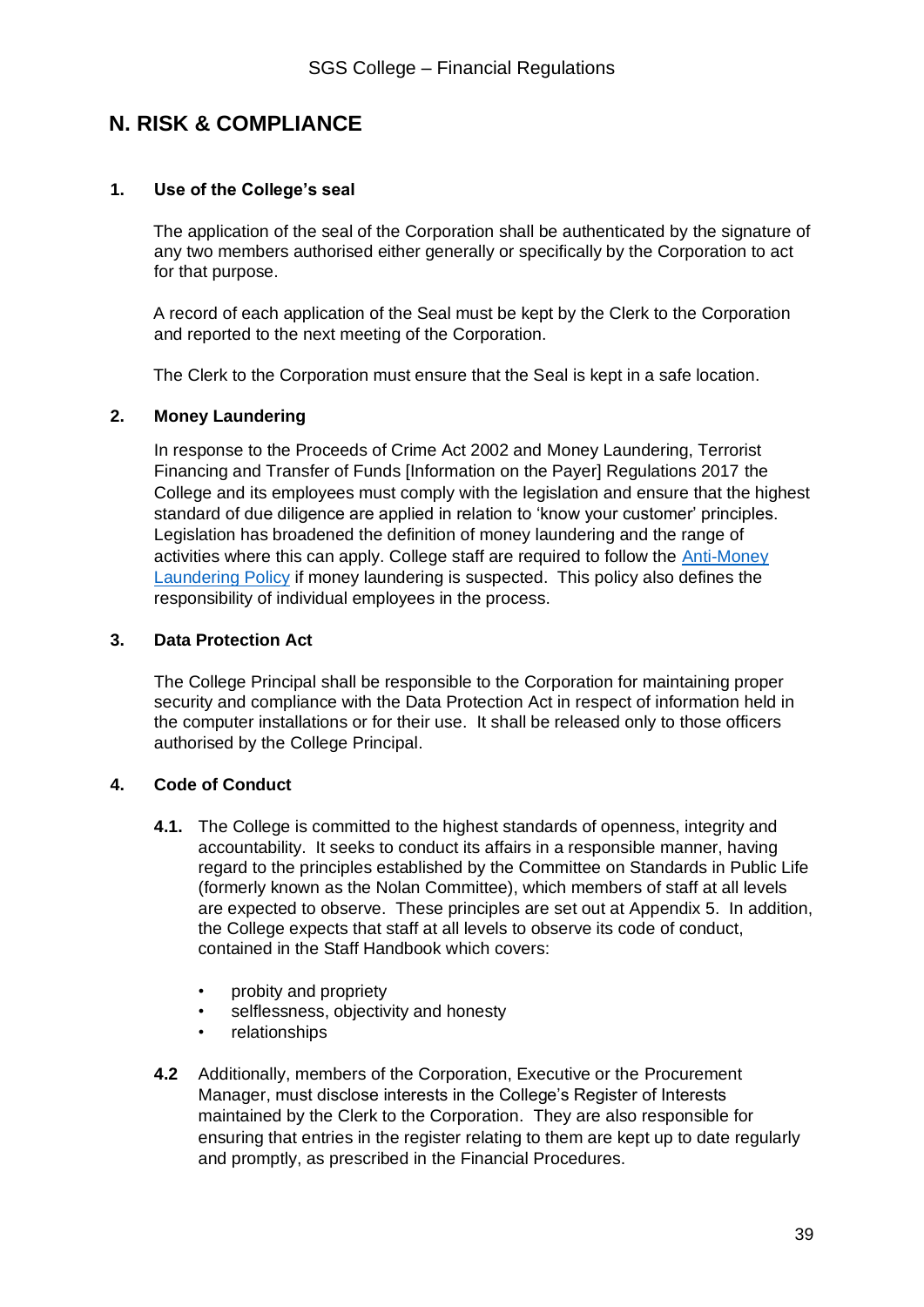## N. RISK & COMPLIANCE

### 1. Use of the College's seal

The application of the seal of the Corporation shall be authenticated by the signature of any two members authorised either generally or specifically by the Corporation to act for that purpose.

A record of each application of the Seal must be kept by the Clerk to the Corporation and reported to the next meeting of the Corporation.

The Clerk to the Corporation must ensure that the Seal is kept in a safe location.

### 2. Money Laundering

In response to the Proceeds of Crime Act 2002 and Money Laundering, Terrorist Financing and Transfer of Funds [Information on the Payer] Regulations 2017 the College and its employees must comply with the legislation and ensure that the highest standard of due diligence are applied in relation to 'know your customer' principles. Legislation has broadened the definition of money laundering and the range of activities where this can apply. College staff are required to follow the Anti-Money Laundering Policy if money laundering is suspected. This policy also defines the responsibility of individual employees in the process.

### 3. Data Protection Act

The College Principal shall be responsible to the Corporation for maintaining proper security and compliance with the Data Protection Act in respect of information held in the computer installations or for their use. It shall be released only to those officers authorised by the College Principal.

### 4. Code of Conduct

**4.1.** The College is committed to the highest standards of openness, integrity and accountability. It seeks to conduct its affairs in a responsible manner, having regard to the principles established by the Committee on Standards in Public Life (formerly known as the Nolan Committee), which members of staff at all levels are expected to observe. These principles are set out at Appendix 5. In addition, the College expects that staff at all levels to observe its code of conduct, contained in the Staff Handbook which covers:

- probity and propriety
- selflessness, objectivity and honesty
- relationships

**4.2** Additionally, members of the Corporation, Executive or the Procurement Manager, must disclose interests in the College's Register of Interests maintained by the Clerk to the Corporation. They are also responsible for ensuring that entries in the register relating to them are kept up to date regularly and promptly, as prescribed in the Financial Procedures.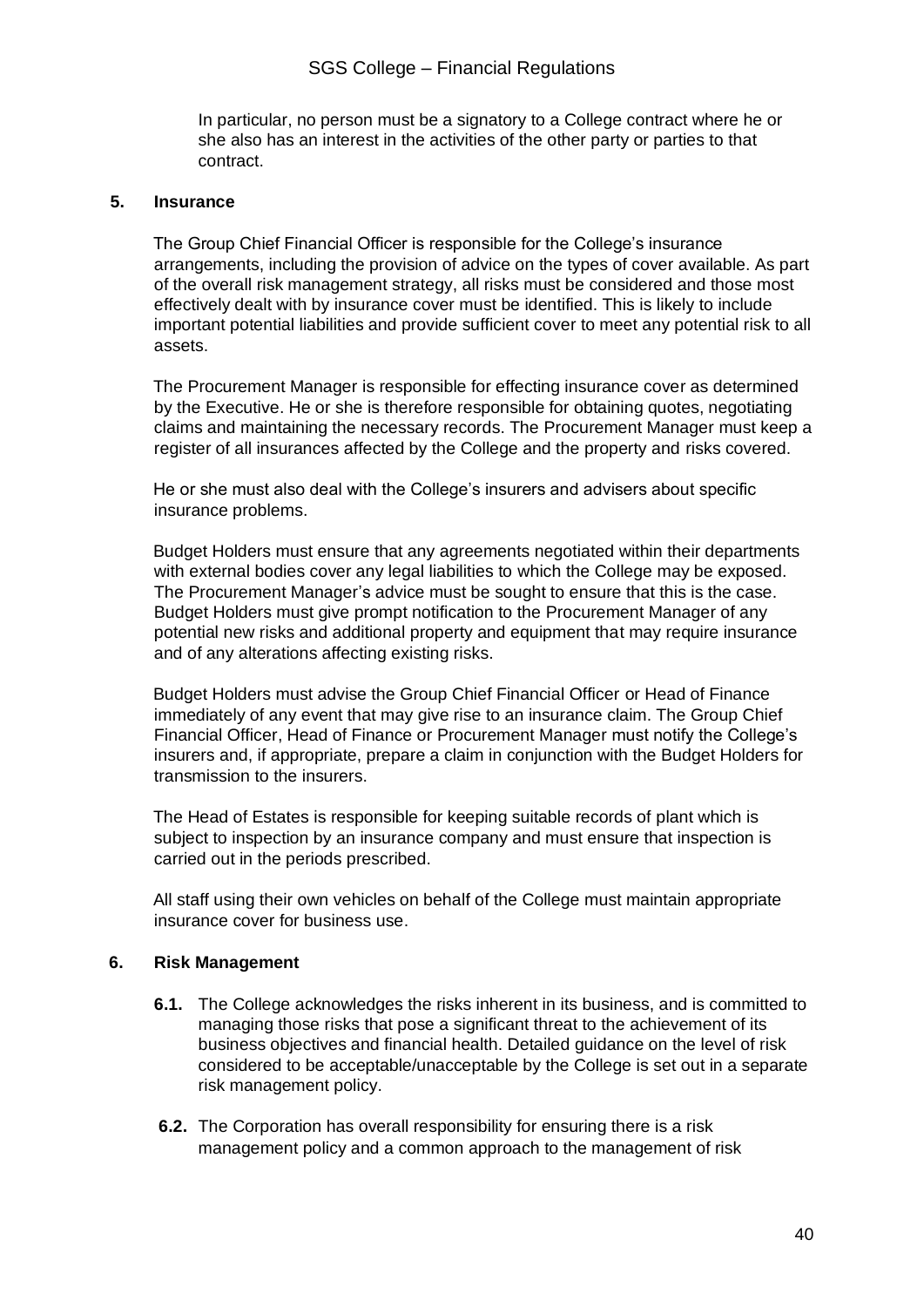In particular, no person must be a signatory to a College contract where he or she also has an interest in the activities of the other party or parties to that contract.

## 5. Insurance

The Group Chief Financial Officer is responsible for the College's insurance arrangements, including the provision of advice on the types of cover available. As part of the overall risk management strategy, all risks must be considered and those most effectively dealt with by insurance cover must be identified. This is likely to include important potential liabilities and provide sufficient cover to meet any potential risk to all assets.

The Procurement Manager is responsible for effecting insurance cover as determined by the Executive. He or she is therefore responsible for obtaining quotes, negotiating claims and maintaining the necessary records. The Procurement Manager must keep a register of all insurances affected by the College and the property and risks covered.

He or she must also deal with the College's insurers and advisers about specific insurance problems.

Budget Holders must ensure that any agreements negotiated within their departments with external bodies cover any legal liabilities to which the College may be exposed. The Procurement Manager's advice must be sought to ensure that this is the case. Budget Holders must give prompt notification to the Procurement Manager of any potential new risks and additional property and equipment that may require insurance and of any alterations affecting existing risks.

Budget Holders must advise the Group Chief Financial Officer or Head of Finance immediately of any event that may give rise to an insurance claim. The Group Chief Financial Officer, Head of Finance or Procurement Manager must notify the College's insurers and, if appropriate, prepare a claim in conjunction with the Budget Holders for transmission to the insurers.

The Head of Estates is responsible for keeping suitable records of plant which is subject to inspection by an insurance company and must ensure that inspection is carried out in the periods prescribed.

All staff using their own vehicles on behalf of the College must maintain appropriate insurance cover for business use.

## 6. Risk Management

**6.1.** The College acknowledges the risks inherent in its business, and is committed to managing those risks that pose a significant threat to the achievement of its business objectives and financial health. Detailed guidance on the level of risk considered to be acceptable/unacceptable by the College is set out in a separate risk management policy.

**6.2.** The Corporation has overall responsibility for ensuring there is a risk management policy and a common approach to the management of risk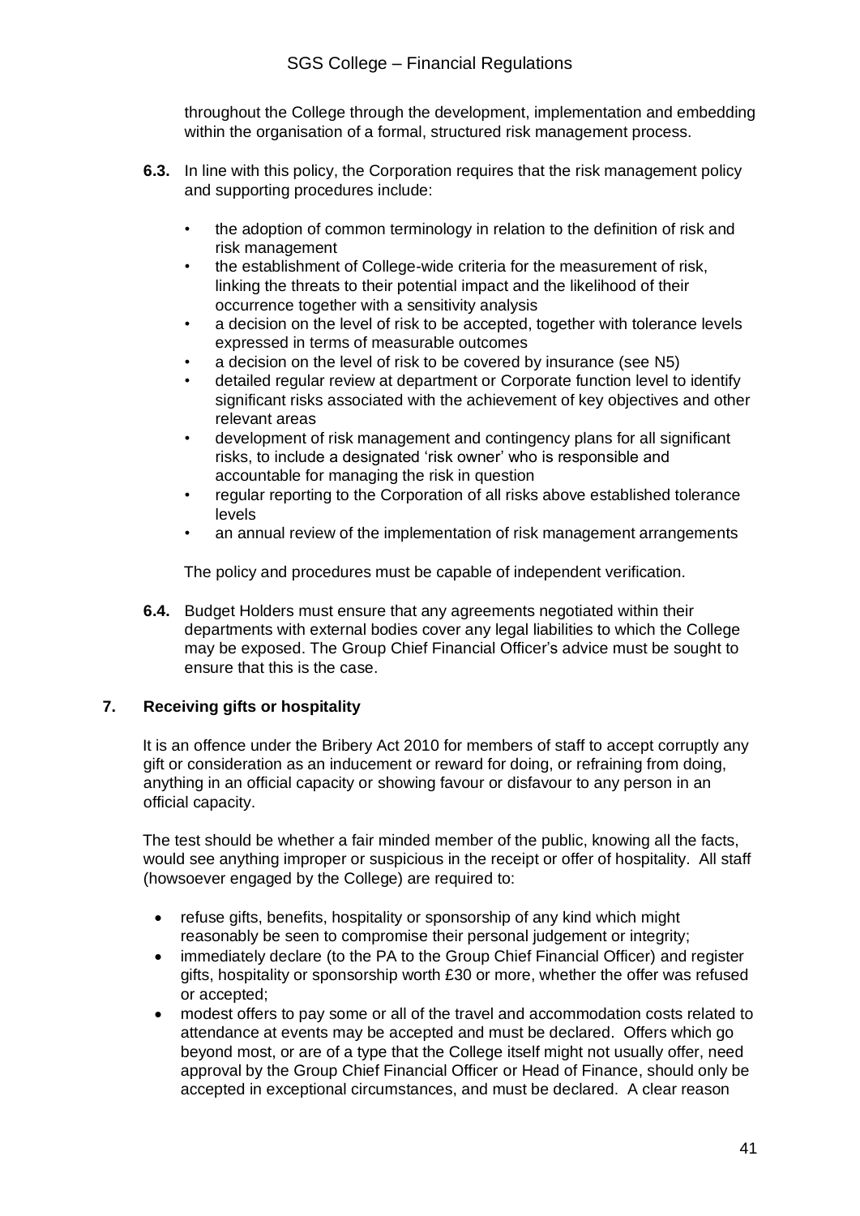throughout the College through the development, implementation and embedding within the organisation of a formal, structured risk management process.

**6.3.** In line with this policy, the Corporation requires that the risk management policy and supporting procedures include:

- the adoption of common terminology in relation to the definition of risk and risk management
- the establishment of College-wide criteria for the measurement of risk, linking the threats to their potential impact and the likelihood of their occurrence together with a sensitivity analysis
- a decision on the level of risk to be accepted, together with tolerance levels expressed in terms of measurable outcomes
- a decision on the level of risk to be covered by insurance (see N5)
- detailed regular review at department or Corporate function level to identify significant risks associated with the achievement of key objectives and other relevant areas
- development of risk management and contingency plans for all significant risks, to include a designated 'risk owner' who is responsible and accountable for managing the risk in question
- regular reporting to the Corporation of all risks above established tolerance levels
- an annual review of the implementation of risk management arrangements

The policy and procedures must be capable of independent verification.

**6.4.** Budget Holders must ensure that any agreements negotiated within their departments with external bodies cover any legal liabilities to which the College may be exposed. The Group Chief Financial Officer's advice must be sought to ensure that this is the case.

## 7. Receiving gifts or hospitality

It is an offence under the Bribery Act 2010 for members of staff to accept corruptly any gift or consideration as an inducement or reward for doing, or refraining from doing, anything in an official capacity or showing favour or disfavour to any person in an official capacity.

The test should be whether a fair minded member of the public, knowing all the facts, would see anything improper or suspicious in the receipt or offer of hospitality. All staff (howsoever engaged by the College) are required to:

- refuse gifts, benefits, hospitality or sponsorship of any kind which might reasonably be seen to compromise their personal judgement or integrity;
- immediately declare (to the PA to the Group Chief Financial Officer) and register gifts, hospitality or sponsorship worth £30 or more, whether the offer was refused or accepted;
- modest offers to pay some or all of the travel and accommodation costs related to attendance at events may be accepted and must be declared. Offers which go beyond most, or are of a type that the College itself might not usually offer, need approval by the Group Chief Financial Officer or Head of Finance, should only be accepted in exceptional circumstances, and must be declared. A clear reason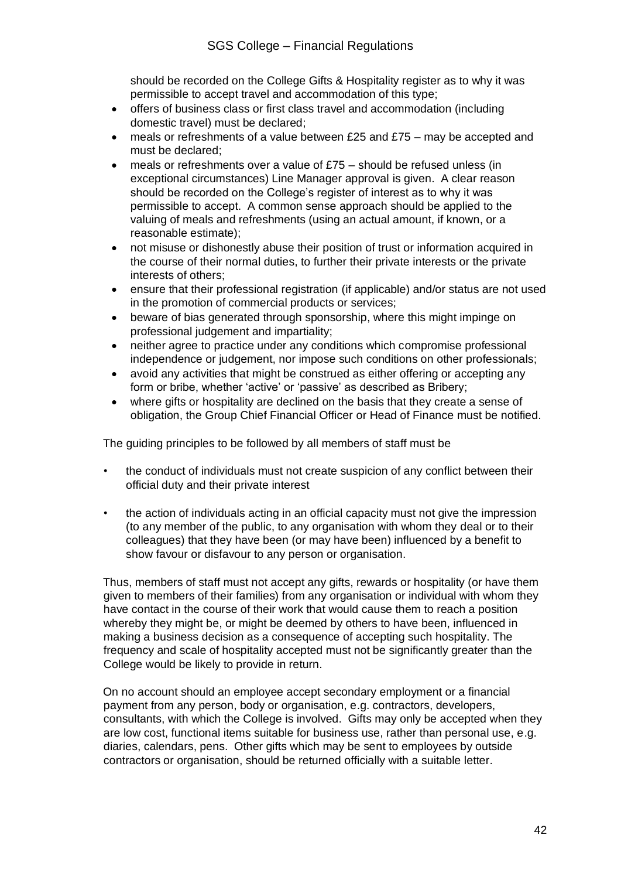should be recorded on the College Gifts & Hospitality register as to why it was permissible to accept travel and accommodation of this type;

- offers of business class or first class travel and accommodation (including domestic travel) must be declared;
- meals or refreshments of a value between £25 and £75 – may be accepted and must be declared;
- meals or refreshments over a value of £75 – should be refused unless (in exceptional circumstances) Line Manager approval is given. A clear reason should be recorded on the College's register of interest as to why it was permissible to accept. A common sense approach should be applied to the valuing of meals and refreshments (using an actual amount, if known, or a reasonable estimate);
- not misuse or dishonestly abuse their position of trust or information acquired in the course of their normal duties, to further their private interests or the private interests of others;
- ensure that their professional registration (if applicable) and/or status are not used in the promotion of commercial products or services;
- beware of bias generated through sponsorship, where this might impinge on professional judgement and impartiality;
- neither agree to practice under any conditions which compromise professional independence or judgement, nor impose such conditions on other professionals;
- avoid any activities that might be construed as either offering or accepting any form or bribe, whether 'active' or 'passive' as described as Bribery;
- where gifts or hospitality are declined on the basis that they create a sense of obligation, the Group Chief Financial Officer or Head of Finance must be notified.

The guiding principles to be followed by all members of staff must be

- the conduct of individuals must not create suspicion of any conflict between their official duty and their private interest
- the action of individuals acting in an official capacity must not give the impression (to any member of the public, to any organisation with whom they deal or to their colleagues) that they have been (or may have been) influenced by a benefit to show favour or disfavour to any person or organisation.

Thus, members of staff must not accept any gifts, rewards or hospitality (or have them given to members of their families) from any organisation or individual with whom they have contact in the course of their work that would cause them to reach a position whereby they might be, or might be deemed by others to have been, influenced in making a business decision as a consequence of accepting such hospitality. The frequency and scale of hospitality accepted must not be significantly greater than the College would be likely to provide in return.

On no account should an employee accept secondary employment or a financial payment from any person, body or organisation, e.g. contractors, developers, consultants, with which the College is involved. Gifts may only be accepted when they are low cost, functional items suitable for business use, rather than personal use, e.g. diaries, calendars, pens. Other gifts which may be sent to employees by outside contractors or organisation, should be returned officially with a suitable letter.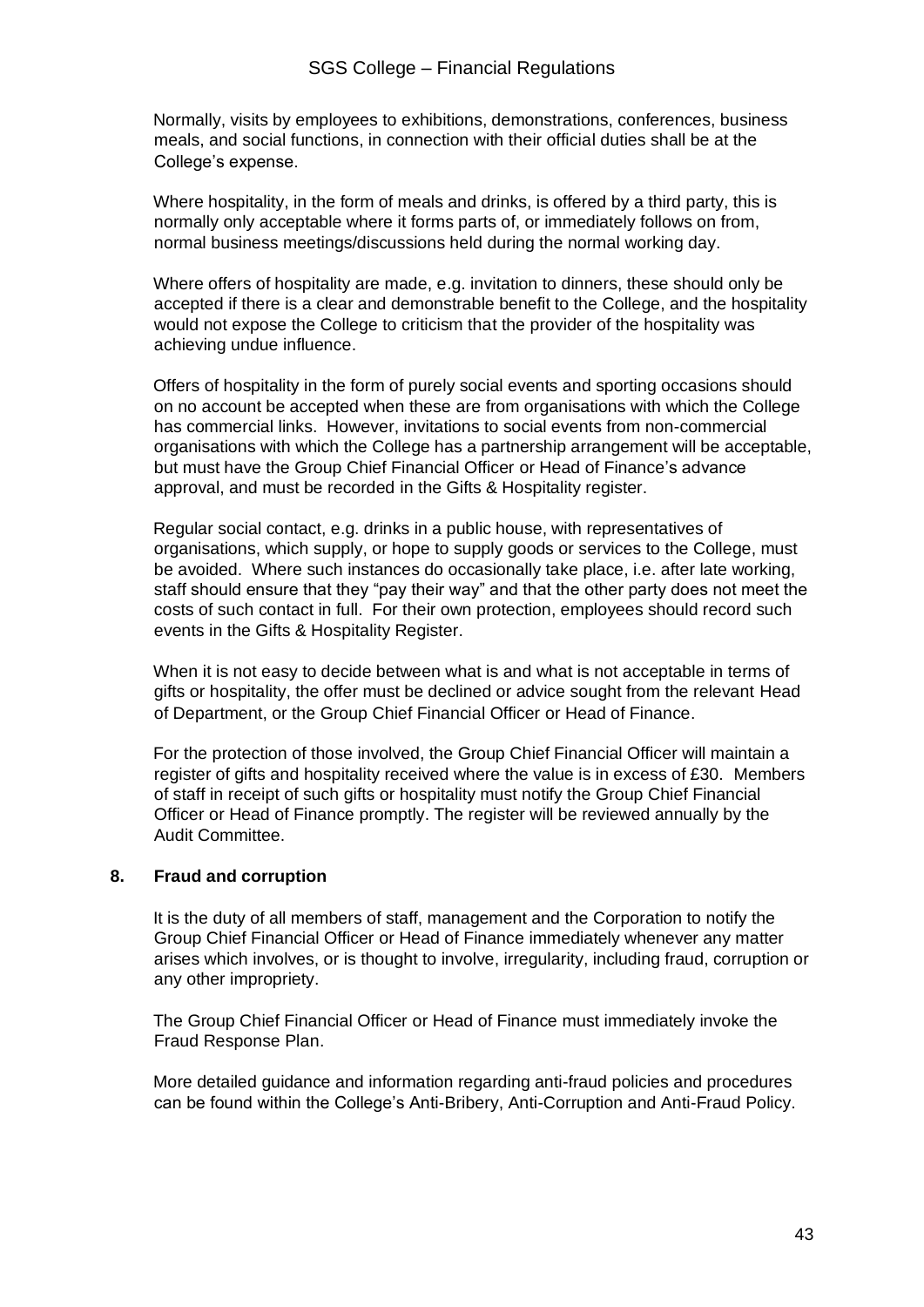Normally, visits by employees to exhibitions, demonstrations, conferences, business meals, and social functions, in connection with their official duties shall be at the College's expense.

Where hospitality, in the form of meals and drinks, is offered by a third party, this is normally only acceptable where it forms parts of, or immediately follows on from, normal business meetings/discussions held during the normal working day.

Where offers of hospitality are made, e.g. invitation to dinners, these should only be accepted if there is a clear and demonstrable benefit to the College, and the hospitality would not expose the College to criticism that the provider of the hospitality was achieving undue influence.

Offers of hospitality in the form of purely social events and sporting occasions should on no account be accepted when these are from organisations with which the College has commercial links. However, invitations to social events from non-commercial organisations with which the College has a partnership arrangement will be acceptable, but must have the Group Chief Financial Officer or Head of Finance's advance approval, and must be recorded in the Gifts & Hospitality register.

Regular social contact, e.g. drinks in a public house, with representatives of organisations, which supply, or hope to supply goods or services to the College, must be avoided. Where such instances do occasionally take place, i.e. after late working, staff should ensure that they "pay their way" and that the other party does not meet the costs of such contact in full. For their own protection, employees should record such events in the Gifts & Hospitality Register.

When it is not easy to decide between what is and what is not acceptable in terms of gifts or hospitality, the offer must be declined or advice sought from the relevant Head of Department, or the Group Chief Financial Officer or Head of Finance.

For the protection of those involved, the Group Chief Financial Officer will maintain a register of gifts and hospitality received where the value is in excess of £30. Members of staff in receipt of such gifts or hospitality must notify the Group Chief Financial Officer or Head of Finance promptly. The register will be reviewed annually by the Audit Committee.

## 8. Fraud and corruption

It is the duty of all members of staff, management and the Corporation to notify the Group Chief Financial Officer or Head of Finance immediately whenever any matter arises which involves, or is thought to involve, irregularity, including fraud, corruption or any other impropriety.

The Group Chief Financial Officer or Head of Finance must immediately invoke the Fraud Response Plan.

More detailed guidance and information regarding anti-fraud policies and procedures can be found within the College's Anti-Bribery, Anti-Corruption and Anti-Fraud Policy.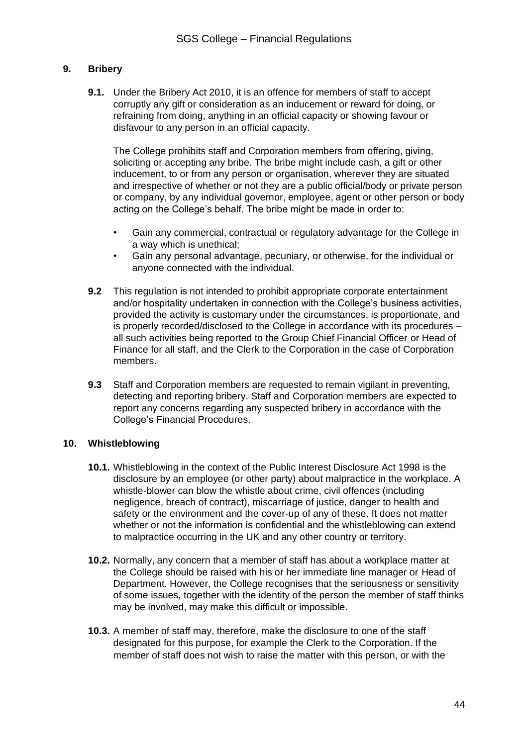## 9. Bribery

**9.1.** Under the Bribery Act 2010, it is an offence for members of staff to accept corruptly any gift or consideration as an inducement or reward for doing, or refraining from doing, anything in an official capacity or showing favour or disfavour to any person in an official capacity.

The College prohibits staff and Corporation members from offering, giving, soliciting or accepting any bribe. The bribe might include cash, a gift or other inducement, to or from any person or organisation, wherever they are situated and irrespective of whether or not they are a public official/body or private person or company, by any individual governor, employee, agent or other person or body acting on the College's behalf. The bribe might be made in order to:

- Gain any commercial, contractual or regulatory advantage for the College in a way which is unethical;
- Gain any personal advantage, pecuniary, or otherwise, for the individual or anyone connected with the individual.

**9.2** This regulation is not intended to prohibit appropriate corporate entertainment and/or hospitality undertaken in connection with the College's business activities, provided the activity is customary under the circumstances, is proportionate, and is properly recorded/disclosed to the College in accordance with its procedures – all such activities being reported to the Group Chief Financial Officer or Head of Finance for all staff, and the Clerk to the Corporation in the case of Corporation members.

**9.3** Staff and Corporation members are requested to remain vigilant in preventing, detecting and reporting bribery. Staff and Corporation members are expected to report any concerns regarding any suspected bribery in accordance with the College's Financial Procedures.

## 10. Whistleblowing

**10.1.** Whistleblowing in the context of the Public Interest Disclosure Act 1998 is the disclosure by an employee (or other party) about malpractice in the workplace. A whistle-blower can blow the whistle about crime, civil offences (including negligence, breach of contract), miscarriage of justice, danger to health and safety or the environment and the cover-up of any of these. It does not matter whether or not the information is confidential and the whistleblowing can extend to malpractice occurring in the UK and any other country or territory.

**10.2.** Normally, any concern that a member of staff has about a workplace matter at the College should be raised with his or her immediate line manager or Head of Department. However, the College recognises that the seriousness or sensitivity of some issues, together with the identity of the person the member of staff thinks may be involved, may make this difficult or impossible.

**10.3.** A member of staff may, therefore, make the disclosure to one of the staff designated for this purpose, for example the Clerk to the Corporation. If the member of staff does not wish to raise the matter with this person, or with the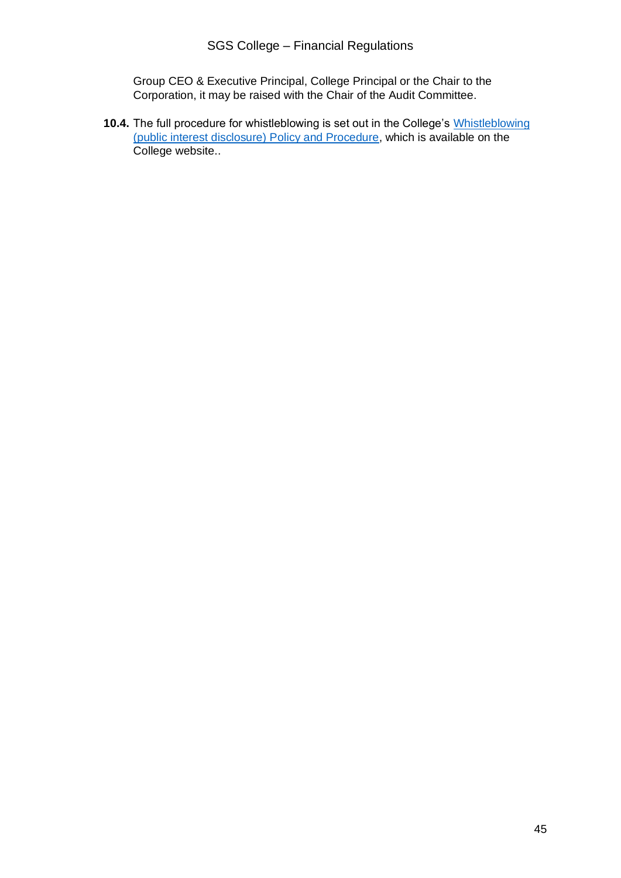Group CEO & Executive Principal, College Principal or the Chair to the Corporation, it may be raised with the Chair of the Audit Committee.

**10.4.** The full procedure for whistleblowing is set out in the College's Whistleblowing (public interest disclosure) Policy and Procedure, which is available on the College website..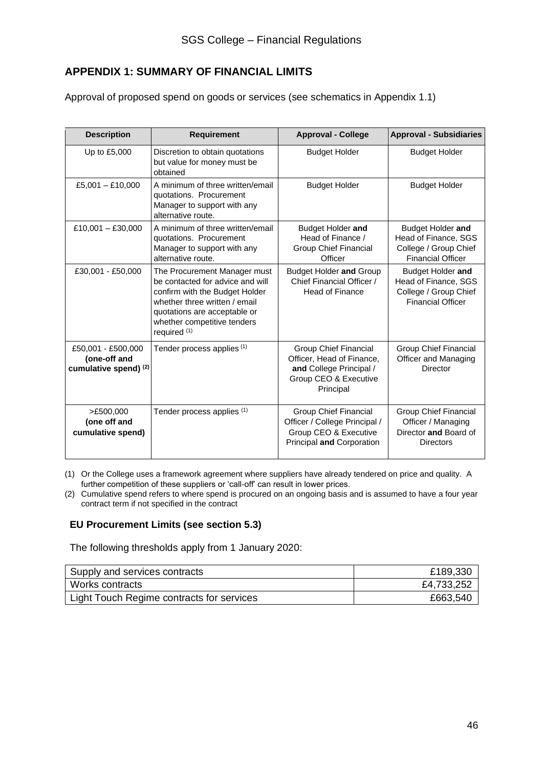## APPENDIX 1: SUMMARY OF FINANCIAL LIMITS

Approval of proposed spend on goods or services (see schematics in Appendix 1.1)

| Description | Requirement | Approval - College | Approval - Subsidiaries |
|---|---|---|---|
| Up to £5,000 | Discretion to obtain quotations but value for money must be obtained | Budget Holder | Budget Holder |
| £5,001 – £10,000 | A minimum of three written/email quotations. Procurement Manager to support with any alternative route. | Budget Holder | Budget Holder |
| £10,001 – £30,000 | A minimum of three written/email quotations. Procurement Manager to support with any alternative route. | Budget Holder **and** Head of Finance / Group Chief Financial Officer | Budget Holder **and** Head of Finance, SGS College / Group Chief Financial Officer |
| £30,001 - £50,000 | The Procurement Manager must be contacted for advice and will confirm with the Budget Holder whether three written / email quotations are acceptable or whether competitive tenders required [1] | Budget Holder **and** Group Chief Financial Officer / Head of Finance | Budget Holder **and** Head of Finance, SGS College / Group Chief Financial Officer |
| £50,001 - £500,000 **(one-off and cumulative spend)** [2] | Tender process applies [1] | Group Chief Financial Officer, Head of Finance, **and** College Principal / Group CEO & Executive Principal | Group Chief Financial Officer and Managing Director |
| >£500,000 **(one off and cumulative spend)** | Tender process applies [1] | Group Chief Financial Officer / College Principal / Group CEO & Executive Principal **and** Corporation | Group Chief Financial Officer / Managing Director **and** Board of Directors |

(1) Or the College uses a framework agreement where suppliers have already tendered on price and quality. A further competition of these suppliers or 'call-off' can result in lower prices.

(2) Cumulative spend refers to where spend is procured on an ongoing basis and is assumed to have a four year contract term if not specified in the contract

### EU Procurement Limits (see section 5.3)

The following thresholds apply from 1 January 2020:

| | |
|---|---|
| Supply and services contracts | £189,330 |
| Works contracts | £4,733,252 |
| Light Touch Regime contracts for services | £663,540 |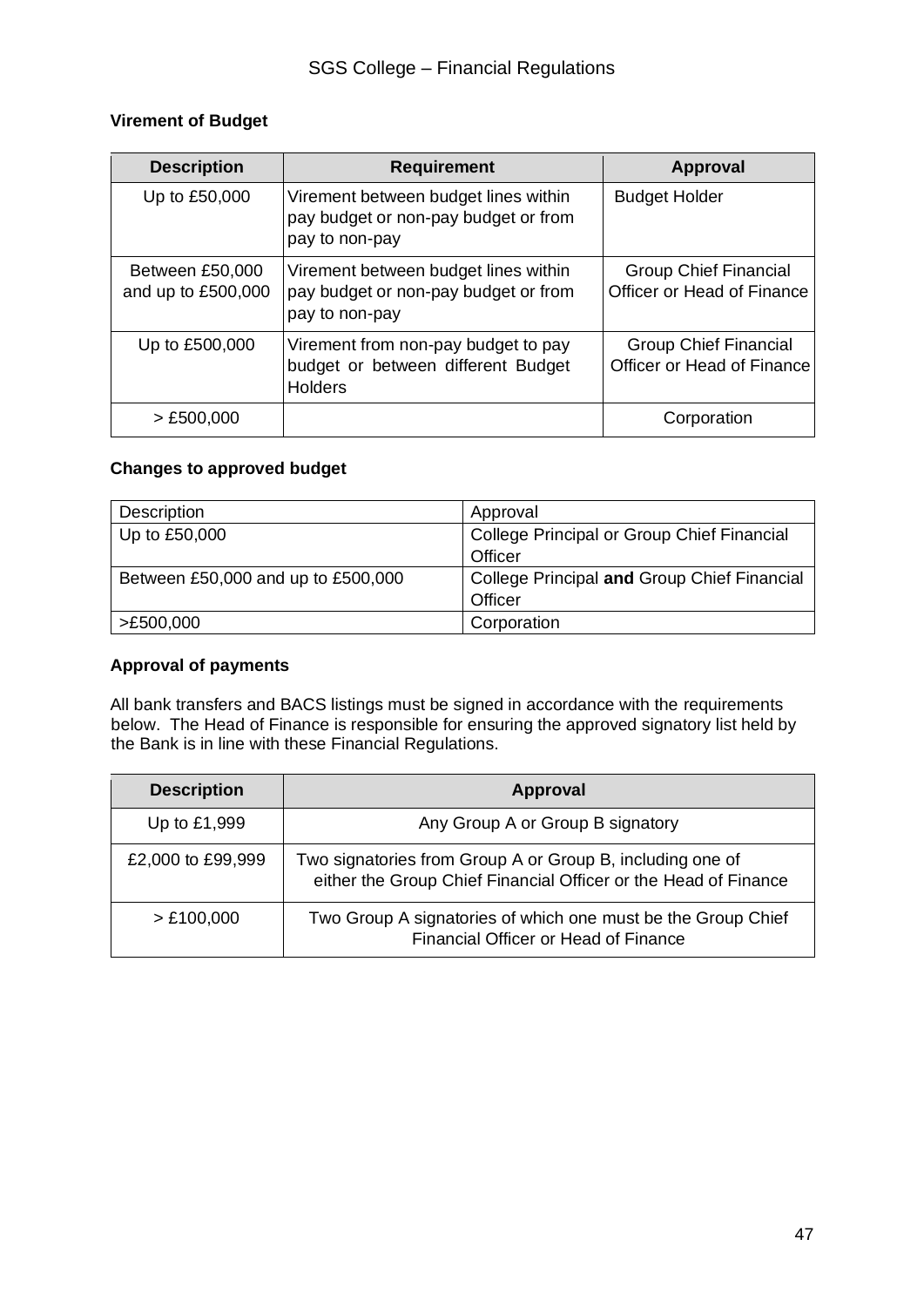### Virement of Budget

| Description | Requirement | Approval |
|---|---|---|
| Up to £50,000 | Virement between budget lines within pay budget or non-pay budget or from pay to non-pay | Budget Holder |
| Between £50,000 and up to £500,000 | Virement between budget lines within pay budget or non-pay budget or from pay to non-pay | Group Chief Financial Officer or Head of Finance |
| Up to £500,000 | Virement from non-pay budget to pay budget or between different Budget Holders | Group Chief Financial Officer or Head of Finance |
| > £500,000 | | Corporation |

### Changes to approved budget

| Description | Approval |
|---|---|
| Up to £50,000 | College Principal or Group Chief Financial Officer |
| Between £50,000 and up to £500,000 | College Principal **and** Group Chief Financial Officer |
| >£500,000 | Corporation |

### Approval of payments

All bank transfers and BACS listings must be signed in accordance with the requirements below. The Head of Finance is responsible for ensuring the approved signatory list held by the Bank is in line with these Financial Regulations.

| Description | Approval |
|---|---|
| Up to £1,999 | Any Group A or Group B signatory |
| £2,000 to £99,999 | Two signatories from Group A or Group B, including one of either the Group Chief Financial Officer or the Head of Finance |
| > £100,000 | Two Group A signatories of which one must be the Group Chief Financial Officer or Head of Finance |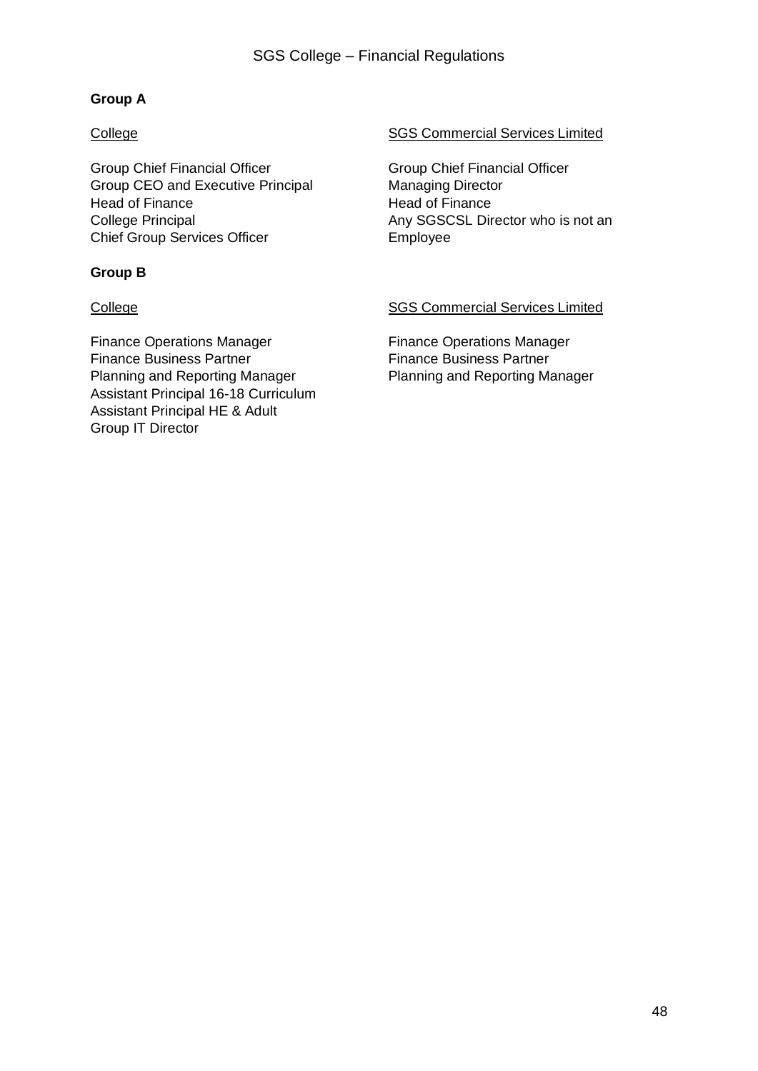**Group A**

<u>College</u>

Group Chief Financial Officer
Group CEO and Executive Principal
Head of Finance
College Principal
Chief Group Services Officer

<u>SGS Commercial Services Limited</u>

Group Chief Financial Officer
Managing Director
Head of Finance
Any SGSCSL Director who is not an Employee

**Group B**

<u>College</u>

Finance Operations Manager
Finance Business Partner
Planning and Reporting Manager
Assistant Principal 16-18 Curriculum
Assistant Principal HE & Adult
Group IT Director

<u>SGS Commercial Services Limited</u>

Finance Operations Manager
Finance Business Partner
Planning and Reporting Manager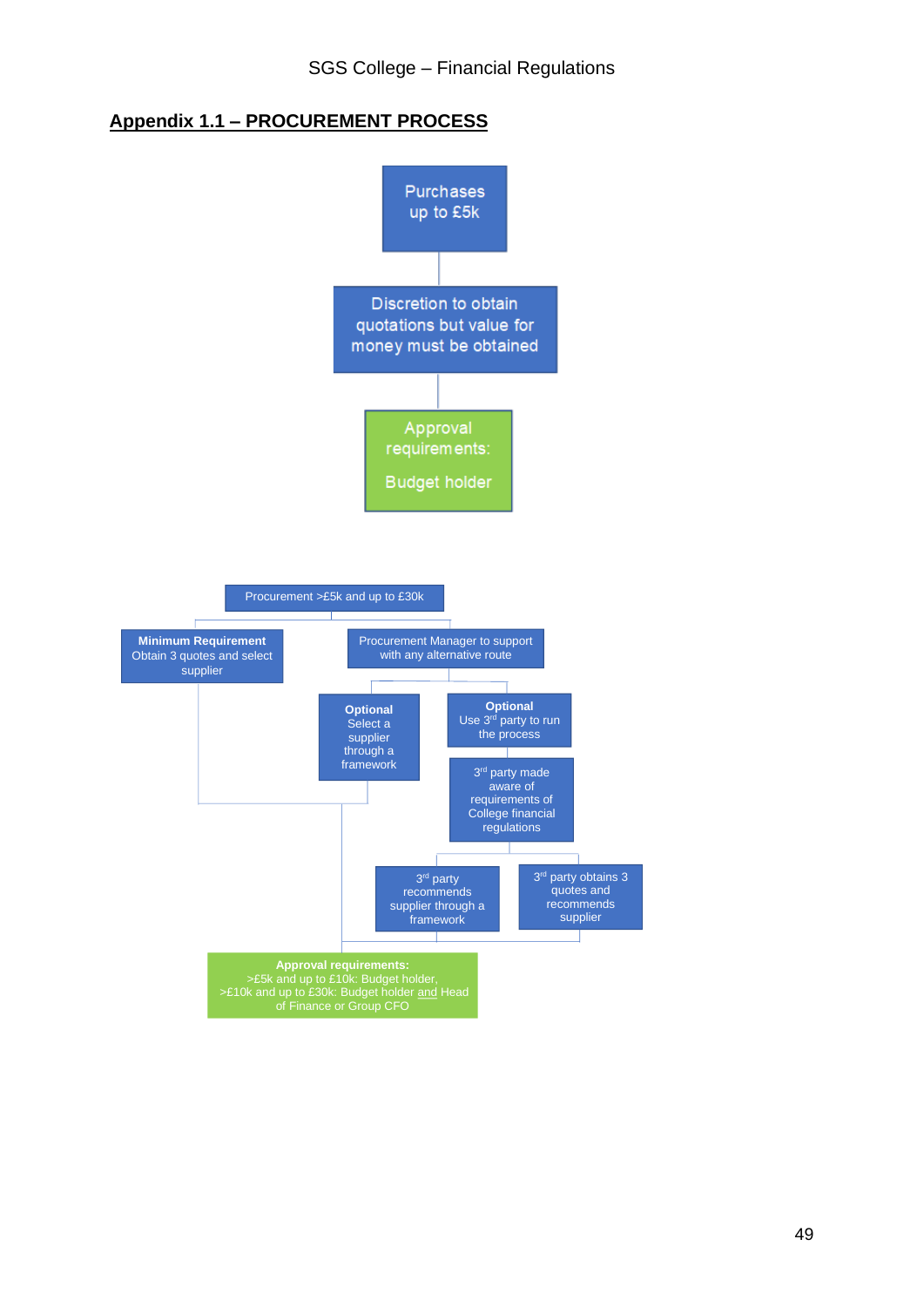## Appendix 1.1 – PROCUREMENT PROCESS

Purchases up to £5k

Discretion to obtain quotations but value for money must be obtained

Approval requirements:

Budget holder

Procurement >£5k and up to £30k

**Minimum Requirement**
Obtain 3 quotes and select supplier

Procurement Manager to support with any alternative route

**Optional**
Select a supplier through a framework

**Optional**
Use 3rd party to run the process

3rd party made aware of requirements of College financial regulations

3rd party recommends supplier through a framework

3rd party obtains 3 quotes and recommends supplier

**Approval requirements:**
>£5k and up to £10k: Budget holder,
>£10k and up to £30k: Budget holder and Head of Finance or Group CFO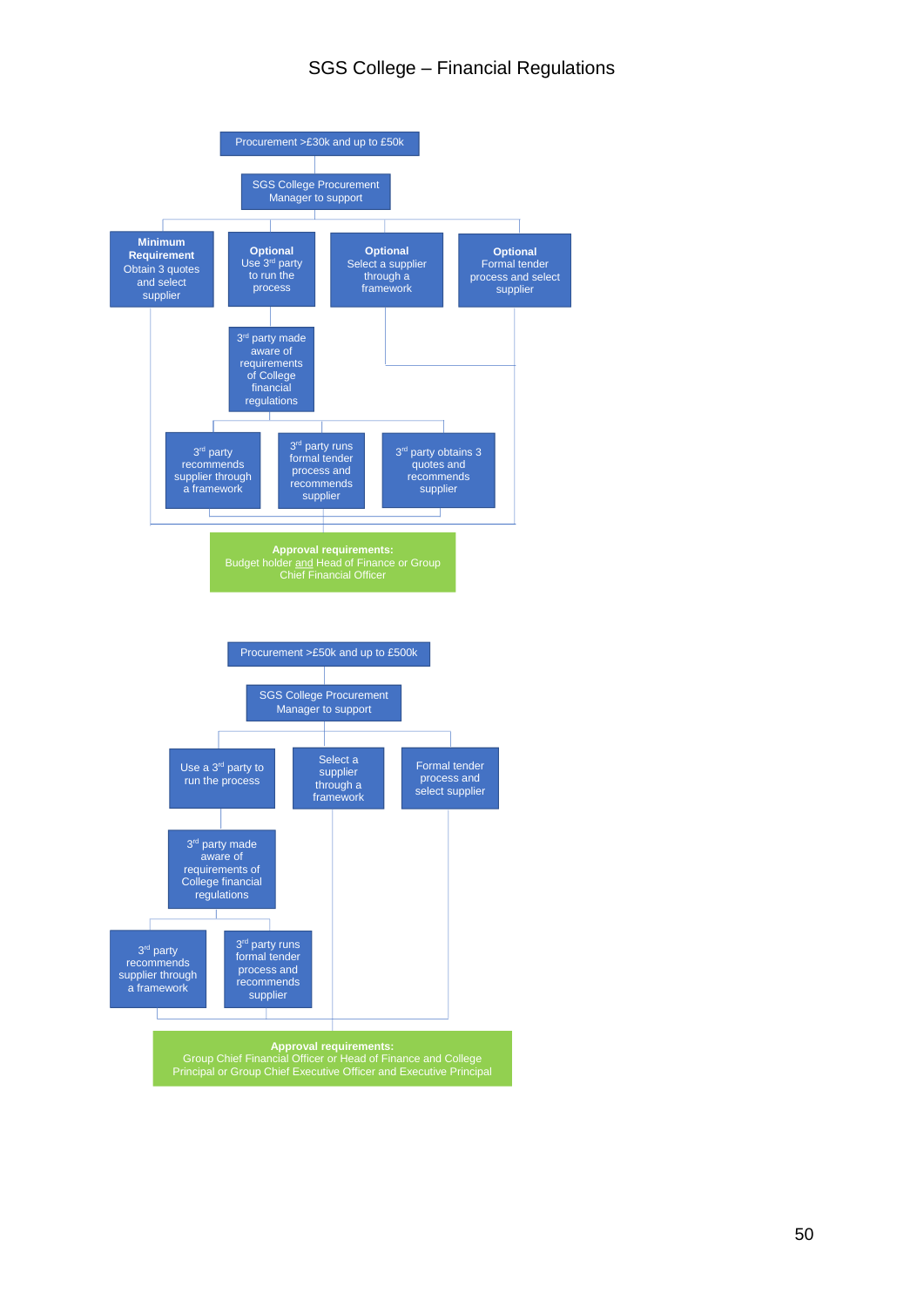Procurement >£30k and up to £50k

SGS College Procurement Manager to support

**Minimum Requirement**
Obtain 3 quotes and select supplier

**Optional**
Use 3rd party to run the process

**Optional**
Select a supplier through a framework

**Optional**
Formal tender process and select supplier

3rd party made aware of requirements of College financial regulations

3rd party recommends supplier through a framework

3rd party runs formal tender process and recommends supplier

3rd party obtains 3 quotes and recommends supplier

**Approval requirements:**
Budget holder and Head of Finance or Group Chief Financial Officer

Procurement >£50k and up to £500k

SGS College Procurement Manager to support

Use a 3rd party to run the process

Select a supplier through a framework

Formal tender process and select supplier

3rd party made aware of requirements of College financial regulations

3rd party recommends supplier through a framework

3rd party runs formal tender process and recommends supplier

**Approval requirements:**
Group Chief Financial Officer or Head of Finance and College Principal or Group Chief Executive Officer and Executive Principal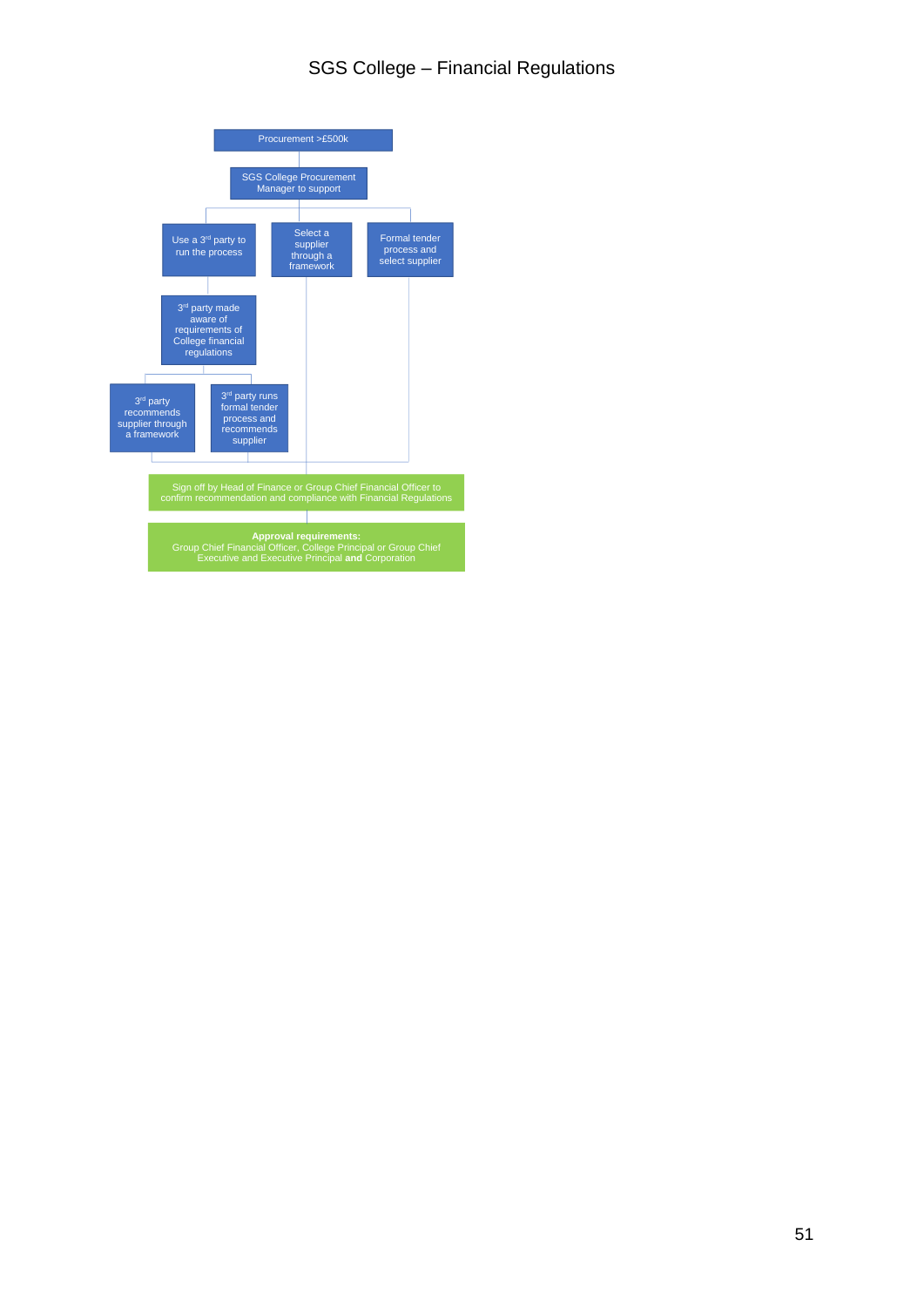Procurement >£500k

SGS College Procurement Manager to support

Use a 3rd party to run the process

Select a supplier through a framework

Formal tender process and select supplier

3rd party made aware of requirements of College financial regulations

3rd party recommends supplier through a framework

3rd party runs formal tender process and recommends supplier

Sign off by Head of Finance or Group Chief Financial Officer to confirm recommendation and compliance with Financial Regulations

**Approval requirements:**
Group Chief Financial Officer, College Principal or Group Chief Executive and Executive Principal **and** Corporation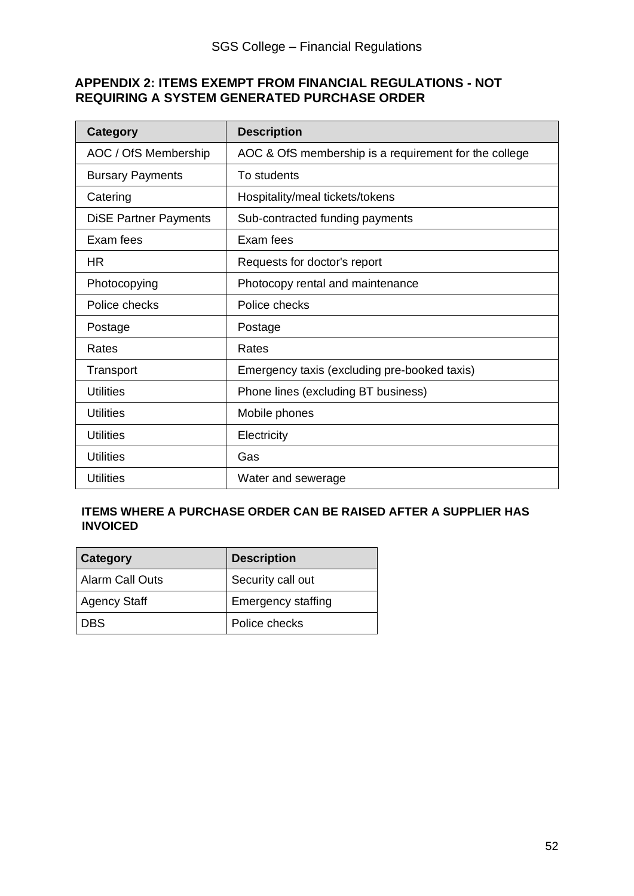## APPENDIX 2: ITEMS EXEMPT FROM FINANCIAL REGULATIONS - NOT REQUIRING A SYSTEM GENERATED PURCHASE ORDER

| Category | Description |
| --- | --- |
| AOC / OfS Membership | AOC & OfS membership is a requirement for the college |
| Bursary Payments | To students |
| Catering | Hospitality/meal tickets/tokens |
| DiSE Partner Payments | Sub-contracted funding payments |
| Exam fees | Exam fees |
| HR | Requests for doctor's report |
| Photocopying | Photocopy rental and maintenance |
| Police checks | Police checks |
| Postage | Postage |
| Rates | Rates |
| Transport | Emergency taxis (excluding pre-booked taxis) |
| Utilities | Phone lines (excluding BT business) |
| Utilities | Mobile phones |
| Utilities | Electricity |
| Utilities | Gas |
| Utilities | Water and sewerage |

### ITEMS WHERE A PURCHASE ORDER CAN BE RAISED AFTER A SUPPLIER HAS INVOICED

| Category | Description |
| --- | --- |
| Alarm Call Outs | Security call out |
| Agency Staff | Emergency staffing |
| DBS | Police checks |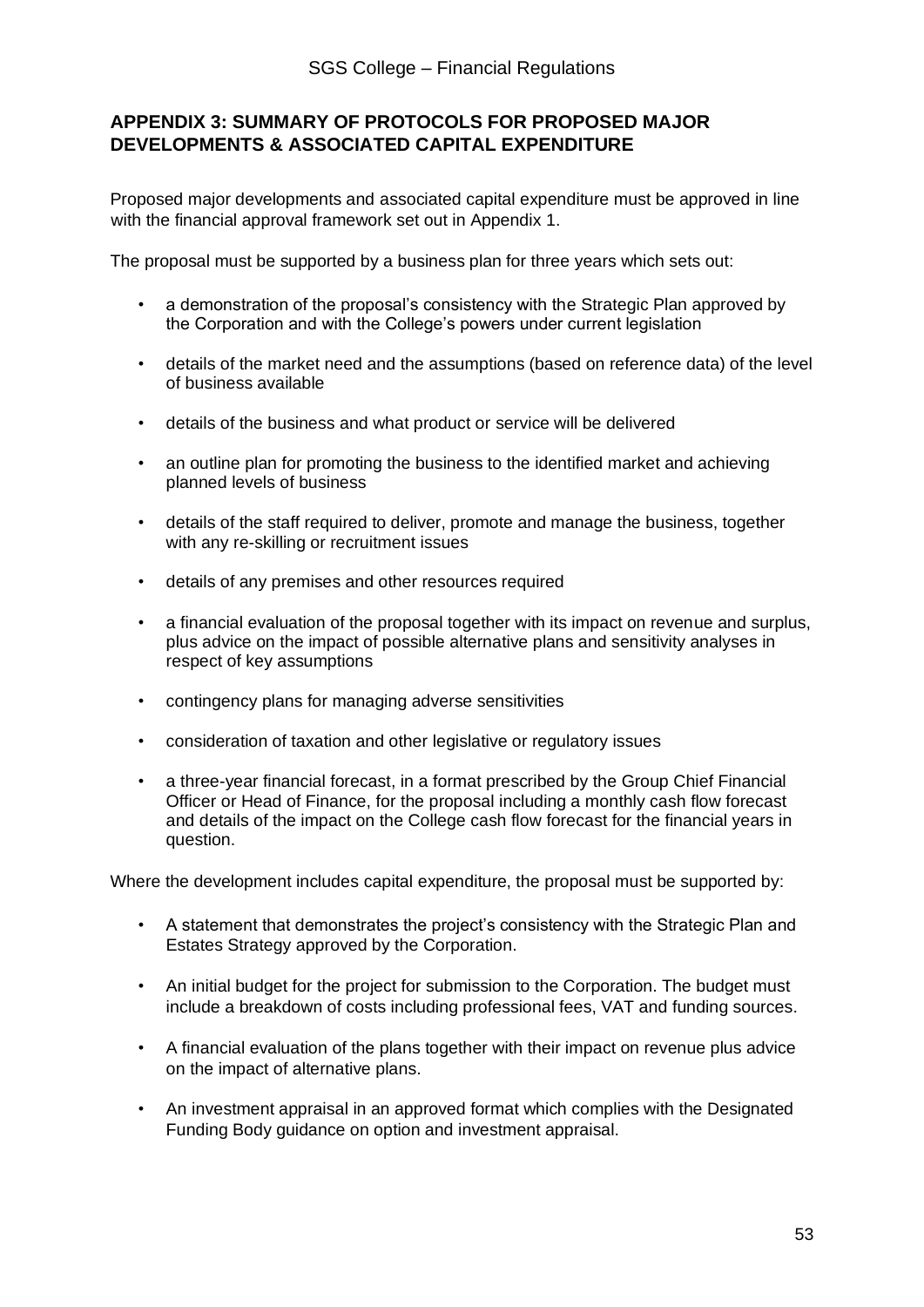## APPENDIX 3: SUMMARY OF PROTOCOLS FOR PROPOSED MAJOR DEVELOPMENTS & ASSOCIATED CAPITAL EXPENDITURE

Proposed major developments and associated capital expenditure must be approved in line with the financial approval framework set out in Appendix 1.

The proposal must be supported by a business plan for three years which sets out:

- a demonstration of the proposal's consistency with the Strategic Plan approved by the Corporation and with the College's powers under current legislation
- details of the market need and the assumptions (based on reference data) of the level of business available
- details of the business and what product or service will be delivered
- an outline plan for promoting the business to the identified market and achieving planned levels of business
- details of the staff required to deliver, promote and manage the business, together with any re-skilling or recruitment issues
- details of any premises and other resources required
- a financial evaluation of the proposal together with its impact on revenue and surplus, plus advice on the impact of possible alternative plans and sensitivity analyses in respect of key assumptions
- contingency plans for managing adverse sensitivities
- consideration of taxation and other legislative or regulatory issues
- a three-year financial forecast, in a format prescribed by the Group Chief Financial Officer or Head of Finance, for the proposal including a monthly cash flow forecast and details of the impact on the College cash flow forecast for the financial years in question.

Where the development includes capital expenditure, the proposal must be supported by:

- A statement that demonstrates the project's consistency with the Strategic Plan and Estates Strategy approved by the Corporation.
- An initial budget for the project for submission to the Corporation. The budget must include a breakdown of costs including professional fees, VAT and funding sources.
- A financial evaluation of the plans together with their impact on revenue plus advice on the impact of alternative plans.
- An investment appraisal in an approved format which complies with the Designated Funding Body guidance on option and investment appraisal.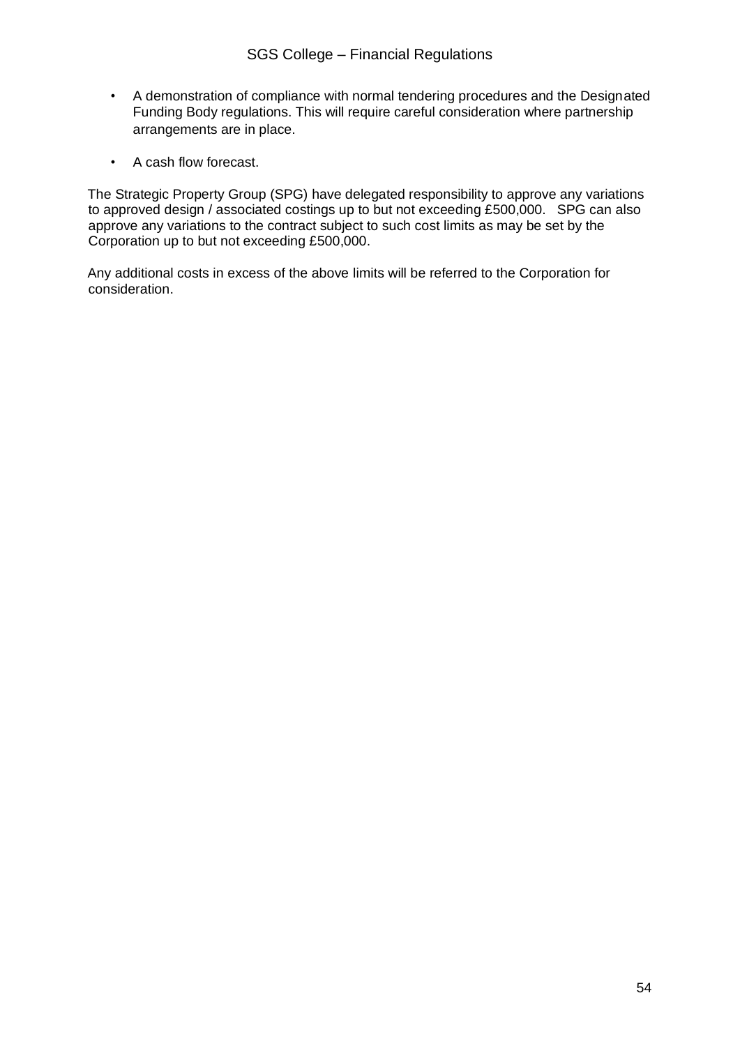- A demonstration of compliance with normal tendering procedures and the Designated Funding Body regulations. This will require careful consideration where partnership arrangements are in place.

- A cash flow forecast.

The Strategic Property Group (SPG) have delegated responsibility to approve any variations to approved design / associated costings up to but not exceeding £500,000. SPG can also approve any variations to the contract subject to such cost limits as may be set by the Corporation up to but not exceeding £500,000.

Any additional costs in excess of the above limits will be referred to the Corporation for consideration.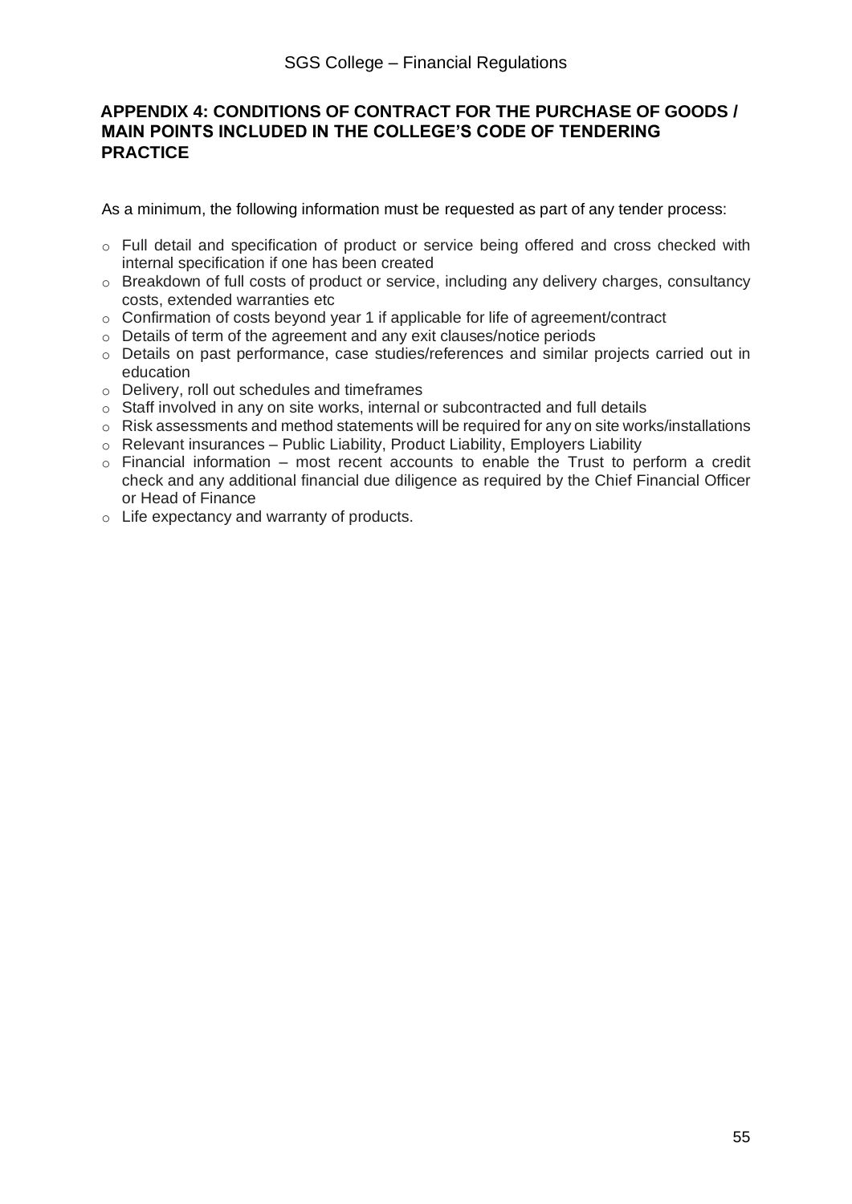## APPENDIX 4: CONDITIONS OF CONTRACT FOR THE PURCHASE OF GOODS / MAIN POINTS INCLUDED IN THE COLLEGE'S CODE OF TENDERING PRACTICE

As a minimum, the following information must be requested as part of any tender process:

- Full detail and specification of product or service being offered and cross checked with internal specification if one has been created
- Breakdown of full costs of product or service, including any delivery charges, consultancy costs, extended warranties etc
- Confirmation of costs beyond year 1 if applicable for life of agreement/contract
- Details of term of the agreement and any exit clauses/notice periods
- Details on past performance, case studies/references and similar projects carried out in education
- Delivery, roll out schedules and timeframes
- Staff involved in any on site works, internal or subcontracted and full details
- Risk assessments and method statements will be required for any on site works/installations
- Relevant insurances – Public Liability, Product Liability, Employers Liability
- Financial information – most recent accounts to enable the Trust to perform a credit check and any additional financial due diligence as required by the Chief Financial Officer or Head of Finance
- Life expectancy and warranty of products.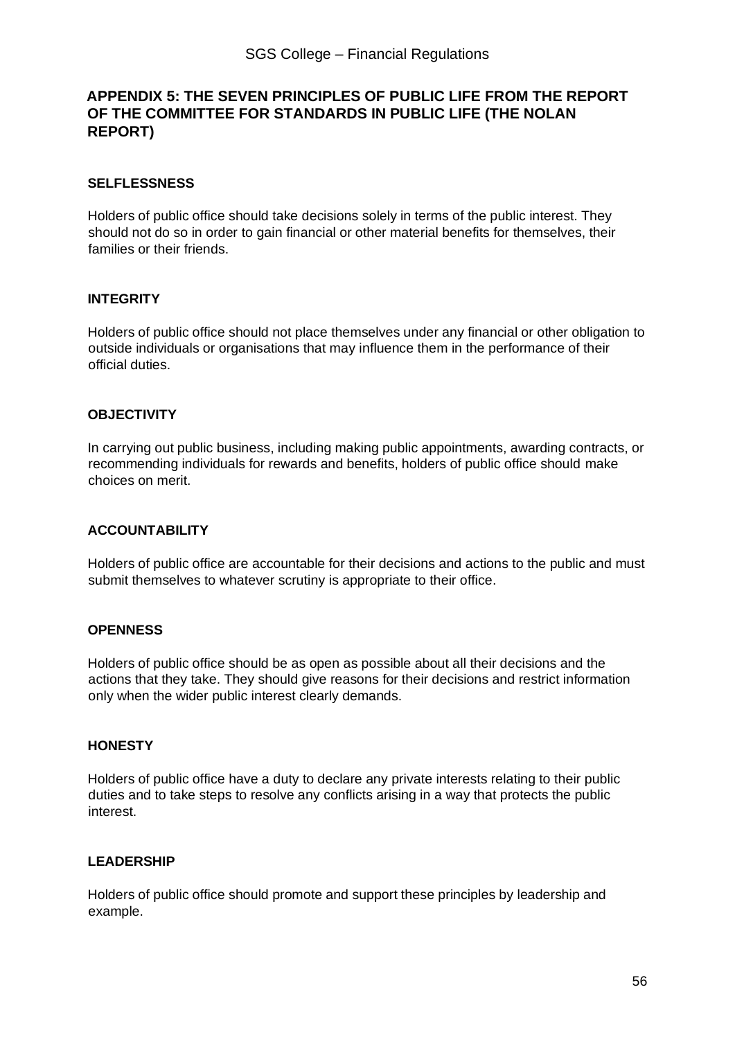## APPENDIX 5: THE SEVEN PRINCIPLES OF PUBLIC LIFE FROM THE REPORT OF THE COMMITTEE FOR STANDARDS IN PUBLIC LIFE (THE NOLAN REPORT)

### SELFLESSNESS

Holders of public office should take decisions solely in terms of the public interest. They should not do so in order to gain financial or other material benefits for themselves, their families or their friends.

### INTEGRITY

Holders of public office should not place themselves under any financial or other obligation to outside individuals or organisations that may influence them in the performance of their official duties.

### OBJECTIVITY

In carrying out public business, including making public appointments, awarding contracts, or recommending individuals for rewards and benefits, holders of public office should make choices on merit.

### ACCOUNTABILITY

Holders of public office are accountable for their decisions and actions to the public and must submit themselves to whatever scrutiny is appropriate to their office.

### OPENNESS

Holders of public office should be as open as possible about all their decisions and the actions that they take. They should give reasons for their decisions and restrict information only when the wider public interest clearly demands.

### HONESTY

Holders of public office have a duty to declare any private interests relating to their public duties and to take steps to resolve any conflicts arising in a way that protects the public interest.

### LEADERSHIP

Holders of public office should promote and support these principles by leadership and example.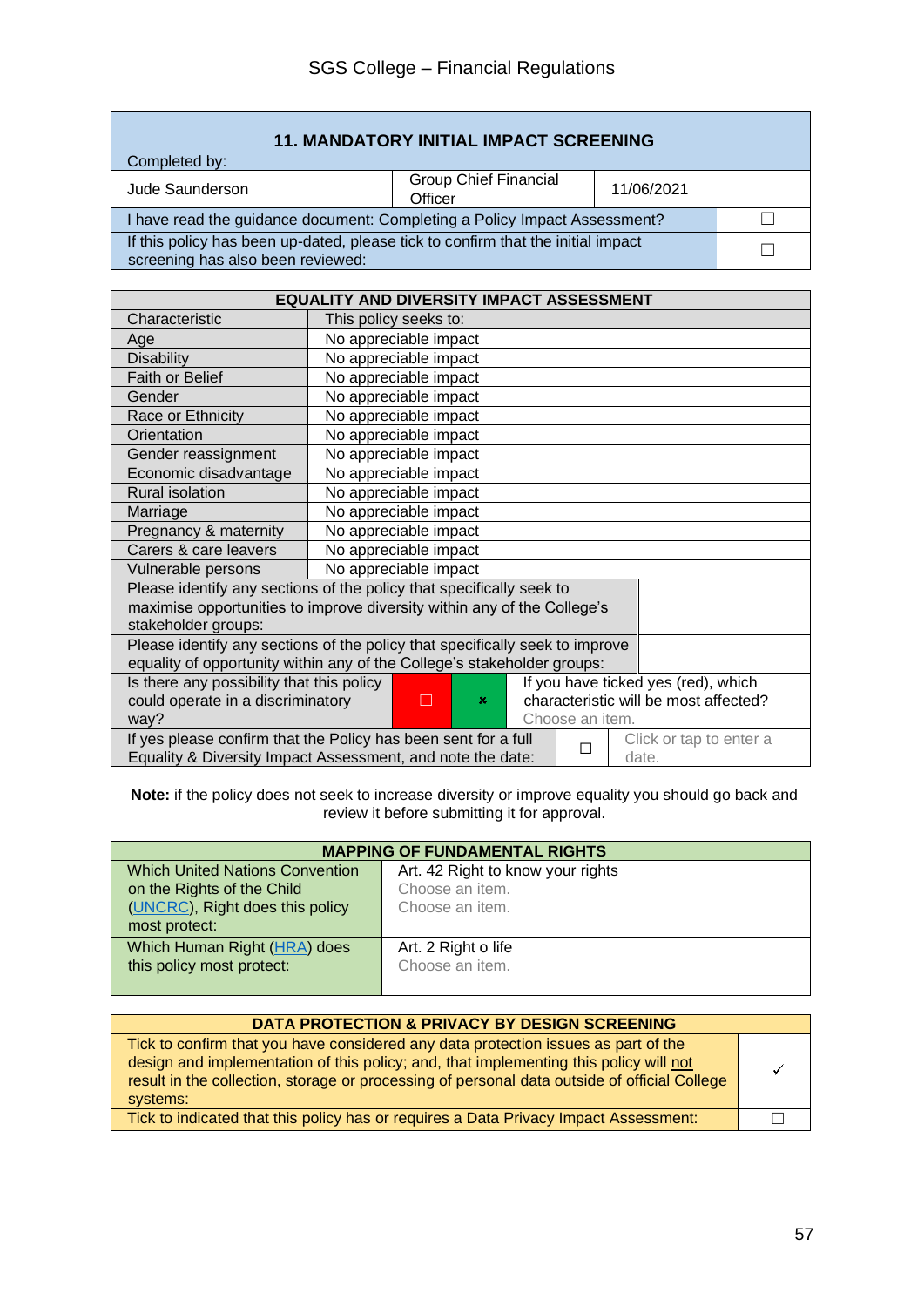## 11. MANDATORY INITIAL IMPACT SCREENING

| Completed by: | | | |
|---|---|---|---|
| Jude Saunderson | Group Chief Financial Officer | 11/06/2021 | |
| I have read the guidance document: Completing a Policy Impact Assessment? | | | ☐ |
| If this policy has been up-dated, please tick to confirm that the initial impact screening has also been reviewed: | | | ☐ |

| EQUALITY AND DIVERSITY IMPACT ASSESSMENT | | | | |
|---|---|---|---|---|
| Characteristic | This policy seeks to: | | | |
| Age | No appreciable impact | | | |
| Disability | No appreciable impact | | | |
| Faith or Belief | No appreciable impact | | | |
| Gender | No appreciable impact | | | |
| Race or Ethnicity | No appreciable impact | | | |
| Orientation | No appreciable impact | | | |
| Gender reassignment | No appreciable impact | | | |
| Economic disadvantage | No appreciable impact | | | |
| Rural isolation | No appreciable impact | | | |
| Marriage | No appreciable impact | | | |
| Pregnancy & maternity | No appreciable impact | | | |
| Carers & care leavers | No appreciable impact | | | |
| Vulnerable persons | No appreciable impact | | | |
| Please identify any sections of the policy that specifically seek to maximise opportunities to improve diversity within any of the College's stakeholder groups: | | | | |
| Please identify any sections of the policy that specifically seek to improve equality of opportunity within any of the College's stakeholder groups: | | | | |
| Is there any possibility that this policy could operate in a discriminatory way? | ☐ | ☒ | If you have ticked yes (red), which characteristic will be most affected? Choose an item. | |
| If yes please confirm that the Policy has been sent for a full Equality & Diversity Impact Assessment, and note the date: | | | ☐ | Click or tap to enter a date. |

**Note:** if the policy does not seek to increase diversity or improve equality you should go back and review it before submitting it for approval.

| MAPPING OF FUNDAMENTAL RIGHTS | |
|---|---|
| Which United Nations Convention on the Rights of the Child (UNCRC), Right does this policy most protect: | Art. 42 Right to know your rights<br>Choose an item.<br>Choose an item. |
| Which Human Right (HRA) does this policy most protect: | Art. 2 Right o life<br>Choose an item. |

| DATA PROTECTION & PRIVACY BY DESIGN SCREENING | |
|---|---|
| Tick to confirm that you have considered any data protection issues as part of the design and implementation of this policy; and, that implementing this policy will not result in the collection, storage or processing of personal data outside of official College systems: | ✓ |
| Tick to indicated that this policy has or requires a Data Privacy Impact Assessment: | ☐ |